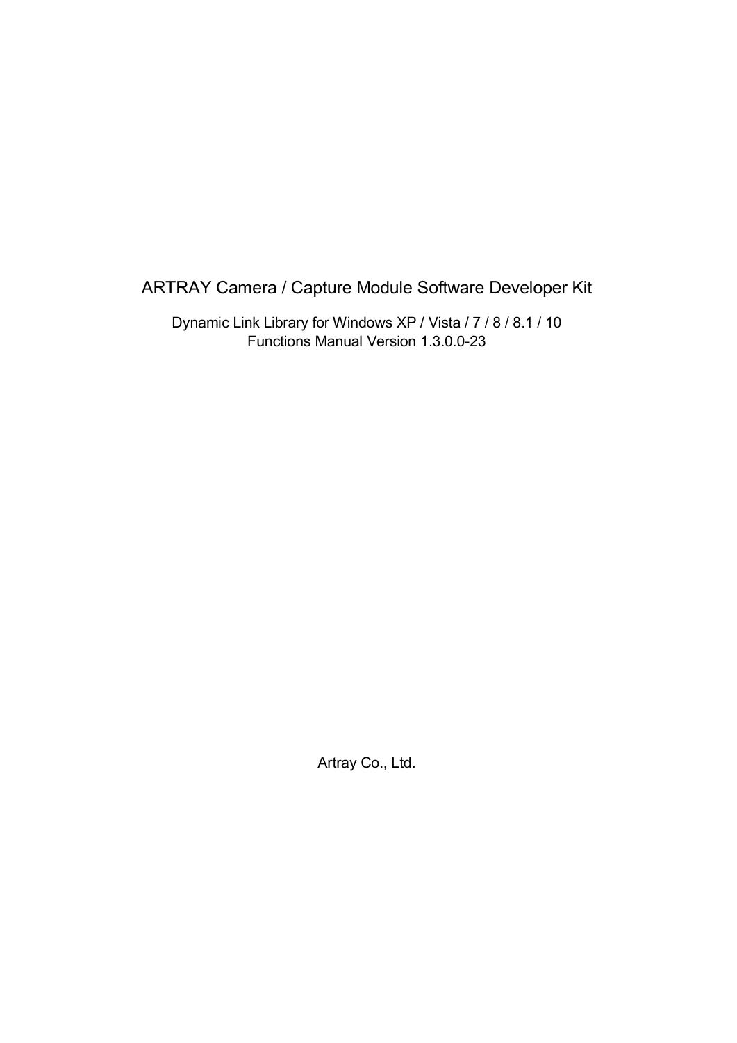# ARTRAY Camera / Capture Module Software Developer Kit

Dynamic Link Library for Windows XP / Vista / 7 / 8 / 8.1 / 10
Functions Manual Version 1.3.0.0-23

Artray Co., Ltd.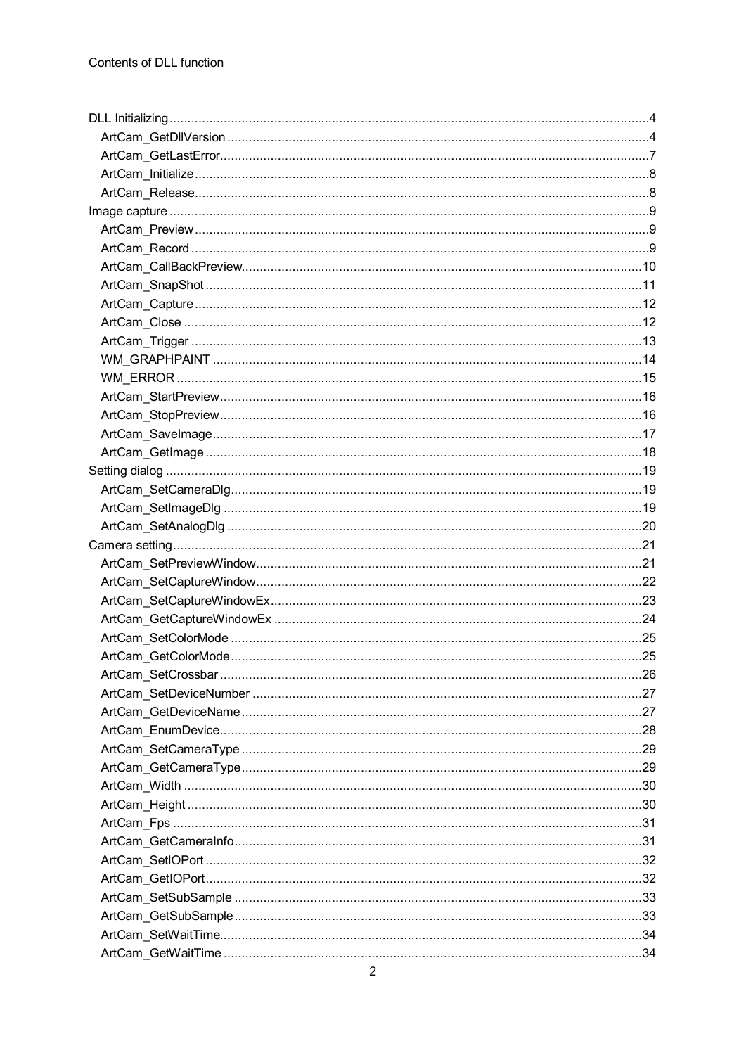Contents of DLL function

DLL Initializing....................4
- ArtCam_GetDllVersion....................4
- ArtCam_GetLastError....................7
- ArtCam_Initialize....................8
- ArtCam_Release....................8

Image capture....................9
- ArtCam_Preview....................9
- ArtCam_Record....................9
- ArtCam_CallBackPreview....................10
- ArtCam_SnapShot....................11
- ArtCam_Capture....................12
- ArtCam_Close....................12
- ArtCam_Trigger....................13
- WM_GRAPHPAINT....................14
- WM_ERROR....................15
- ArtCam_StartPreview....................16
- ArtCam_StopPreview....................16
- ArtCam_SaveImage....................17
- ArtCam_GetImage....................18

Setting dialog....................19
- ArtCam_SetCameraDlg....................19
- ArtCam_SetImageDlg....................19
- ArtCam_SetAnalogDlg....................20

Camera setting....................21
- ArtCam_SetPreviewWindow....................21
- ArtCam_SetCaptureWindow....................22
- ArtCam_SetCaptureWindowEx....................23
- ArtCam_GetCaptureWindowEx....................24
- ArtCam_SetColorMode....................25
- ArtCam_GetColorMode....................25
- ArtCam_SetCrossbar....................26
- ArtCam_SetDeviceNumber....................27
- ArtCam_GetDeviceName....................27
- ArtCam_EnumDevice....................28
- ArtCam_SetCameraType....................29
- ArtCam_GetCameraType....................29
- ArtCam_Width....................30
- ArtCam_Height....................30
- ArtCam_Fps....................31
- ArtCam_GetCameraInfo....................31
- ArtCam_SetIOPort....................32
- ArtCam_GetIOPort....................32
- ArtCam_SetSubSample....................33
- ArtCam_GetSubSample....................33
- ArtCam_SetWaitTime....................34
- ArtCam_GetWaitTime....................34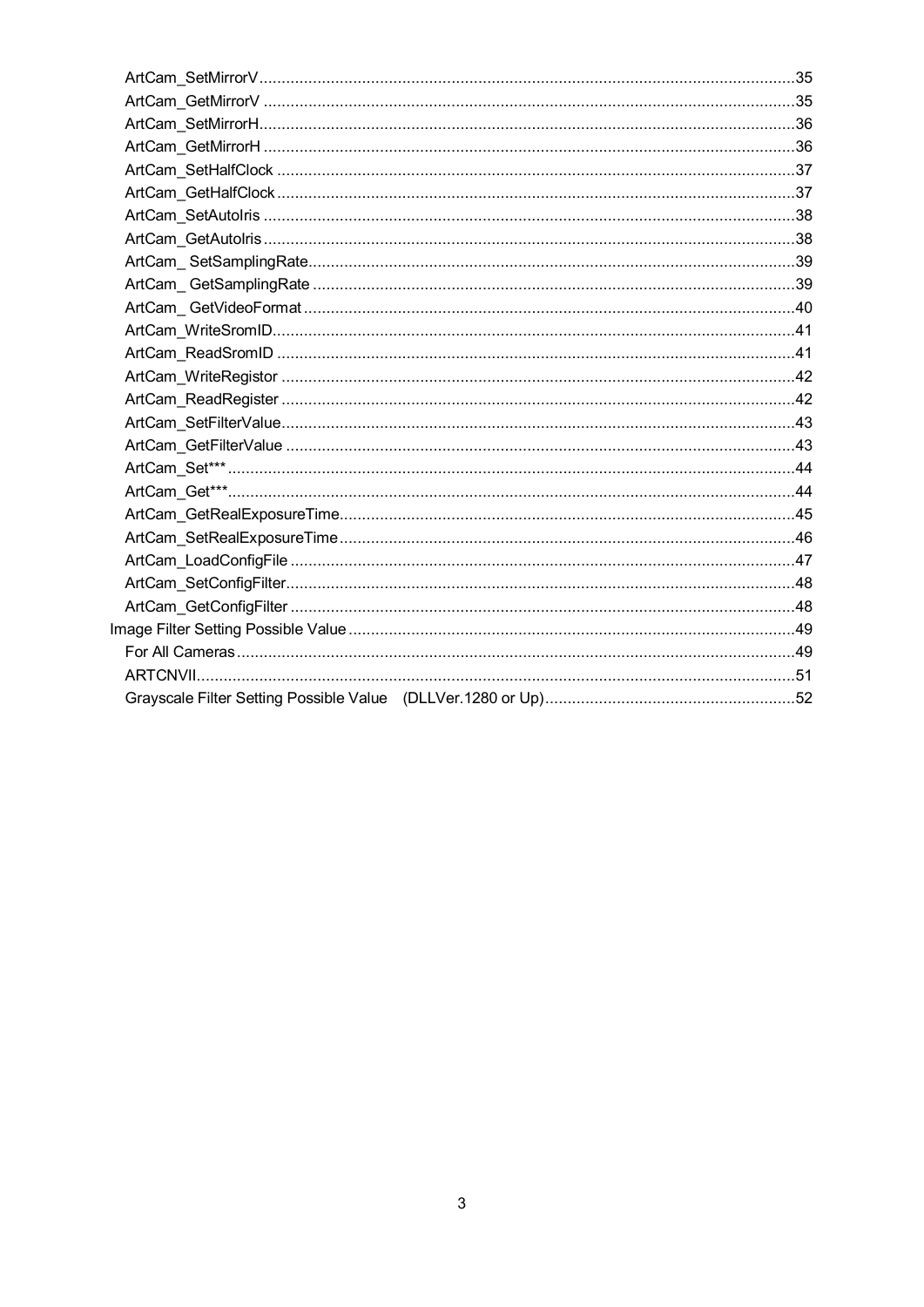ArtCam_SetMirrorV .......................................................................................................................35
ArtCam_GetMirrorV .......................................................................................................................35
ArtCam_SetMirrorH.......................................................................................................................36
ArtCam_GetMirrorH .......................................................................................................................36
ArtCam_SetHalfClock ...................................................................................................................37
ArtCam_GetHalfClock ...................................................................................................................37
ArtCam_SetAutoIris .......................................................................................................................38
ArtCam_GetAutoIris .......................................................................................................................38
ArtCam_ SetSamplingRate............................................................................................................39
ArtCam_ GetSamplingRate ...........................................................................................................39
ArtCam_ GetVideoFormat .............................................................................................................40
ArtCam_WriteSromID....................................................................................................................41
ArtCam_ReadSromID ...................................................................................................................41
ArtCam_WriteRegistor ..................................................................................................................42
ArtCam_ReadRegister ..................................................................................................................42
ArtCam_SetFilterValue..................................................................................................................43
ArtCam_GetFilterValue .................................................................................................................43
ArtCam_Set*** ..............................................................................................................................44
ArtCam_Get***..............................................................................................................................44
ArtCam_GetRealExposureTime.....................................................................................................45
ArtCam_SetRealExposureTime.....................................................................................................46
ArtCam_LoadConfigFile ................................................................................................................47
ArtCam_SetConfigFilter.................................................................................................................48
ArtCam_GetConfigFilter ................................................................................................................48

Image Filter Setting Possible Value ...................................................................................................49
For All Cameras ............................................................................................................................49
ARTCNVII.....................................................................................................................................51
Grayscale Filter Setting Possible Value (DLLVer.1280 or Up)........................................................52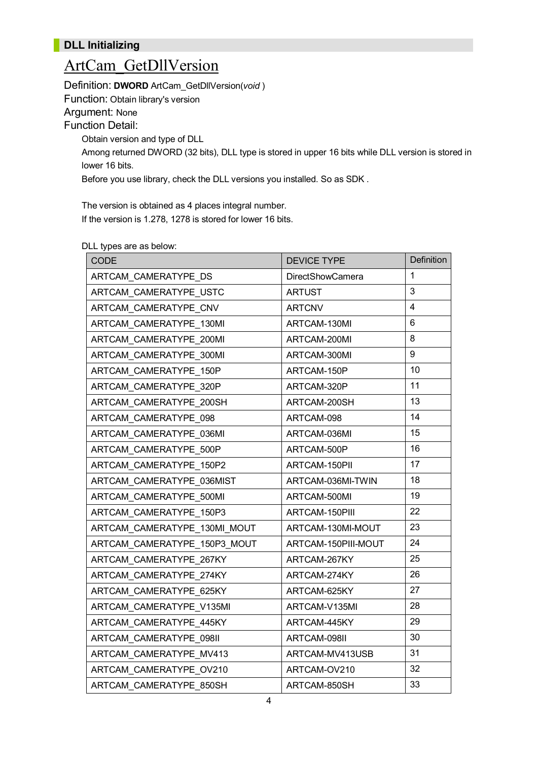## DLL Initializing

# ArtCam_GetDllVersion

Definition: **DWORD** ArtCam_GetDllVersion(*void* )

Function: Obtain library's version

Argument: None

Function Detail:

Obtain version and type of DLL

Among returned DWORD (32 bits), DLL type is stored in upper 16 bits while DLL version is stored in lower 16 bits.

Before you use library, check the DLL versions you installed. So as SDK .

The version is obtained as 4 places integral number.

If the version is 1.278, 1278 is stored for lower 16 bits.

DLL types are as below:

| CODE | DEVICE TYPE | Definition |
|---|---|---|
| ARTCAM_CAMERATYPE_DS | DirectShowCamera | 1 |
| ARTCAM_CAMERATYPE_USTC | ARTUST | 3 |
| ARTCAM_CAMERATYPE_CNV | ARTCNV | 4 |
| ARTCAM_CAMERATYPE_130MI | ARTCAM-130MI | 6 |
| ARTCAM_CAMERATYPE_200MI | ARTCAM-200MI | 8 |
| ARTCAM_CAMERATYPE_300MI | ARTCAM-300MI | 9 |
| ARTCAM_CAMERATYPE_150P | ARTCAM-150P | 10 |
| ARTCAM_CAMERATYPE_320P | ARTCAM-320P | 11 |
| ARTCAM_CAMERATYPE_200SH | ARTCAM-200SH | 13 |
| ARTCAM_CAMERATYPE_098 | ARTCAM-098 | 14 |
| ARTCAM_CAMERATYPE_036MI | ARTCAM-036MI | 15 |
| ARTCAM_CAMERATYPE_500P | ARTCAM-500P | 16 |
| ARTCAM_CAMERATYPE_150P2 | ARTCAM-150PII | 17 |
| ARTCAM_CAMERATYPE_036MIST | ARTCAM-036MI-TWIN | 18 |
| ARTCAM_CAMERATYPE_500MI | ARTCAM-500MI | 19 |
| ARTCAM_CAMERATYPE_150P3 | ARTCAM-150PIII | 22 |
| ARTCAM_CAMERATYPE_130MI_MOUT | ARTCAM-130MI-MOUT | 23 |
| ARTCAM_CAMERATYPE_150P3_MOUT | ARTCAM-150PIII-MOUT | 24 |
| ARTCAM_CAMERATYPE_267KY | ARTCAM-267KY | 25 |
| ARTCAM_CAMERATYPE_274KY | ARTCAM-274KY | 26 |
| ARTCAM_CAMERATYPE_625KY | ARTCAM-625KY | 27 |
| ARTCAM_CAMERATYPE_V135MI | ARTCAM-V135MI | 28 |
| ARTCAM_CAMERATYPE_445KY | ARTCAM-445KY | 29 |
| ARTCAM_CAMERATYPE_098II | ARTCAM-098II | 30 |
| ARTCAM_CAMERATYPE_MV413 | ARTCAM-MV413USB | 31 |
| ARTCAM_CAMERATYPE_OV210 | ARTCAM-OV210 | 32 |
| ARTCAM_CAMERATYPE_850SH | ARTCAM-850SH | 33 |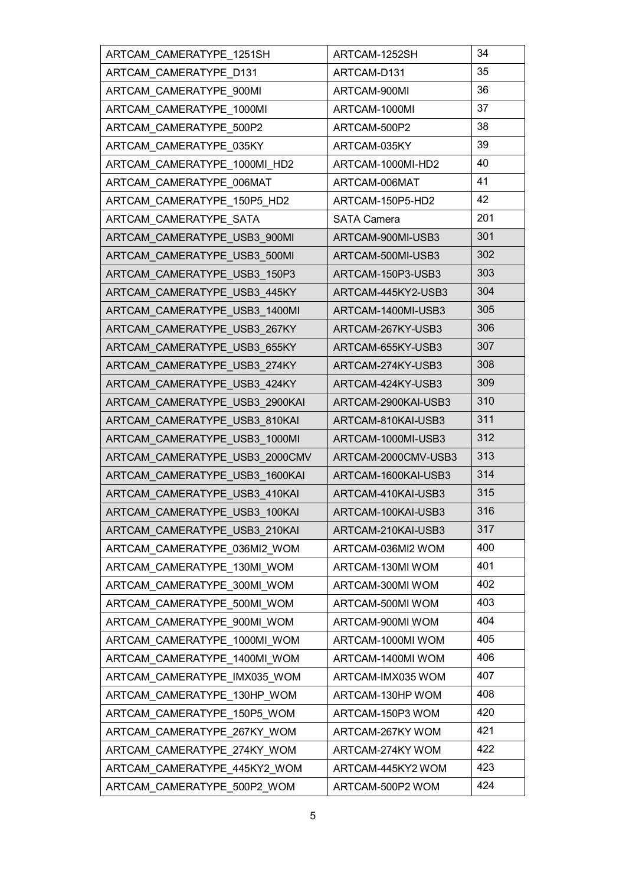| ARTCAM_CAMERATYPE_1251SH | ARTCAM-1252SH | 34 |
|---|---|---|
| ARTCAM_CAMERATYPE_D131 | ARTCAM-D131 | 35 |
| ARTCAM_CAMERATYPE_900MI | ARTCAM-900MI | 36 |
| ARTCAM_CAMERATYPE_1000MI | ARTCAM-1000MI | 37 |
| ARTCAM_CAMERATYPE_500P2 | ARTCAM-500P2 | 38 |
| ARTCAM_CAMERATYPE_035KY | ARTCAM-035KY | 39 |
| ARTCAM_CAMERATYPE_1000MI_HD2 | ARTCAM-1000MI-HD2 | 40 |
| ARTCAM_CAMERATYPE_006MAT | ARTCAM-006MAT | 41 |
| ARTCAM_CAMERATYPE_150P5_HD2 | ARTCAM-150P5-HD2 | 42 |
| ARTCAM_CAMERATYPE_SATA | SATA Camera | 201 |
| ARTCAM_CAMERATYPE_USB3_900MI | ARTCAM-900MI-USB3 | 301 |
| ARTCAM_CAMERATYPE_USB3_500MI | ARTCAM-500MI-USB3 | 302 |
| ARTCAM_CAMERATYPE_USB3_150P3 | ARTCAM-150P3-USB3 | 303 |
| ARTCAM_CAMERATYPE_USB3_445KY | ARTCAM-445KY2-USB3 | 304 |
| ARTCAM_CAMERATYPE_USB3_1400MI | ARTCAM-1400MI-USB3 | 305 |
| ARTCAM_CAMERATYPE_USB3_267KY | ARTCAM-267KY-USB3 | 306 |
| ARTCAM_CAMERATYPE_USB3_655KY | ARTCAM-655KY-USB3 | 307 |
| ARTCAM_CAMERATYPE_USB3_274KY | ARTCAM-274KY-USB3 | 308 |
| ARTCAM_CAMERATYPE_USB3_424KY | ARTCAM-424KY-USB3 | 309 |
| ARTCAM_CAMERATYPE_USB3_2900KAI | ARTCAM-2900KAI-USB3 | 310 |
| ARTCAM_CAMERATYPE_USB3_810KAI | ARTCAM-810KAI-USB3 | 311 |
| ARTCAM_CAMERATYPE_USB3_1000MI | ARTCAM-1000MI-USB3 | 312 |
| ARTCAM_CAMERATYPE_USB3_2000CMV | ARTCAM-2000CMV-USB3 | 313 |
| ARTCAM_CAMERATYPE_USB3_1600KAI | ARTCAM-1600KAI-USB3 | 314 |
| ARTCAM_CAMERATYPE_USB3_410KAI | ARTCAM-410KAI-USB3 | 315 |
| ARTCAM_CAMERATYPE_USB3_100KAI | ARTCAM-100KAI-USB3 | 316 |
| ARTCAM_CAMERATYPE_USB3_210KAI | ARTCAM-210KAI-USB3 | 317 |
| ARTCAM_CAMERATYPE_036MI2_WOM | ARTCAM-036MI2 WOM | 400 |
| ARTCAM_CAMERATYPE_130MI_WOM | ARTCAM-130MI WOM | 401 |
| ARTCAM_CAMERATYPE_300MI_WOM | ARTCAM-300MI WOM | 402 |
| ARTCAM_CAMERATYPE_500MI_WOM | ARTCAM-500MI WOM | 403 |
| ARTCAM_CAMERATYPE_900MI_WOM | ARTCAM-900MI WOM | 404 |
| ARTCAM_CAMERATYPE_1000MI_WOM | ARTCAM-1000MI WOM | 405 |
| ARTCAM_CAMERATYPE_1400MI_WOM | ARTCAM-1400MI WOM | 406 |
| ARTCAM_CAMERATYPE_IMX035_WOM | ARTCAM-IMX035 WOM | 407 |
| ARTCAM_CAMERATYPE_130HP_WOM | ARTCAM-130HP WOM | 408 |
| ARTCAM_CAMERATYPE_150P5_WOM | ARTCAM-150P3 WOM | 420 |
| ARTCAM_CAMERATYPE_267KY_WOM | ARTCAM-267KY WOM | 421 |
| ARTCAM_CAMERATYPE_274KY_WOM | ARTCAM-274KY WOM | 422 |
| ARTCAM_CAMERATYPE_445KY2_WOM | ARTCAM-445KY2 WOM | 423 |
| ARTCAM_CAMERATYPE_500P2_WOM | ARTCAM-500P2 WOM | 424 |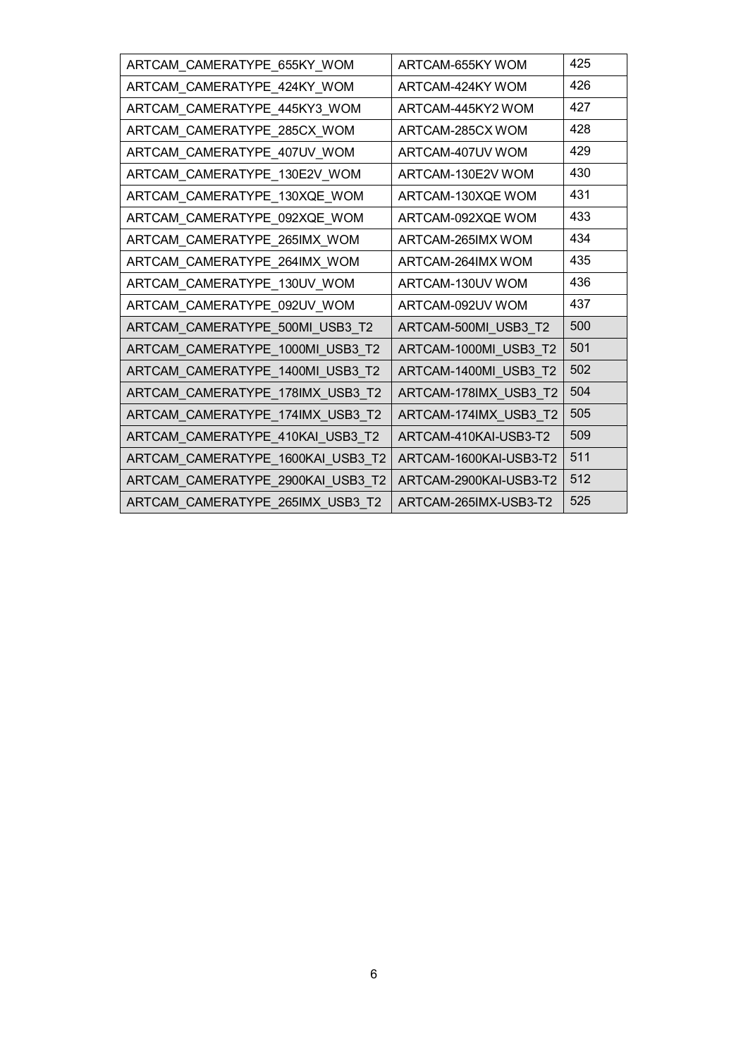| ARTCAM_CAMERATYPE_655KY_WOM | ARTCAM-655KY WOM | 425 |
|---|---|---|
| ARTCAM_CAMERATYPE_424KY_WOM | ARTCAM-424KY WOM | 426 |
| ARTCAM_CAMERATYPE_445KY3_WOM | ARTCAM-445KY2 WOM | 427 |
| ARTCAM_CAMERATYPE_285CX_WOM | ARTCAM-285CX WOM | 428 |
| ARTCAM_CAMERATYPE_407UV_WOM | ARTCAM-407UV WOM | 429 |
| ARTCAM_CAMERATYPE_130E2V_WOM | ARTCAM-130E2V WOM | 430 |
| ARTCAM_CAMERATYPE_130XQE_WOM | ARTCAM-130XQE WOM | 431 |
| ARTCAM_CAMERATYPE_092XQE_WOM | ARTCAM-092XQE WOM | 433 |
| ARTCAM_CAMERATYPE_265IMX_WOM | ARTCAM-265IMX WOM | 434 |
| ARTCAM_CAMERATYPE_264IMX_WOM | ARTCAM-264IMX WOM | 435 |
| ARTCAM_CAMERATYPE_130UV_WOM | ARTCAM-130UV WOM | 436 |
| ARTCAM_CAMERATYPE_092UV_WOM | ARTCAM-092UV WOM | 437 |
| ARTCAM_CAMERATYPE_500MI_USB3_T2 | ARTCAM-500MI_USB3_T2 | 500 |
| ARTCAM_CAMERATYPE_1000MI_USB3_T2 | ARTCAM-1000MI_USB3_T2 | 501 |
| ARTCAM_CAMERATYPE_1400MI_USB3_T2 | ARTCAM-1400MI_USB3_T2 | 502 |
| ARTCAM_CAMERATYPE_178IMX_USB3_T2 | ARTCAM-178IMX_USB3_T2 | 504 |
| ARTCAM_CAMERATYPE_174IMX_USB3_T2 | ARTCAM-174IMX_USB3_T2 | 505 |
| ARTCAM_CAMERATYPE_410KAI_USB3_T2 | ARTCAM-410KAI-USB3-T2 | 509 |
| ARTCAM_CAMERATYPE_1600KAI_USB3_T2 | ARTCAM-1600KAI-USB3-T2 | 511 |
| ARTCAM_CAMERATYPE_2900KAI_USB3_T2 | ARTCAM-2900KAI-USB3-T2 | 512 |
| ARTCAM_CAMERATYPE_265IMX_USB3_T2 | ARTCAM-265IMX-USB3-T2 | 525 |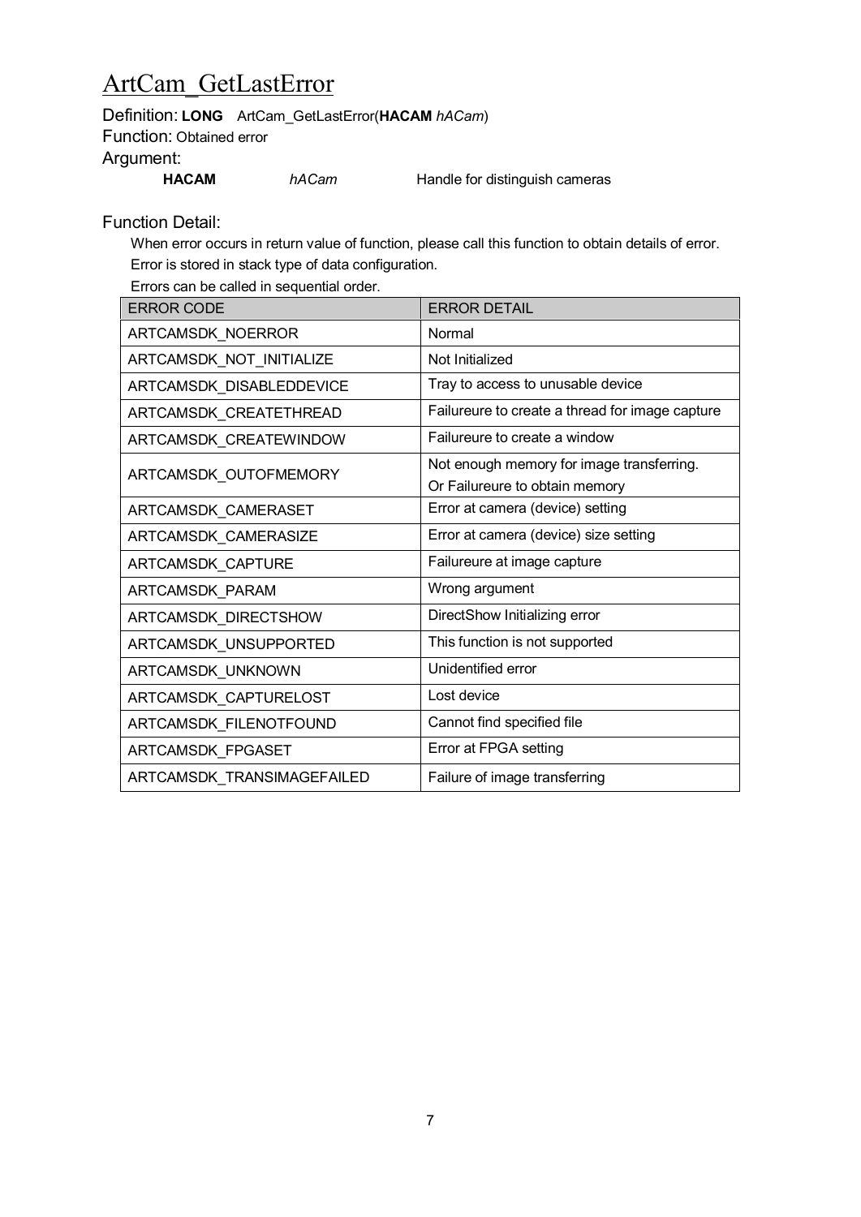# ArtCam_GetLastError

Definition: **LONG** ArtCam_GetLastError(**HACAM** *hACam*)

Function: Obtained error

Argument:

| **HACAM** | *hACam* | Handle for distinguish cameras |
|---|---|---|

Function Detail:

When error occurs in return value of function, please call this function to obtain details of error.
Error is stored in stack type of data configuration.
Errors can be called in sequential order.

| ERROR CODE | ERROR DETAIL |
|---|---|
| ARTCAMSDK_NOERROR | Normal |
| ARTCAMSDK_NOT_INITIALIZE | Not Initialized |
| ARTCAMSDK_DISABLEDDEVICE | Tray to access to unusable device |
| ARTCAMSDK_CREATETHREAD | Failureure to create a thread for image capture |
| ARTCAMSDK_CREATEWINDOW | Failureure to create a window |
| ARTCAMSDK_OUTOFMEMORY | Not enough memory for image transferring. Or Failureure to obtain memory |
| ARTCAMSDK_CAMERASET | Error at camera (device) setting |
| ARTCAMSDK_CAMERASIZE | Error at camera (device) size setting |
| ARTCAMSDK_CAPTURE | Failureure at image capture |
| ARTCAMSDK_PARAM | Wrong argument |
| ARTCAMSDK_DIRECTSHOW | DirectShow Initializing error |
| ARTCAMSDK_UNSUPPORTED | This function is not supported |
| ARTCAMSDK_UNKNOWN | Unidentified error |
| ARTCAMSDK_CAPTURELOST | Lost device |
| ARTCAMSDK_FILENOTFOUND | Cannot find specified file |
| ARTCAMSDK_FPGASET | Error at FPGA setting |
| ARTCAMSDK_TRANSIMAGEFAILED | Failure of image transferring |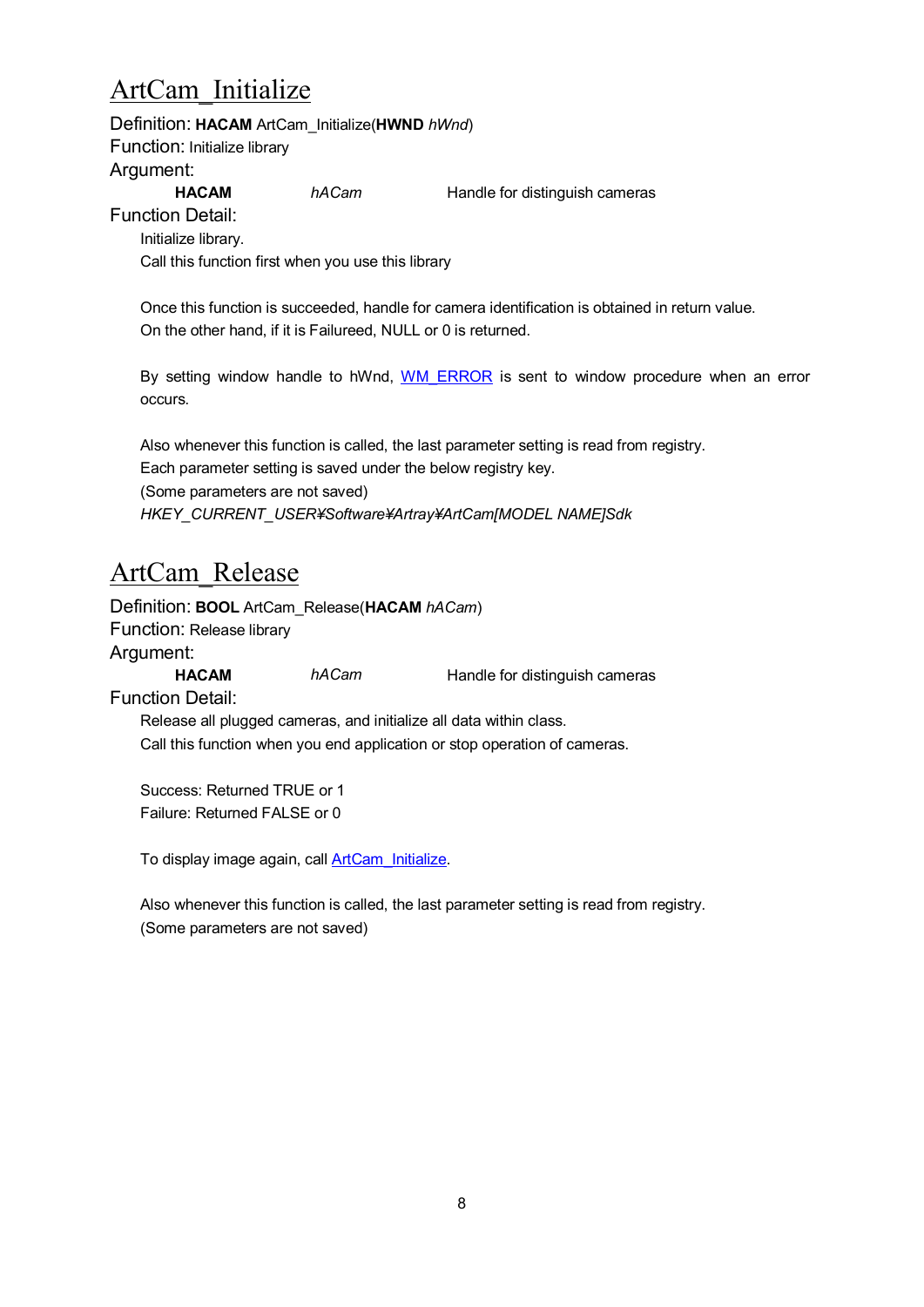# ArtCam_Initialize

Definition: **HACAM** ArtCam_Initialize(**HWND** *hWnd*)

Function: Initialize library

Argument:

| **HACAM** | *hACam* | Handle for distinguish cameras |
|---|---|---|

Function Detail:

Initialize library.
Call this function first when you use this library

Once this function is succeeded, handle for camera identification is obtained in return value.
On the other hand, if it is Failureed, NULL or 0 is returned.

By setting window handle to hWnd, WM_ERROR is sent to window procedure when an error occurs.

Also whenever this function is called, the last parameter setting is read from registry.
Each parameter setting is saved under the below registry key.
(Some parameters are not saved)
*HKEY_CURRENT_USER¥Software¥Artray¥ArtCam[MODEL NAME]Sdk*

# ArtCam_Release

Definition: **BOOL** ArtCam_Release(**HACAM** *hACam*)

Function: Release library

Argument:

| **HACAM** | *hACam* | Handle for distinguish cameras |
|---|---|---|

Function Detail:

Release all plugged cameras, and initialize all data within class.
Call this function when you end application or stop operation of cameras.

Success: Returned TRUE or 1
Failure: Returned FALSE or 0

To display image again, call ArtCam_Initialize.

Also whenever this function is called, the last parameter setting is read from registry.
(Some parameters are not saved)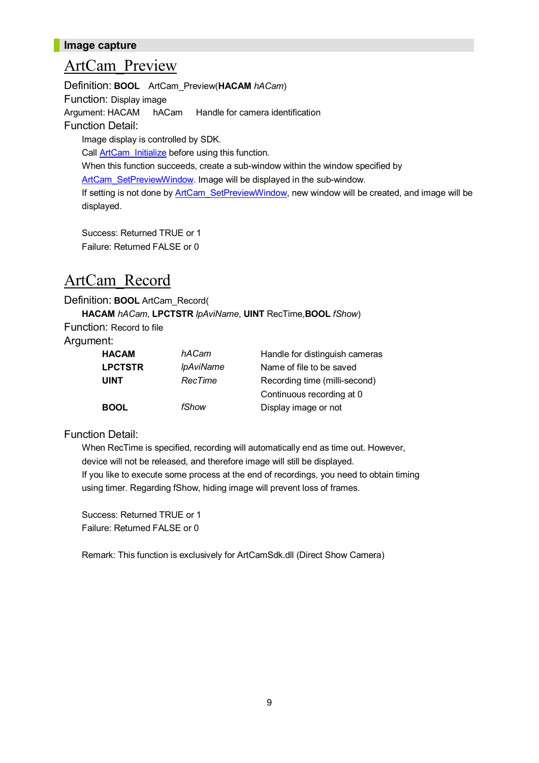## Image capture

# ArtCam_Preview

Definition: **BOOL** ArtCam_Preview(**HACAM** *hACam*)

Function: Display image

Argument: HACAM hACam Handle for camera identification

Function Detail:

Image display is controlled by SDK.

Call ArtCam_Initialize before using this function.

When this function succeeds, create a sub-window within the window specified by ArtCam_SetPreviewWindow. Image will be displayed in the sub-window.

If setting is not done by ArtCam_SetPreviewWindow, new window will be created, and image will be displayed.

Success: Returned TRUE or 1

Failure: Returned FALSE or 0

# ArtCam_Record

Definition: **BOOL** ArtCam_Record(

**HACAM** *hACam*, **LPCTSTR** *lpAviName*, **UINT** RecTime,**BOOL** *fShow*)

Function: Record to file

Argument:

| | | |
|---|---|---|
| **HACAM** | *hACam* | Handle for distinguish cameras |
| **LPCTSTR** | *lpAviName* | Name of file to be saved |
| **UINT** | *RecTime* | Recording time (milli-second)<br>Continuous recording at 0 |
| **BOOL** | *fShow* | Display image or not |

Function Detail:

When RecTime is specified, recording will automatically end as time out. However, device will not be released, and therefore image will still be displayed.

If you like to execute some process at the end of recordings, you need to obtain timing using timer. Regarding fShow, hiding image will prevent loss of frames.

Success: Returned TRUE or 1

Failure: Returned FALSE or 0

Remark: This function is exclusively for ArtCamSdk.dll (Direct Show Camera)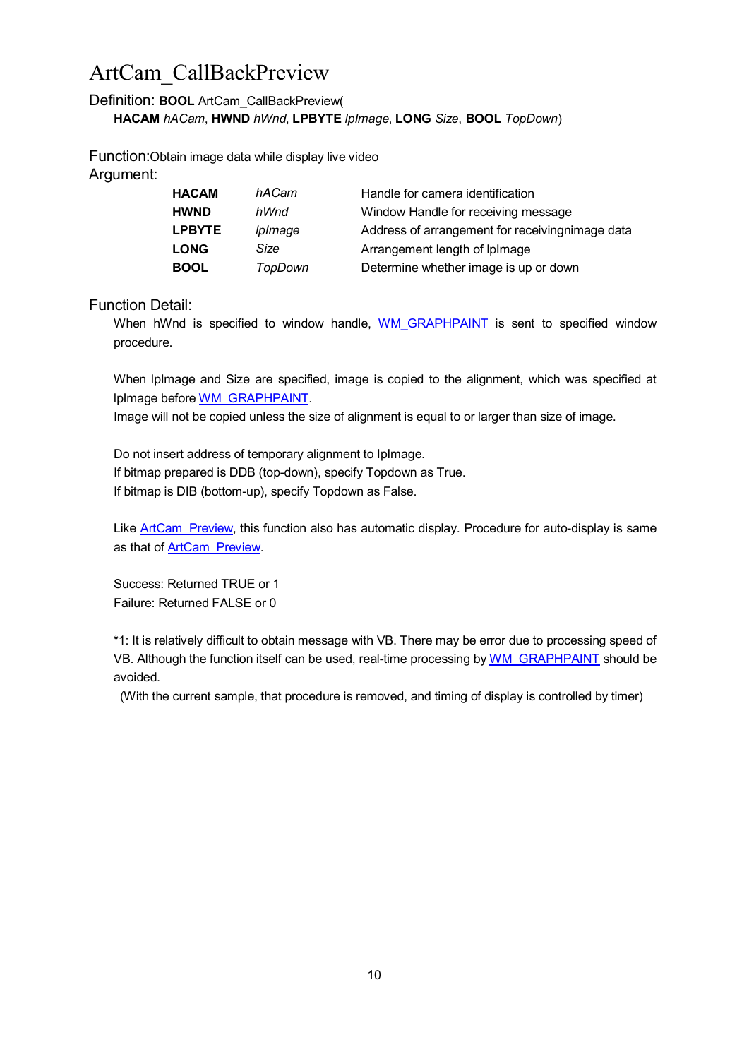# ArtCam_CallBackPreview

Definition: **BOOL** ArtCam_CallBackPreview(
**HACAM** *hACam*, **HWND** *hWnd*, **LPBYTE** *lpImage*, **LONG** *Size*, **BOOL** *TopDown*)

Function:Obtain image data while display live video

Argument:

| | | |
|---|---|---|
| **HACAM** | *hACam* | Handle for camera identification |
| **HWND** | *hWnd* | Window Handle for receiving message |
| **LPBYTE** | *lpImage* | Address of arrangement for receivingnimage data |
| **LONG** | *Size* | Arrangement length of lpImage |
| **BOOL** | *TopDown* | Determine whether image is up or down |

Function Detail:

When hWnd is specified to window handle, WM_GRAPHPAINT is sent to specified window procedure.

When lpImage and Size are specified, image is copied to the alignment, which was specified at lpImage before WM_GRAPHPAINT.
Image will not be copied unless the size of alignment is equal to or larger than size of image.

Do not insert address of temporary alignment to lpImage.
If bitmap prepared is DDB (top-down), specify Topdown as True.
If bitmap is DIB (bottom-up), specify Topdown as False.

Like ArtCam_Preview, this function also has automatic display. Procedure for auto-display is same as that of ArtCam_Preview.

Success: Returned TRUE or 1
Failure: Returned FALSE or 0

*1: It is relatively difficult to obtain message with VB. There may be error due to processing speed of VB. Although the function itself can be used, real-time processing by WM_GRAPHPAINT should be avoided.
(With the current sample, that procedure is removed, and timing of display is controlled by timer)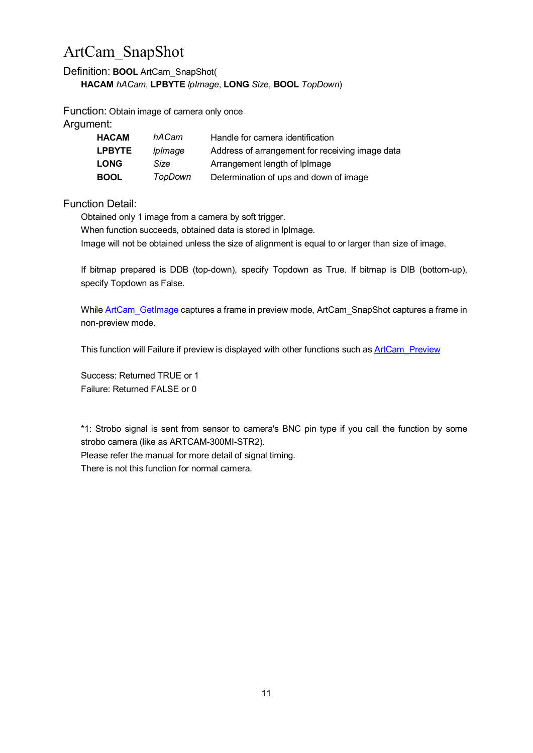# ArtCam_SnapShot

Definition: **BOOL** ArtCam_SnapShot(
**HACAM** *hACam*, **LPBYTE** *lpImage*, **LONG** *Size*, **BOOL** *TopDown*)

Function: Obtain image of camera only once

Argument:

| | | |
|---|---|---|
| **HACAM** | *hACam* | Handle for camera identification |
| **LPBYTE** | *lpImage* | Address of arrangement for receiving image data |
| **LONG** | *Size* | Arrangement length of lpImage |
| **BOOL** | *TopDown* | Determination of ups and down of image |

Function Detail:

Obtained only 1 image from a camera by soft trigger.
When function succeeds, obtained data is stored in lpImage.
Image will not be obtained unless the size of alignment is equal to or larger than size of image.

If bitmap prepared is DDB (top-down), specify Topdown as True. If bitmap is DIB (bottom-up), specify Topdown as False.

While ArtCam_GetImage captures a frame in preview mode, ArtCam_SnapShot captures a frame in non-preview mode.

This function will Failure if preview is displayed with other functions such as ArtCam_Preview

Success: Returned TRUE or 1
Failure: Returned FALSE or 0

*1: Strobo signal is sent from sensor to camera's BNC pin type if you call the function by some strobo camera (like as ARTCAM-300MI-STR2).
Please refer the manual for more detail of signal timing.
There is not this function for normal camera.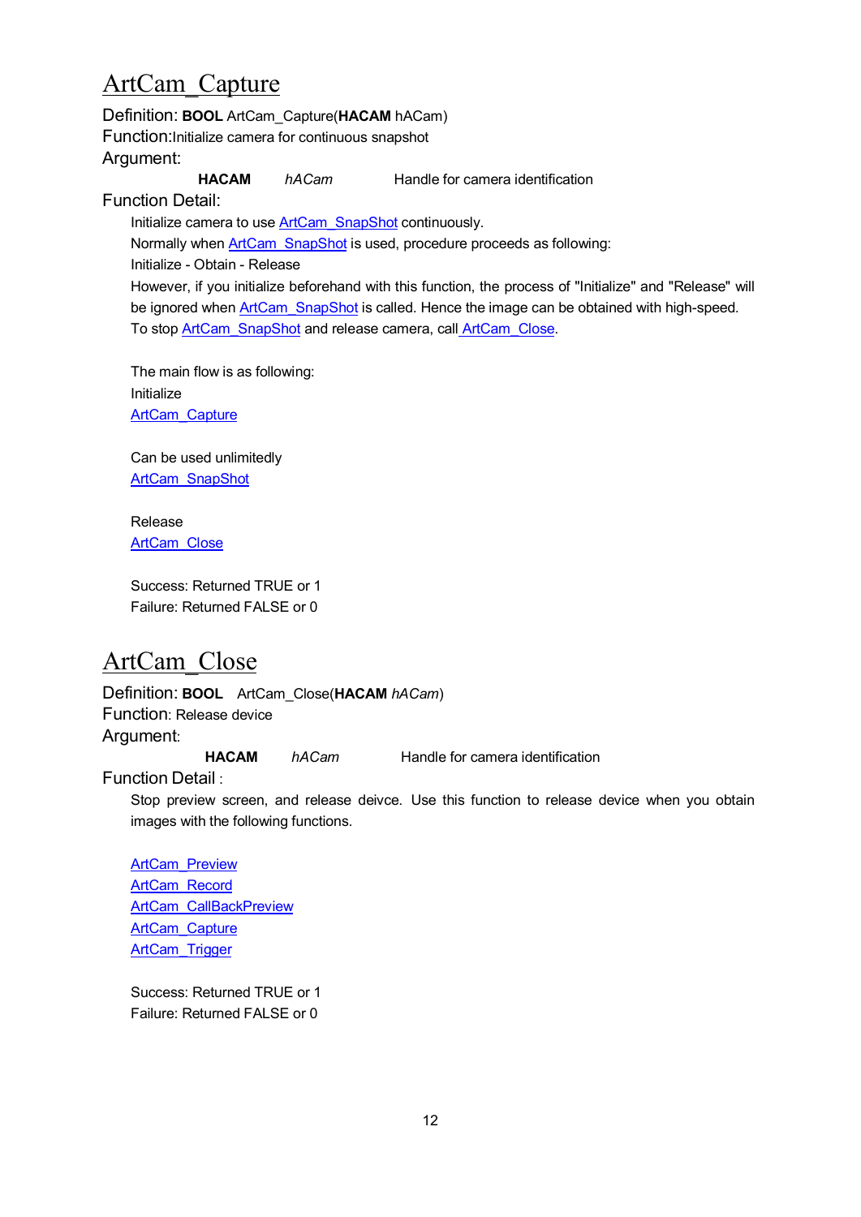# ArtCam_Capture

Definition: **BOOL** ArtCam_Capture(**HACAM** hACam)

Function:Initialize camera for continuous snapshot

Argument:

| **HACAM** | *hACam* | Handle for camera identification |
|---|---|---|

Function Detail:

Initialize camera to use ArtCam_SnapShot continuously.

Normally when ArtCam_SnapShot is used, procedure proceeds as following:

Initialize - Obtain - Release

However, if you initialize beforehand with this function, the process of "Initialize" and "Release" will be ignored when ArtCam_SnapShot is called. Hence the image can be obtained with high-speed.

To stop ArtCam_SnapShot and release camera, call ArtCam_Close.

The main flow is as following:

Initialize

ArtCam_Capture

Can be used unlimitedly

ArtCam_SnapShot

Release

ArtCam_Close

Success: Returned TRUE or 1

Failure: Returned FALSE or 0

# ArtCam_Close

Definition: **BOOL** ArtCam_Close(**HACAM** *hACam*)

Function: Release device

Argument:

| **HACAM** | *hACam* | Handle for camera identification |
|---|---|---|

Function Detail :

Stop preview screen, and release deivce. Use this function to release device when you obtain images with the following functions.

ArtCam_Preview

ArtCam_Record

ArtCam_CallBackPreview

ArtCam_Capture

ArtCam_Trigger

Success: Returned TRUE or 1

Failure: Returned FALSE or 0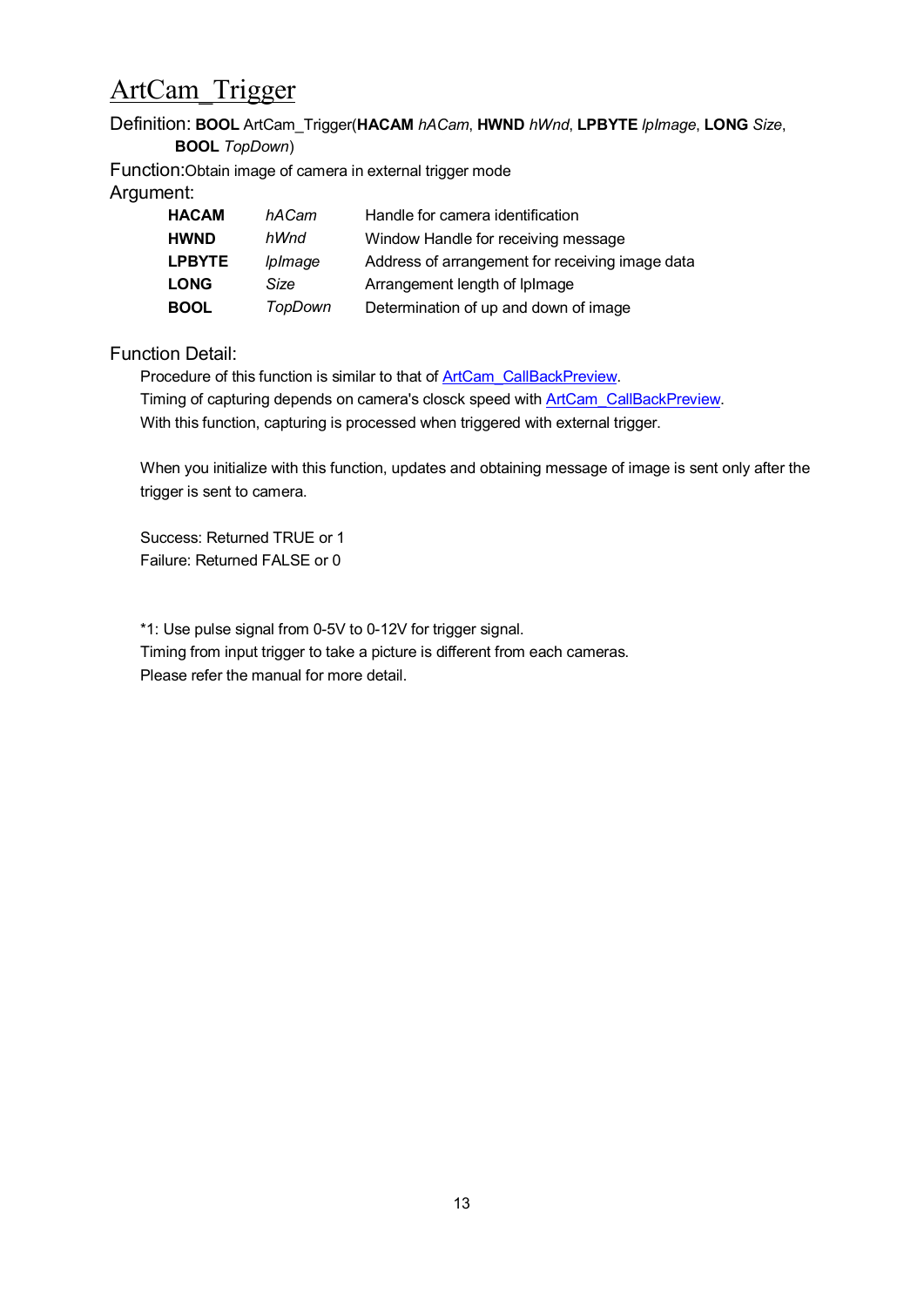# ArtCam_Trigger

Definition: **BOOL** ArtCam_Trigger(**HACAM** *hACam*, **HWND** *hWnd*, **LPBYTE** *lpImage*, **LONG** *Size*, **BOOL** *TopDown*)

Function:Obtain image of camera in external trigger mode

Argument:

| | | |
|---|---|---|
| **HACAM** | *hACam* | Handle for camera identification |
| **HWND** | *hWnd* | Window Handle for receiving message |
| **LPBYTE** | *lpImage* | Address of arrangement for receiving image data |
| **LONG** | *Size* | Arrangement length of lpImage |
| **BOOL** | *TopDown* | Determination of up and down of image |

Function Detail:

Procedure of this function is similar to that of ArtCam_CallBackPreview.
Timing of capturing depends on camera's closck speed with ArtCam_CallBackPreview.
With this function, capturing is processed when triggered with external trigger.

When you initialize with this function, updates and obtaining message of image is sent only after the trigger is sent to camera.

Success: Returned TRUE or 1
Failure: Returned FALSE or 0

*1: Use pulse signal from 0-5V to 0-12V for trigger signal.
Timing from input trigger to take a picture is different from each cameras.
Please refer the manual for more detail.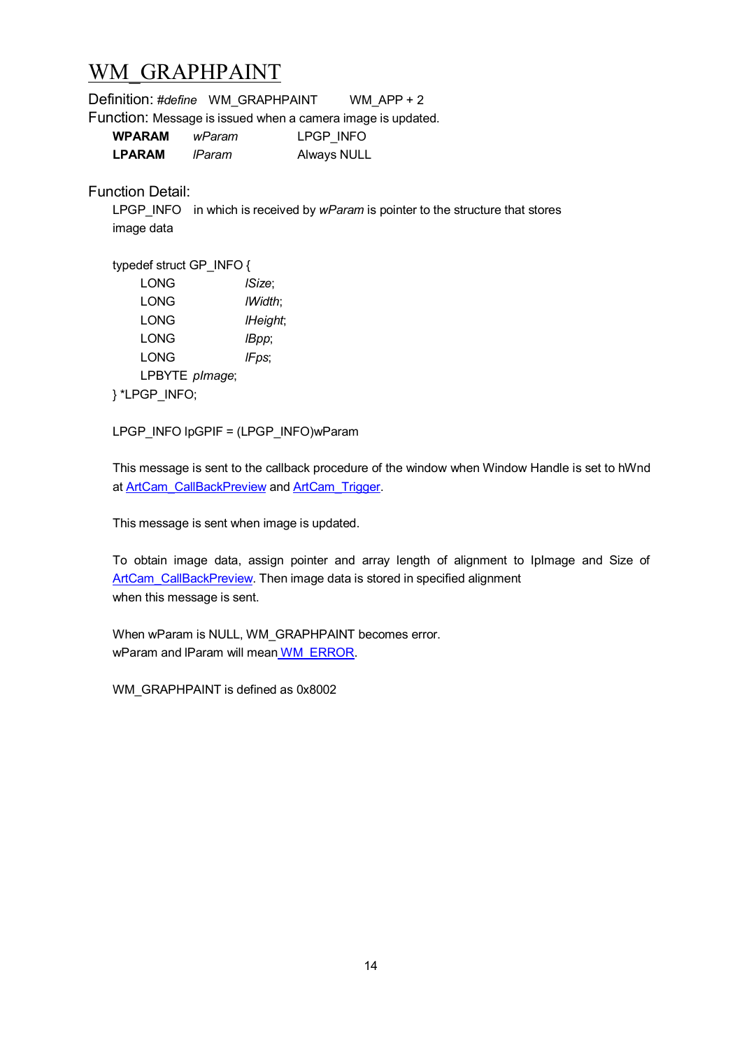# WM_GRAPHPAINT

Definition: *#define* WM_GRAPHPAINT WM_APP + 2

Function: Message is issued when a camera image is updated.

| | | |
|---|---|---|
| **WPARAM** | *wParam* | LPGP_INFO |
| **LPARAM** | *lParam* | Always NULL |

Function Detail:

LPGP_INFO in which is received by *wParam* is pointer to the structure that stores image data

```
typedef struct GP_INFO {
    LONG        lSize;
    LONG        lWidth;
    LONG        lHeight;
    LONG        lBpp;
    LONG        lFps;
    LPBYTE pImage;
} *LPGP_INFO;
```

```
LPGP_INFO lpGPIF = (LPGP_INFO)wParam
```

This message is sent to the callback procedure of the window when Window Handle is set to hWnd at ArtCam_CallBackPreview and ArtCam_Trigger.

This message is sent when image is updated.

To obtain image data, assign pointer and array length of alignment to lpImage and Size of ArtCam_CallBackPreview. Then image data is stored in specified alignment when this message is sent.

When wParam is NULL, WM_GRAPHPAINT becomes error.
wParam and lParam will mean WM_ERROR.

WM_GRAPHPAINT is defined as 0x8002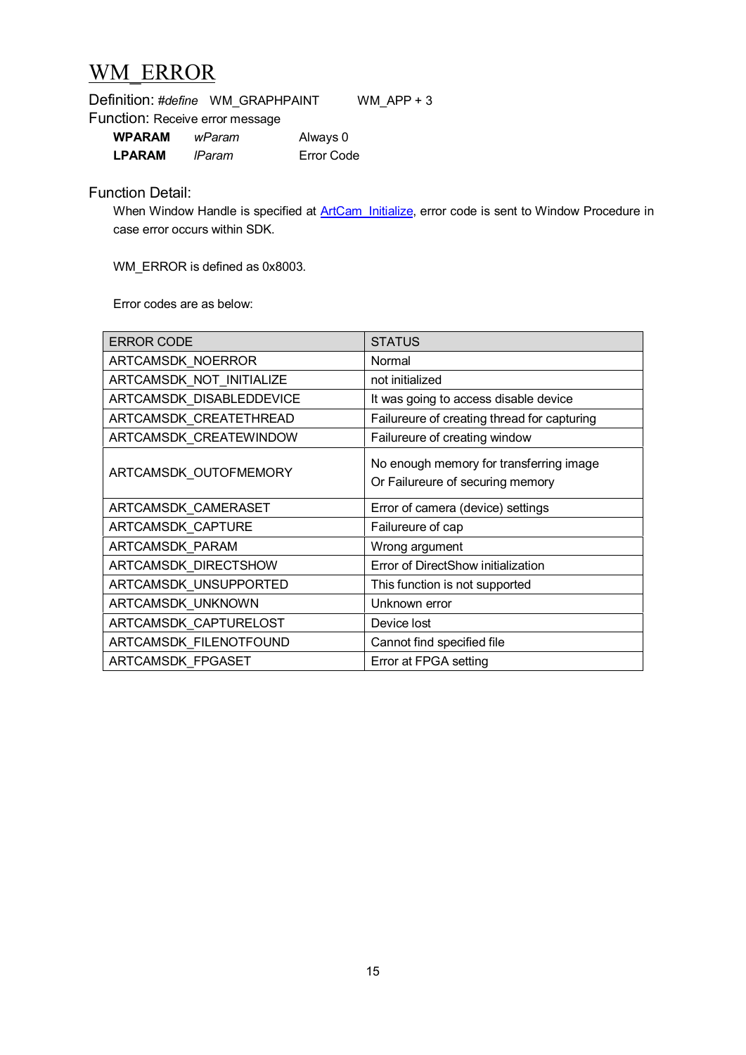# WM_ERROR

Definition: *#define* WM_GRAPHPAINT WM_APP + 3

Function: Receive error message

| | | |
|---|---|---|
| **WPARAM** | *wParam* | Always 0 |
| **LPARAM** | *lParam* | Error Code |

Function Detail:

When Window Handle is specified at ArtCam_Initialize, error code is sent to Window Procedure in case error occurs within SDK.

WM_ERROR is defined as 0x8003.

Error codes are as below:

| ERROR CODE | STATUS |
|---|---|
| ARTCAMSDK_NOERROR | Normal |
| ARTCAMSDK_NOT_INITIALIZE | not initialized |
| ARTCAMSDK_DISABLEDDEVICE | It was going to access disable device |
| ARTCAMSDK_CREATETHREAD | Failureure of creating thread for capturing |
| ARTCAMSDK_CREATEWINDOW | Failureure of creating window |
| ARTCAMSDK_OUTOFMEMORY | No enough memory for transferring image<br>Or Failureure of securing memory |
| ARTCAMSDK_CAMERASET | Error of camera (device) settings |
| ARTCAMSDK_CAPTURE | Failureure of cap |
| ARTCAMSDK_PARAM | Wrong argument |
| ARTCAMSDK_DIRECTSHOW | Error of DirectShow initialization |
| ARTCAMSDK_UNSUPPORTED | This function is not supported |
| ARTCAMSDK_UNKNOWN | Unknown error |
| ARTCAMSDK_CAPTURELOST | Device lost |
| ARTCAMSDK_FILENOTFOUND | Cannot find specified file |
| ARTCAMSDK_FPGASET | Error at FPGA setting |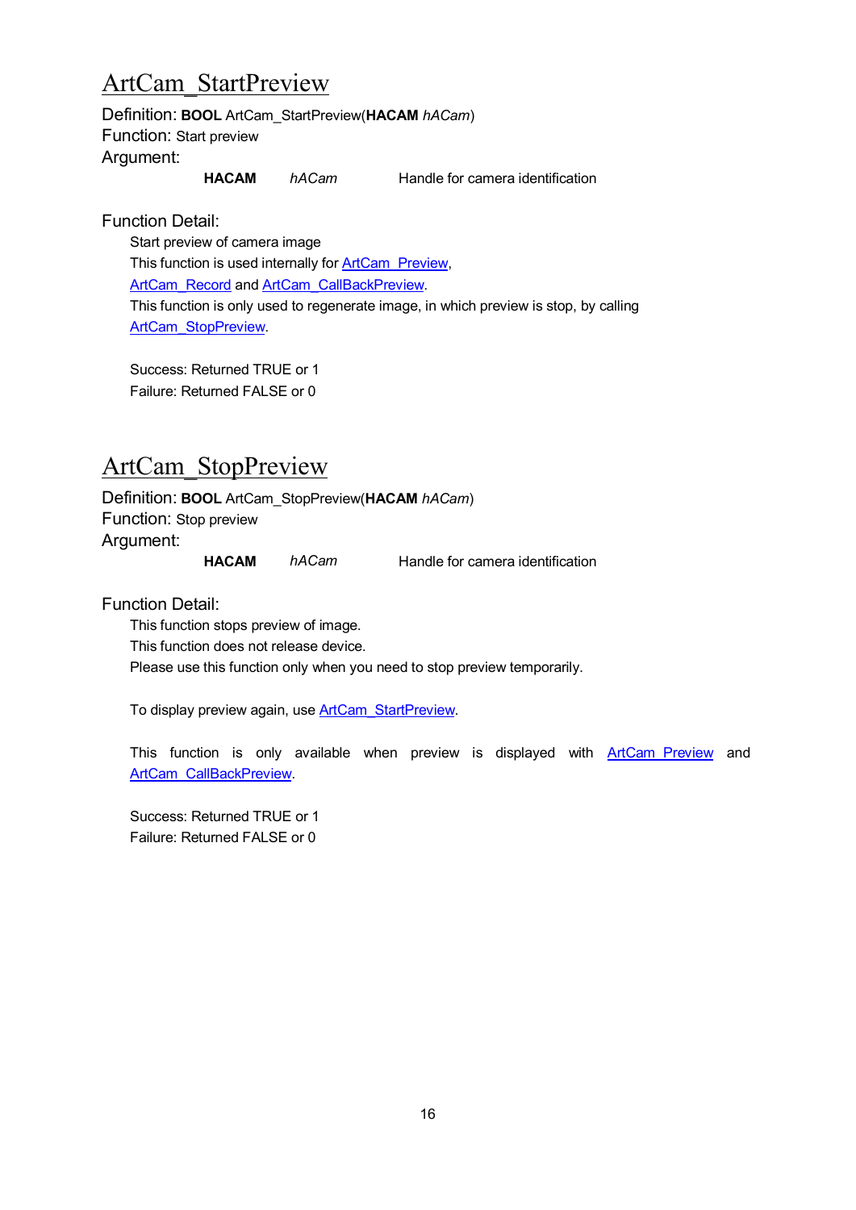# ArtCam_StartPreview

Definition: **BOOL** ArtCam_StartPreview(**HACAM** *hACam*)

Function: Start preview

Argument:

| | | |
|---|---|---|
| **HACAM** | *hACam* | Handle for camera identification |

Function Detail:

Start preview of camera image

This function is used internally for ArtCam_Preview, ArtCam_Record and ArtCam_CallBackPreview.

This function is only used to regenerate image, in which preview is stop, by calling ArtCam_StopPreview.

Success: Returned TRUE or 1

Failure: Returned FALSE or 0

# ArtCam_StopPreview

Definition: **BOOL** ArtCam_StopPreview(**HACAM** *hACam*)

Function: Stop preview

Argument:

| | | |
|---|---|---|
| **HACAM** | *hACam* | Handle for camera identification |

Function Detail:

This function stops preview of image.

This function does not release device.

Please use this function only when you need to stop preview temporarily.

To display preview again, use ArtCam_StartPreview.

This function is only available when preview is displayed with ArtCam_Preview and ArtCam_CallBackPreview.

Success: Returned TRUE or 1

Failure: Returned FALSE or 0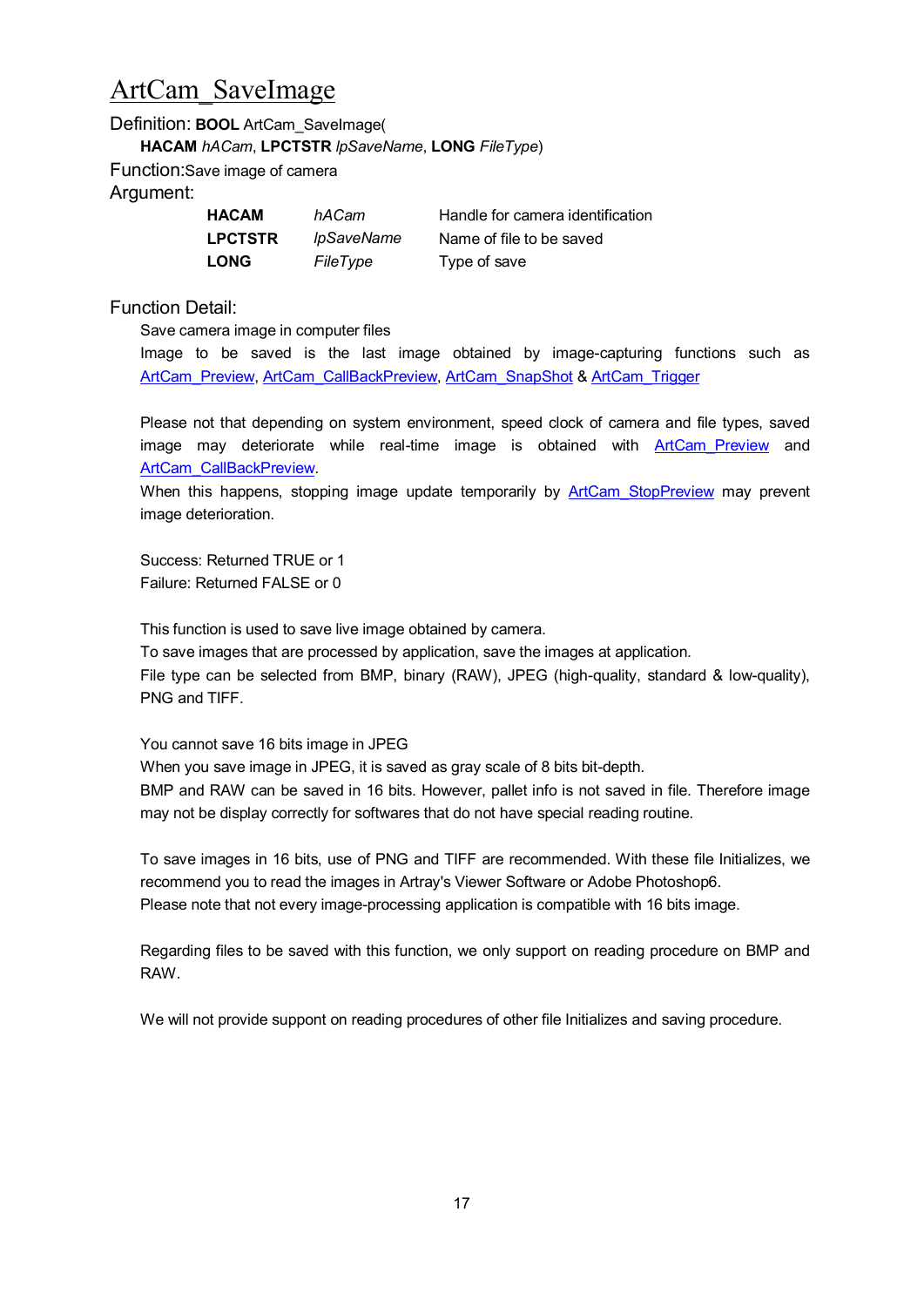# ArtCam_SaveImage

Definition: **BOOL** ArtCam_SaveImage(

**HACAM** *hACam*, **LPCTSTR** *lpSaveName*, **LONG** *FileType*)

Function:Save image of camera

Argument:

| | | |
|---|---|---|
| **HACAM** | *hACam* | Handle for camera identification |
| **LPCTSTR** | *lpSaveName* | Name of file to be saved |
| **LONG** | *FileType* | Type of save |

Function Detail:

Save camera image in computer files

Image to be saved is the last image obtained by image-capturing functions such as ArtCam_Preview, ArtCam_CallBackPreview, ArtCam_SnapShot & ArtCam_Trigger

Please not that depending on system environment, speed clock of camera and file types, saved image may deteriorate while real-time image is obtained with ArtCam_Preview and ArtCam_CallBackPreview.

When this happens, stopping image update temporarily by ArtCam_StopPreview may prevent image deterioration.

Success: Returned TRUE or 1

Failure: Returned FALSE or 0

This function is used to save live image obtained by camera.

To save images that are processed by application, save the images at application.

File type can be selected from BMP, binary (RAW), JPEG (high-quality, standard & low-quality), PNG and TIFF.

You cannot save 16 bits image in JPEG

When you save image in JPEG, it is saved as gray scale of 8 bits bit-depth.

BMP and RAW can be saved in 16 bits. However, pallet info is not saved in file. Therefore image may not be display correctly for softwares that do not have special reading routine.

To save images in 16 bits, use of PNG and TIFF are recommended. With these file Initializes, we recommend you to read the images in Artray's Viewer Software or Adobe Photoshop6.

Please note that not every image-processing application is compatible with 16 bits image.

Regarding files to be saved with this function, we only support on reading procedure on BMP and RAW.

We will not provide support on reading procedures of other file Initializes and saving procedure.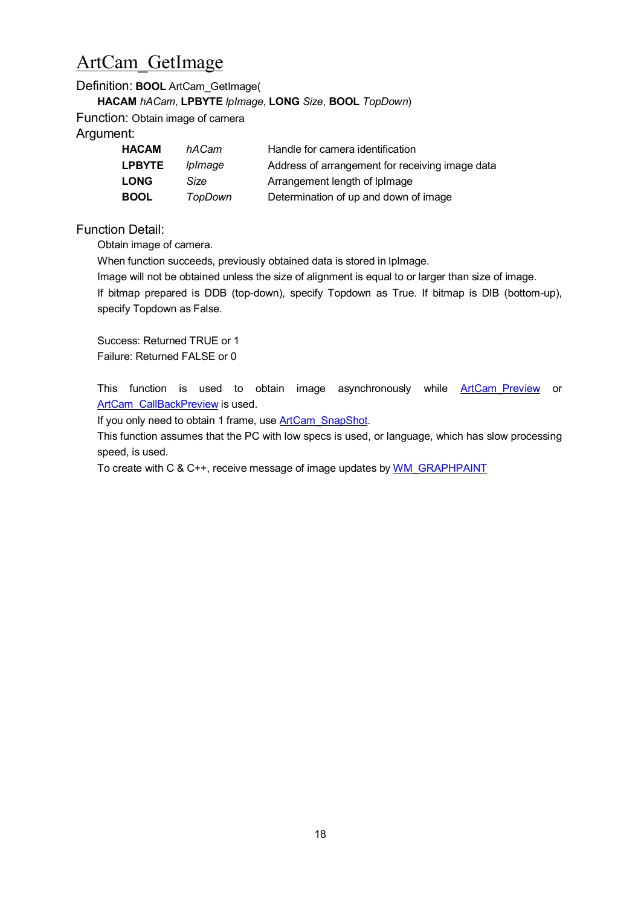# ArtCam_GetImage

Definition: **BOOL** ArtCam_GetImage(
**HACAM** *hACam*, **LPBYTE** *lpImage*, **LONG** *Size*, **BOOL** *TopDown*)

Function: Obtain image of camera

Argument:

| | | |
|---|---|---|
| **HACAM** | *hACam* | Handle for camera identification |
| **LPBYTE** | *lpImage* | Address of arrangement for receiving image data |
| **LONG** | *Size* | Arrangement length of lpImage |
| **BOOL** | *TopDown* | Determination of up and down of image |

Function Detail:

Obtain image of camera.
When function succeeds, previously obtained data is stored in lpImage.
Image will not be obtained unless the size of alignment is equal to or larger than size of image.
If bitmap prepared is DDB (top-down), specify Topdown as True. If bitmap is DIB (bottom-up), specify Topdown as False.

Success: Returned TRUE or 1
Failure: Returned FALSE or 0

This function is used to obtain image asynchronously while ArtCam_Preview or ArtCam_CallBackPreview is used.
If you only need to obtain 1 frame, use ArtCam_SnapShot.
This function assumes that the PC with low specs is used, or language, which has slow processing speed, is used.
To create with C & C++, receive message of image updates by WM_GRAPHPAINT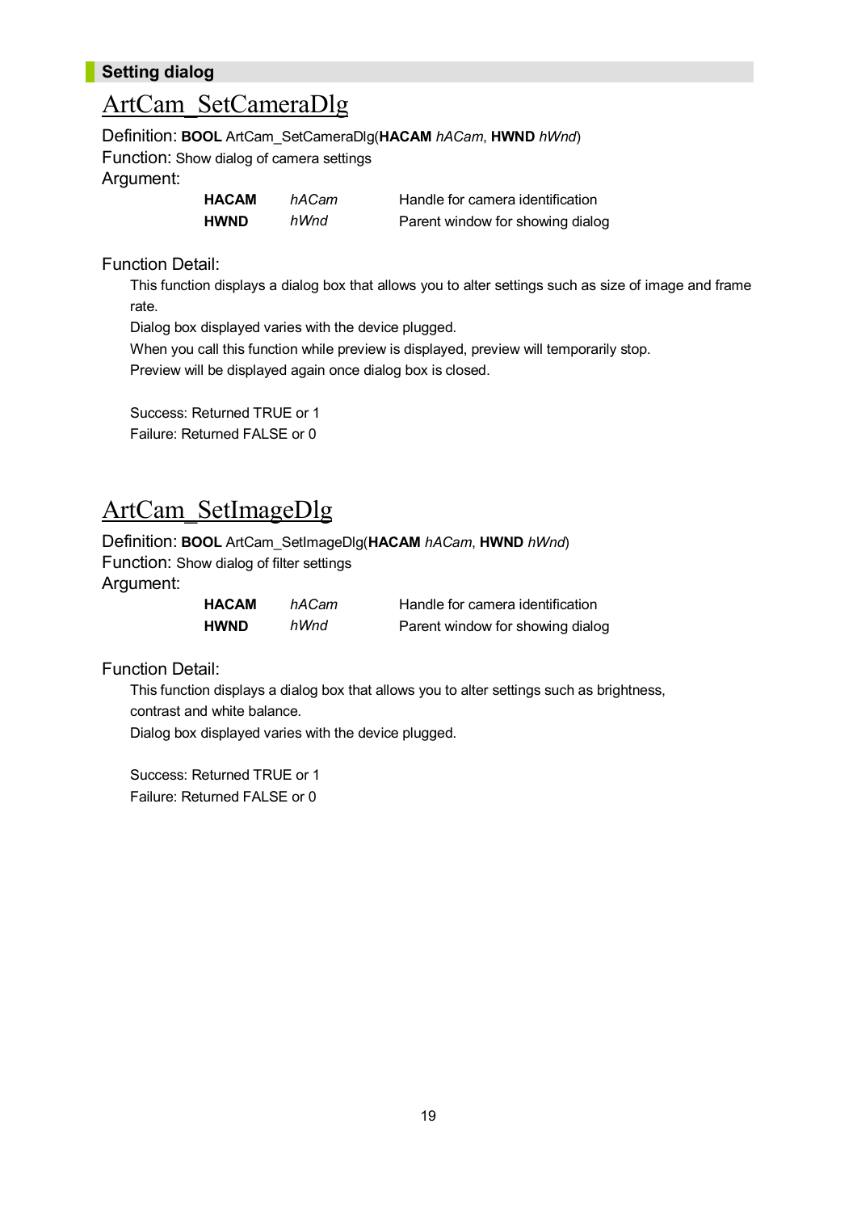## Setting dialog

# ArtCam_SetCameraDlg

Definition: **BOOL** ArtCam_SetCameraDlg(**HACAM** *hACam*, **HWND** *hWnd*)

Function: Show dialog of camera settings

Argument:

| | | |
|---|---|---|
| **HACAM** | *hACam* | Handle for camera identification |
| **HWND** | *hWnd* | Parent window for showing dialog |

Function Detail:

This function displays a dialog box that allows you to alter settings such as size of image and frame rate.

Dialog box displayed varies with the device plugged.

When you call this function while preview is displayed, preview will temporarily stop.

Preview will be displayed again once dialog box is closed.

Success: Returned TRUE or 1

Failure: Returned FALSE or 0

# ArtCam_SetImageDlg

Definition: **BOOL** ArtCam_SetImageDlg(**HACAM** *hACam*, **HWND** *hWnd*)

Function: Show dialog of filter settings

Argument:

| | | |
|---|---|---|
| **HACAM** | *hACam* | Handle for camera identification |
| **HWND** | *hWnd* | Parent window for showing dialog |

Function Detail:

This function displays a dialog box that allows you to alter settings such as brightness, contrast and white balance.

Dialog box displayed varies with the device plugged.

Success: Returned TRUE or 1

Failure: Returned FALSE or 0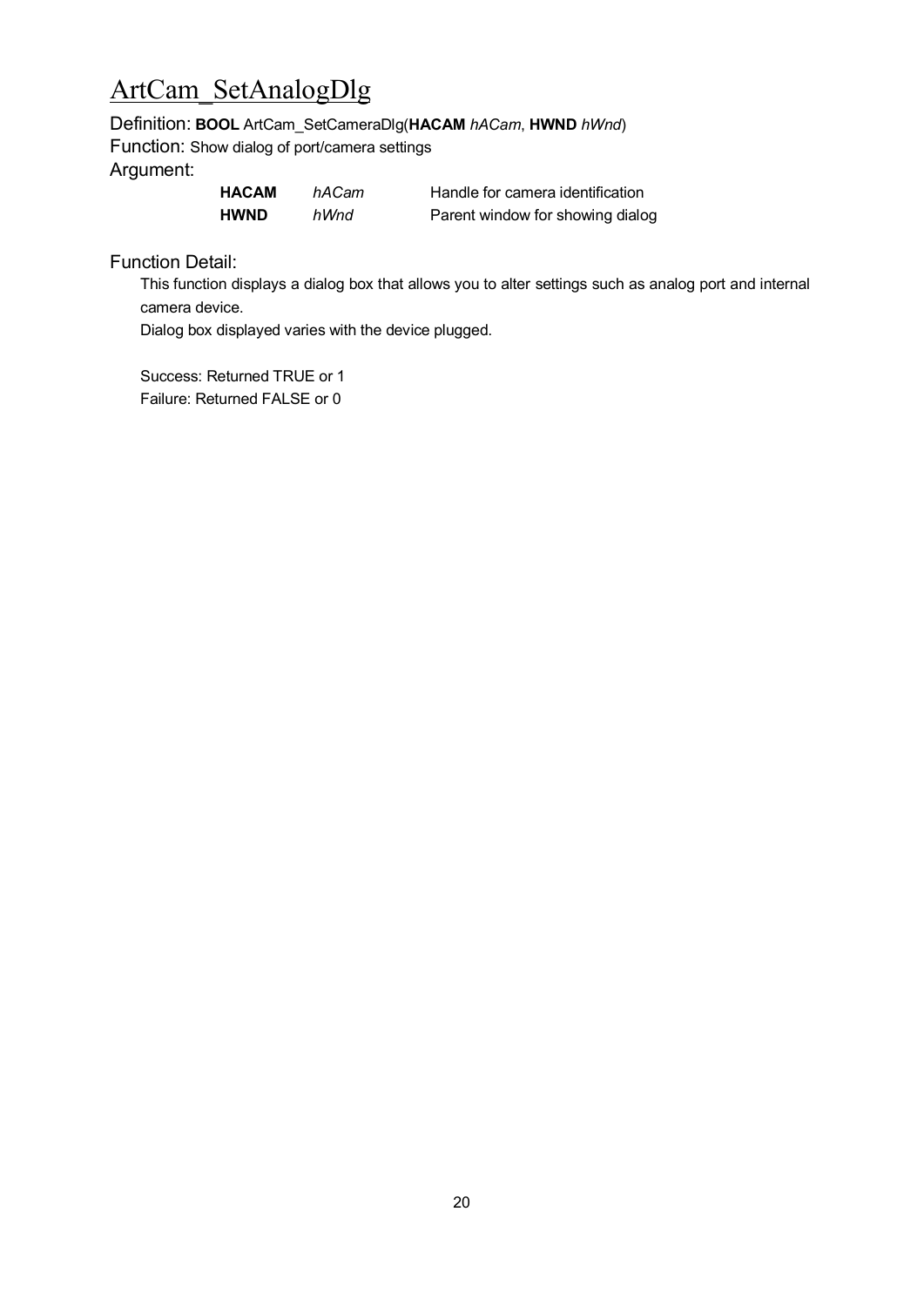# ArtCam_SetAnalogDlg

Definition: **BOOL** ArtCam_SetCameraDlg(**HACAM** *hACam*, **HWND** *hWnd*)

Function: Show dialog of port/camera settings

Argument:

| | | |
|---|---|---|
| **HACAM** | *hACam* | Handle for camera identification |
| **HWND** | *hWnd* | Parent window for showing dialog |

Function Detail:

This function displays a dialog box that allows you to alter settings such as analog port and internal camera device.

Dialog box displayed varies with the device plugged.

Success: Returned TRUE or 1

Failure: Returned FALSE or 0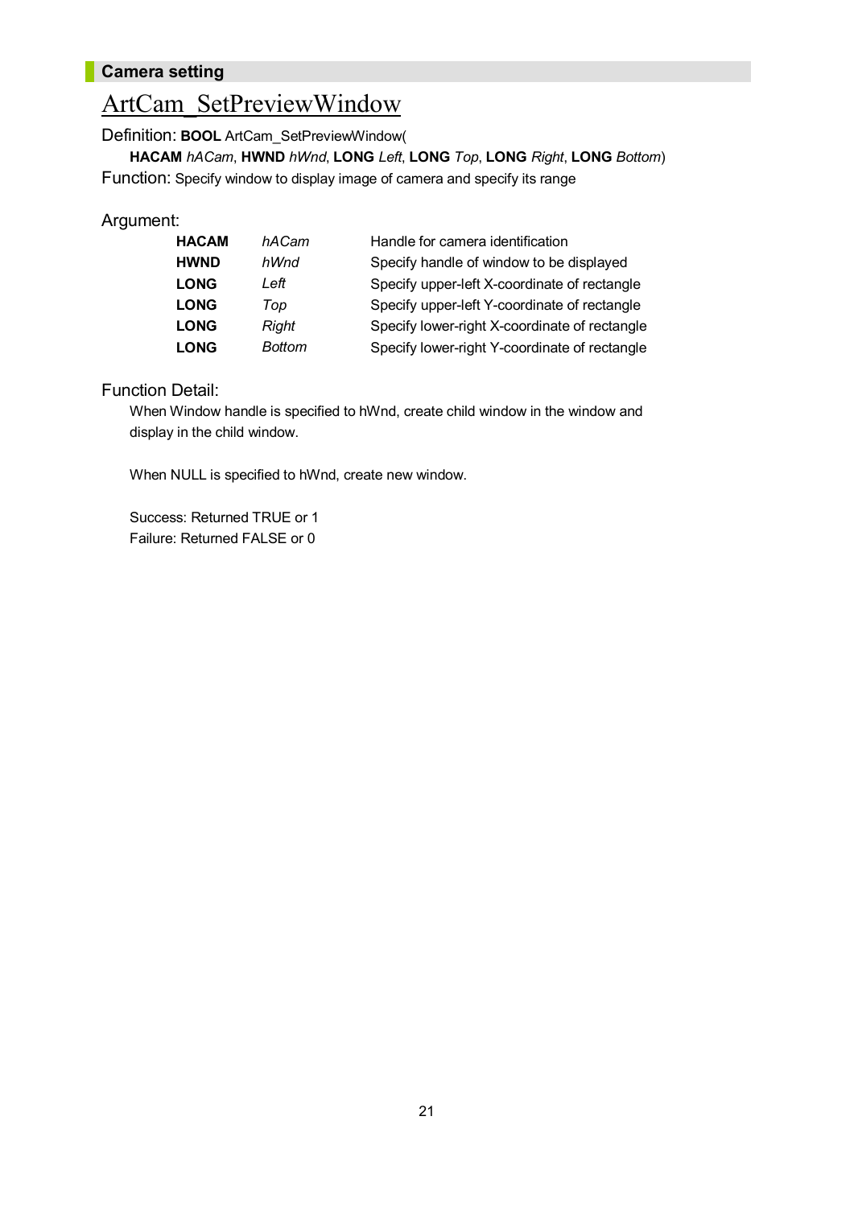**Camera setting**

# ArtCam_SetPreviewWindow

Definition: **BOOL** ArtCam_SetPreviewWindow(

**HACAM** *hACam*, **HWND** *hWnd*, **LONG** *Left*, **LONG** *Top*, **LONG** *Right*, **LONG** *Bottom*)

Function: Specify window to display image of camera and specify its range

Argument:

| | | |
|---|---|---|
| **HACAM** | *hACam* | Handle for camera identification |
| **HWND** | *hWnd* | Specify handle of window to be displayed |
| **LONG** | *Left* | Specify upper-left X-coordinate of rectangle |
| **LONG** | *Top* | Specify upper-left Y-coordinate of rectangle |
| **LONG** | *Right* | Specify lower-right X-coordinate of rectangle |
| **LONG** | *Bottom* | Specify lower-right Y-coordinate of rectangle |

Function Detail:

When Window handle is specified to hWnd, create child window in the window and display in the child window.

When NULL is specified to hWnd, create new window.

Success: Returned TRUE or 1
Failure: Returned FALSE or 0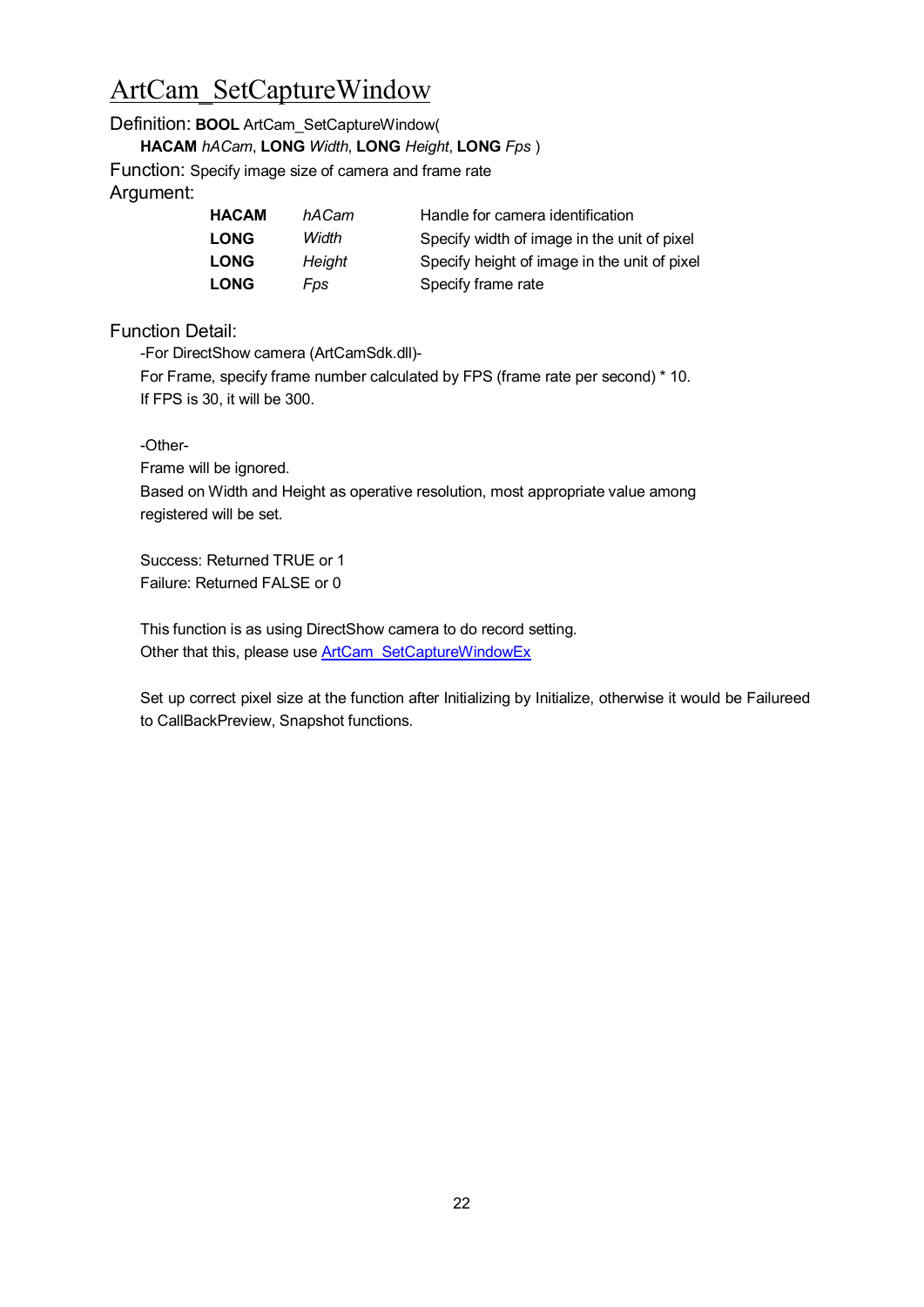# ArtCam_SetCaptureWindow

Definition: **BOOL** ArtCam_SetCaptureWindow(
**HACAM** *hACam*, **LONG** *Width*, **LONG** *Height*, **LONG** *Fps* )

Function: Specify image size of camera and frame rate

Argument:

| | | |
|---|---|---|
| **HACAM** | *hACam* | Handle for camera identification |
| **LONG** | *Width* | Specify width of image in the unit of pixel |
| **LONG** | *Height* | Specify height of image in the unit of pixel |
| **LONG** | *Fps* | Specify frame rate |

Function Detail:

-For DirectShow camera (ArtCamSdk.dll)-
For Frame, specify frame number calculated by FPS (frame rate per second) * 10.
If FPS is 30, it will be 300.

-Other-
Frame will be ignored.
Based on Width and Height as operative resolution, most appropriate value among registered will be set.

Success: Returned TRUE or 1
Failure: Returned FALSE or 0

This function is as using DirectShow camera to do record setting.
Other that this, please use ArtCam_SetCaptureWindowEx

Set up correct pixel size at the function after Initializing by Initialize, otherwise it would be Failureed to CallBackPreview, Snapshot functions.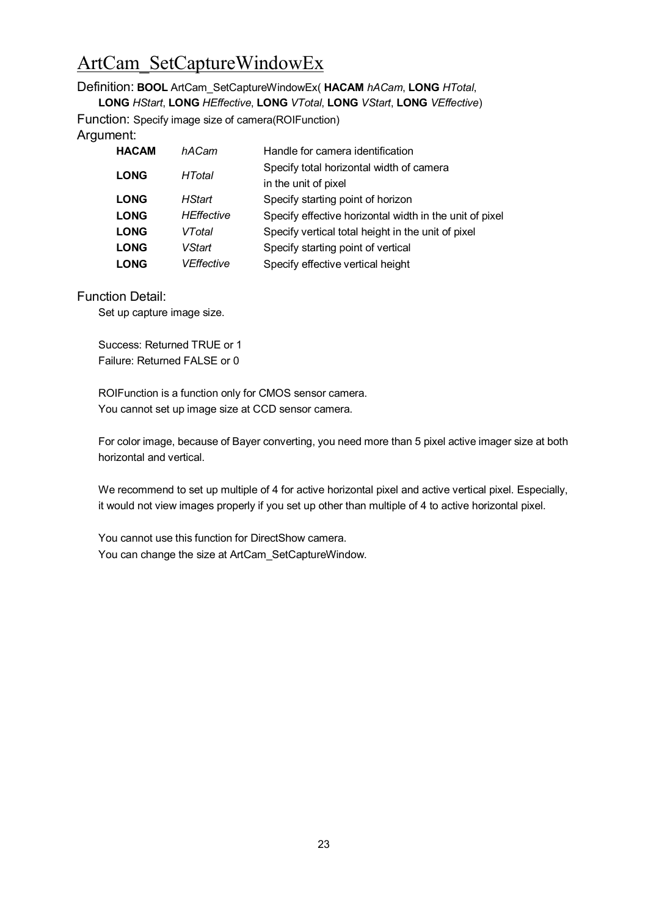# ArtCam_SetCaptureWindowEx

Definition: **BOOL** ArtCam_SetCaptureWindowEx( **HACAM** *hACam*, **LONG** *HTotal*, **LONG** *HStart*, **LONG** *HEffective*, **LONG** *VTotal*, **LONG** *VStart*, **LONG** *VEffective*)

Function: Specify image size of camera(ROIFunction)

Argument:

| | | |
|---|---|---|
| **HACAM** | *hACam* | Handle for camera identification |
| **LONG** | *HTotal* | Specify total horizontal width of camera in the unit of pixel |
| **LONG** | *HStart* | Specify starting point of horizon |
| **LONG** | *HEffective* | Specify effective horizontal width in the unit of pixel |
| **LONG** | *VTotal* | Specify vertical total height in the unit of pixel |
| **LONG** | *VStart* | Specify starting point of vertical |
| **LONG** | *VEffective* | Specify effective vertical height |

Function Detail:

Set up capture image size.

Success: Returned TRUE or 1
Failure: Returned FALSE or 0

ROIFunction is a function only for CMOS sensor camera.
You cannot set up image size at CCD sensor camera.

For color image, because of Bayer converting, you need more than 5 pixel active imager size at both horizontal and vertical.

We recommend to set up multiple of 4 for active horizontal pixel and active vertical pixel. Especially, it would not view images properly if you set up other than multiple of 4 to active horizontal pixel.

You cannot use this function for DirectShow camera.
You can change the size at ArtCam_SetCaptureWindow.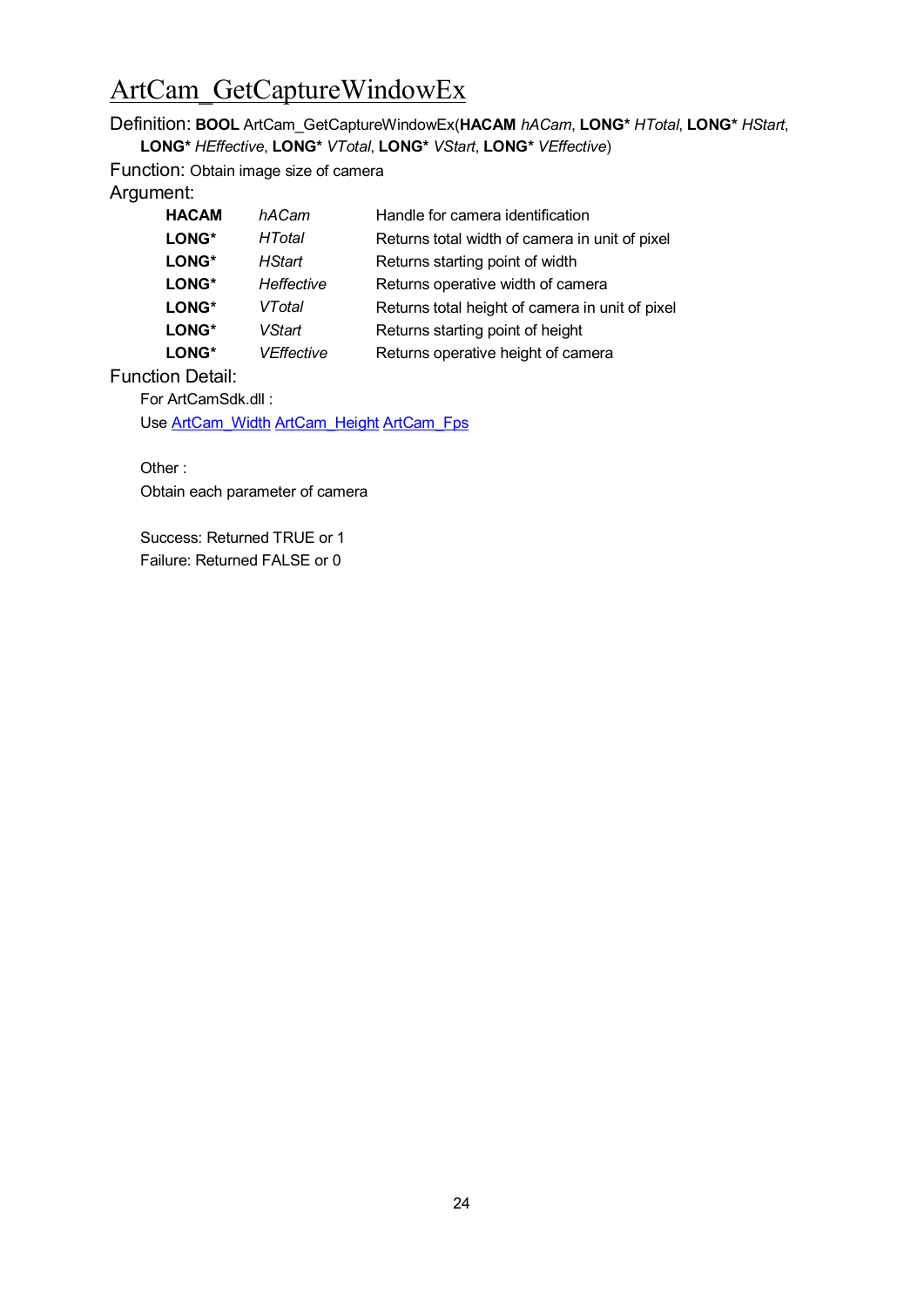# ArtCam_GetCaptureWindowEx

Definition: **BOOL** ArtCam_GetCaptureWindowEx(**HACAM** *hACam*, **LONG*** *HTotal*, **LONG*** *HStart*, **LONG*** *HEffective*, **LONG*** *VTotal*, **LONG*** *VStart*, **LONG*** *VEffective*)

Function: Obtain image size of camera

Argument:

| | | |
|---|---|---|
| **HACAM** | *hACam* | Handle for camera identification |
| **LONG*** | *HTotal* | Returns total width of camera in unit of pixel |
| **LONG*** | *HStart* | Returns starting point of width |
| **LONG*** | *Heffective* | Returns operative width of camera |
| **LONG*** | *VTotal* | Returns total height of camera in unit of pixel |
| **LONG*** | *VStart* | Returns starting point of height |
| **LONG*** | *VEffective* | Returns operative height of camera |

Function Detail:

For ArtCamSdk.dll :

Use ArtCam_Width ArtCam_Height ArtCam_Fps

Other :

Obtain each parameter of camera

Success: Returned TRUE or 1

Failure: Returned FALSE or 0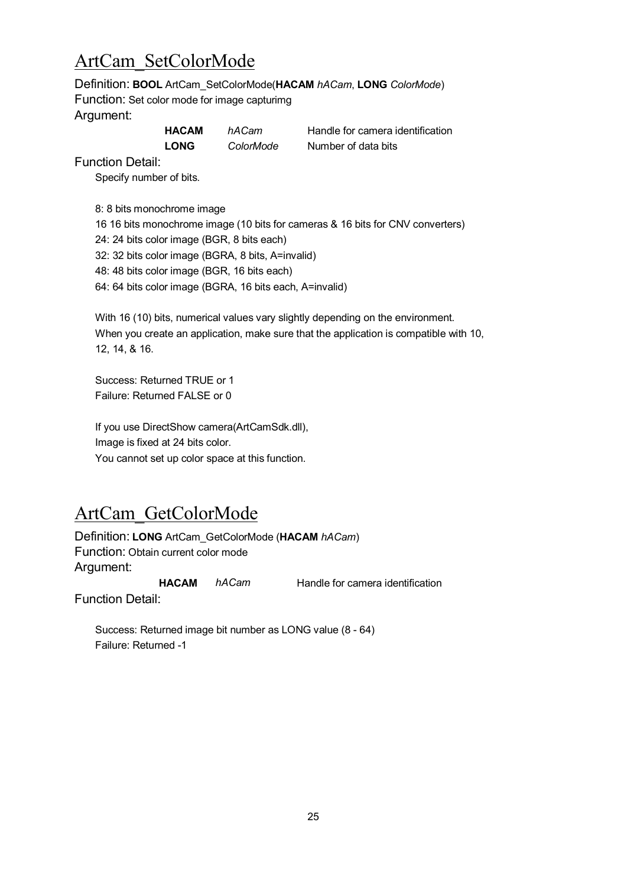# ArtCam_SetColorMode

Definition: **BOOL** ArtCam_SetColorMode(**HACAM** *hACam*, **LONG** *ColorMode*)
Function: Set color mode for image capturimg
Argument:

| | | |
|---|---|---|
| **HACAM** | *hACam* | Handle for camera identification |
| **LONG** | *ColorMode* | Number of data bits |

Function Detail:

Specify number of bits.

8: 8 bits monochrome image
16 16 bits monochrome image (10 bits for cameras & 16 bits for CNV converters)
24: 24 bits color image (BGR, 8 bits each)
32: 32 bits color image (BGRA, 8 bits, A=invalid)
48: 48 bits color image (BGR, 16 bits each)
64: 64 bits color image (BGRA, 16 bits each, A=invalid)

With 16 (10) bits, numerical values vary slightly depending on the environment.
When you create an application, make sure that the application is compatible with 10, 12, 14, & 16.

Success: Returned TRUE or 1
Failure: Returned FALSE or 0

If you use DirectShow camera(ArtCamSdk.dll),
Image is fixed at 24 bits color.
You cannot set up color space at this function.

# ArtCam_GetColorMode

Definition: **LONG** ArtCam_GetColorMode (**HACAM** *hACam*)
Function: Obtain current color mode
Argument:

| | | |
|---|---|---|
| **HACAM** | *hACam* | Handle for camera identification |

Function Detail:

Success: Returned image bit number as LONG value (8 - 64)
Failure: Returned -1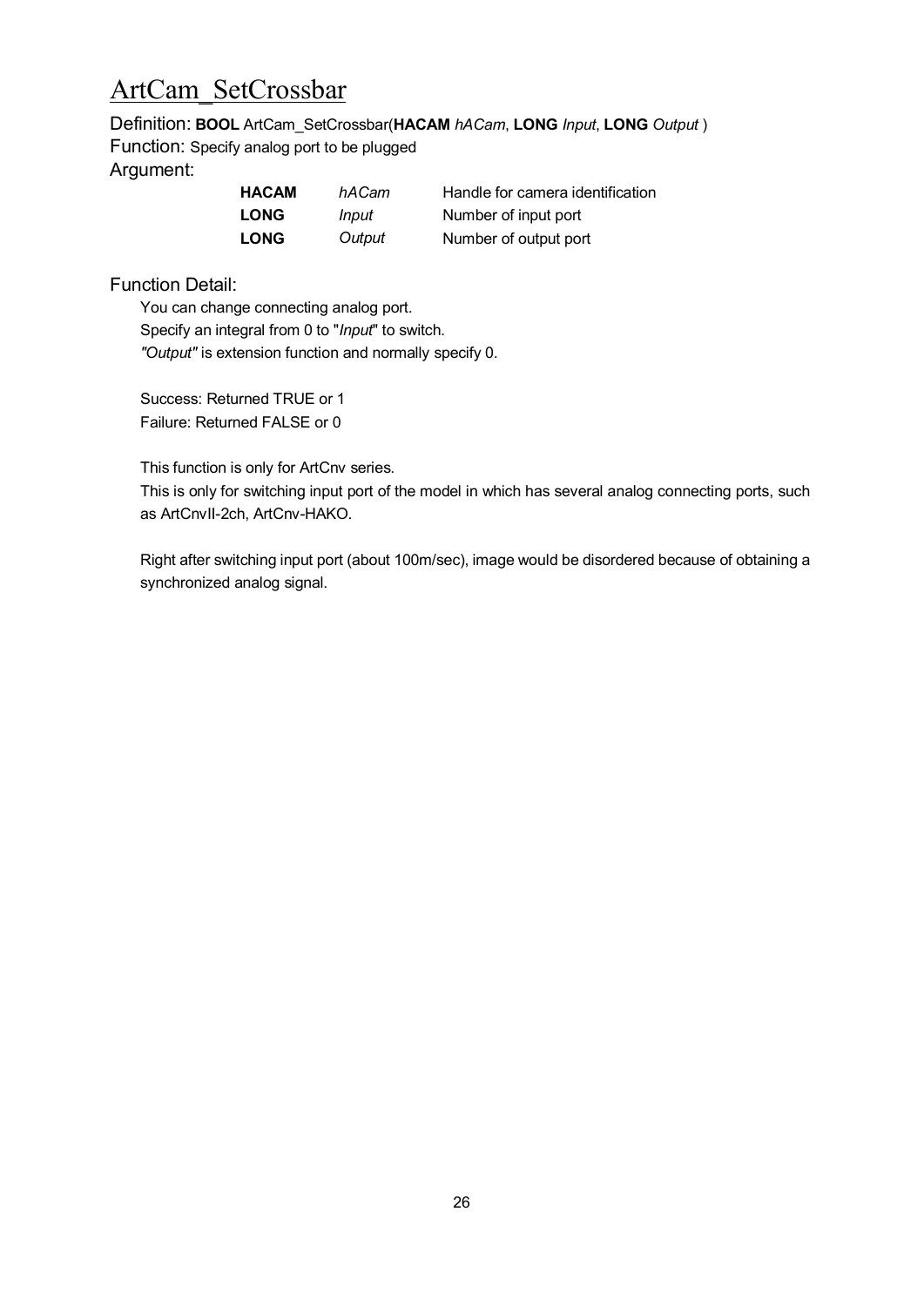# ArtCam_SetCrossbar

Definition: **BOOL** ArtCam_SetCrossbar(**HACAM** *hACam*, **LONG** *Input*, **LONG** *Output* )

Function: Specify analog port to be plugged

Argument:

| | | |
|---|---|---|
| **HACAM** | *hACam* | Handle for camera identification |
| **LONG** | *Input* | Number of input port |
| **LONG** | *Output* | Number of output port |

Function Detail:

You can change connecting analog port.
Specify an integral from 0 to "*Input*" to switch.
*"Output"* is extension function and normally specify 0.

Success: Returned TRUE or 1
Failure: Returned FALSE or 0

This function is only for ArtCnv series.
This is only for switching input port of the model in which has several analog connecting ports, such as ArtCnvII-2ch, ArtCnv-HAKO.

Right after switching input port (about 100m/sec), image would be disordered because of obtaining a synchronized analog signal.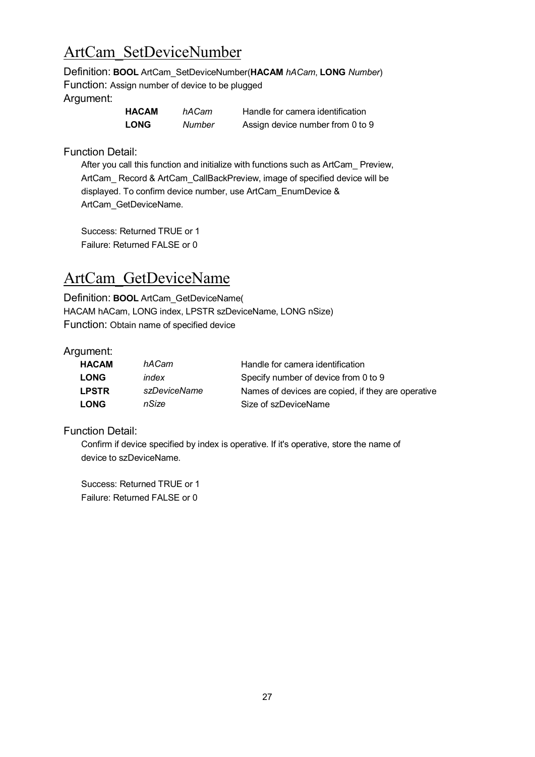# ArtCam_SetDeviceNumber

Definition: **BOOL** ArtCam_SetDeviceNumber(**HACAM** *hACam*, **LONG** *Number*)

Function: Assign number of device to be plugged

Argument:

| | | |
|---|---|---|
| **HACAM** | *hACam* | Handle for camera identification |
| **LONG** | *Number* | Assign device number from 0 to 9 |

Function Detail:

After you call this function and initialize with functions such as ArtCam_ Preview, ArtCam_ Record & ArtCam_CallBackPreview, image of specified device will be displayed. To confirm device number, use ArtCam_EnumDevice & ArtCam_GetDeviceName.

Success: Returned TRUE or 1

Failure: Returned FALSE or 0

# ArtCam_GetDeviceName

Definition: **BOOL** ArtCam_GetDeviceName(
HACAM hACam, LONG index, LPSTR szDeviceName, LONG nSize)

Function: Obtain name of specified device

Argument:

| | | |
|---|---|---|
| **HACAM** | *hACam* | Handle for camera identification |
| **LONG** | *index* | Specify number of device from 0 to 9 |
| **LPSTR** | *szDeviceName* | Names of devices are copied, if they are operative |
| **LONG** | *nSize* | Size of szDeviceName |

Function Detail:

Confirm if device specified by index is operative. If it's operative, store the name of device to szDeviceName.

Success: Returned TRUE or 1

Failure: Returned FALSE or 0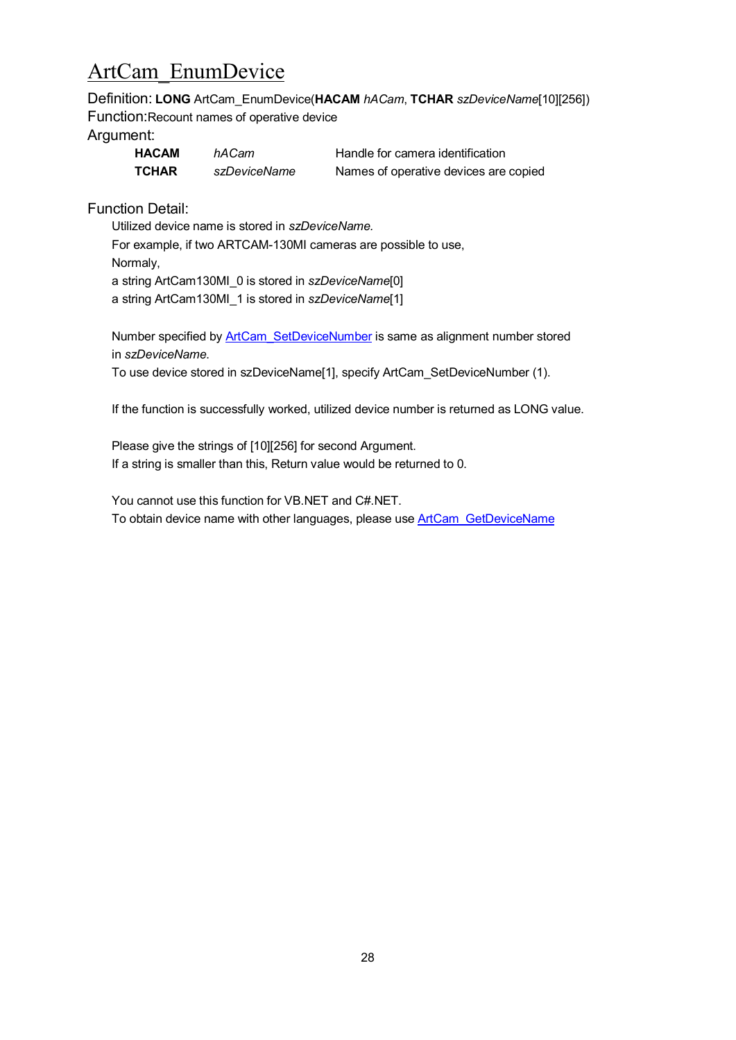# ArtCam_EnumDevice

Definition: **LONG** ArtCam_EnumDevice(**HACAM** *hACam*, **TCHAR** *szDeviceName*[10][256])
Function:Recount names of operative device
Argument:

| | | |
|---|---|---|
| **HACAM** | *hACam* | Handle for camera identification |
| **TCHAR** | *szDeviceName* | Names of operative devices are copied |

Function Detail:

Utilized device name is stored in *szDeviceName.*
For example, if two ARTCAM-130MI cameras are possible to use,
Normaly,
a string ArtCam130MI_0 is stored in *szDeviceName*[0]
a string ArtCam130MI_1 is stored in *szDeviceName*[1]

Number specified by ArtCam_SetDeviceNumber is same as alignment number stored in *szDeviceName*.
To use device stored in szDeviceName[1], specify ArtCam_SetDeviceNumber (1).

If the function is successfully worked, utilized device number is returned as LONG value.

Please give the strings of [10][256] for second Argument.
If a string is smaller than this, Return value would be returned to 0.

You cannot use this function for VB.NET and C#.NET.
To obtain device name with other languages, please use ArtCam_GetDeviceName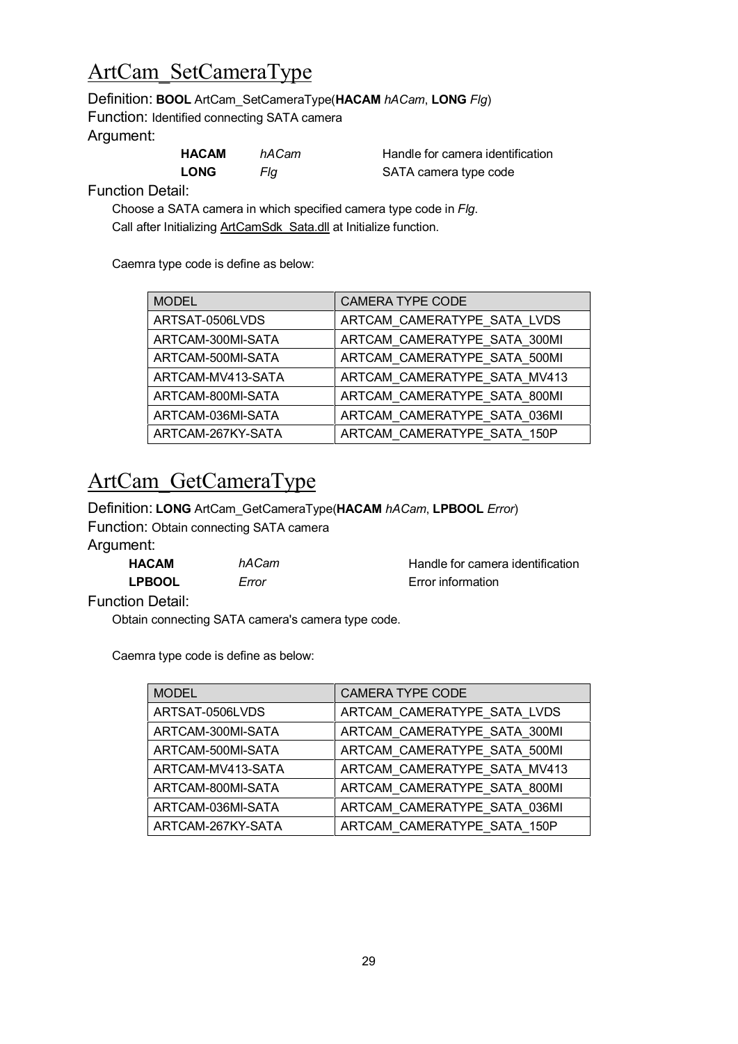# ArtCam_SetCameraType

Definition: **BOOL** ArtCam_SetCameraType(**HACAM** *hACam*, **LONG** *Flg*)

Function: Identified connecting SATA camera

Argument:

| | | |
|---|---|---|
| **HACAM** | *hACam* | Handle for camera identification |
| **LONG** | *Flg* | SATA camera type code |

Function Detail:

Choose a SATA camera in which specified camera type code in *Flg*.
Call after Initializing ArtCamSdk_Sata.dll at Initialize function.

Caemra type code is define as below:

| MODEL | CAMERA TYPE CODE |
|---|---|
| ARTSAT-0506LVDS | ARTCAM_CAMERATYPE_SATA_LVDS |
| ARTCAM-300MI-SATA | ARTCAM_CAMERATYPE_SATA_300MI |
| ARTCAM-500MI-SATA | ARTCAM_CAMERATYPE_SATA_500MI |
| ARTCAM-MV413-SATA | ARTCAM_CAMERATYPE_SATA_MV413 |
| ARTCAM-800MI-SATA | ARTCAM_CAMERATYPE_SATA_800MI |
| ARTCAM-036MI-SATA | ARTCAM_CAMERATYPE_SATA_036MI |
| ARTCAM-267KY-SATA | ARTCAM_CAMERATYPE_SATA_150P |

# ArtCam_GetCameraType

Definition: **LONG** ArtCam_GetCameraType(**HACAM** *hACam*, **LPBOOL** *Error*)

Function: Obtain connecting SATA camera

Argument:

| | | |
|---|---|---|
| **HACAM** | *hACam* | Handle for camera identification |
| **LPBOOL** | *Error* | Error information |

Function Detail:

Obtain connecting SATA camera's camera type code.

Caemra type code is define as below:

| MODEL | CAMERA TYPE CODE |
|---|---|
| ARTSAT-0506LVDS | ARTCAM_CAMERATYPE_SATA_LVDS |
| ARTCAM-300MI-SATA | ARTCAM_CAMERATYPE_SATA_300MI |
| ARTCAM-500MI-SATA | ARTCAM_CAMERATYPE_SATA_500MI |
| ARTCAM-MV413-SATA | ARTCAM_CAMERATYPE_SATA_MV413 |
| ARTCAM-800MI-SATA | ARTCAM_CAMERATYPE_SATA_800MI |
| ARTCAM-036MI-SATA | ARTCAM_CAMERATYPE_SATA_036MI |
| ARTCAM-267KY-SATA | ARTCAM_CAMERATYPE_SATA_150P |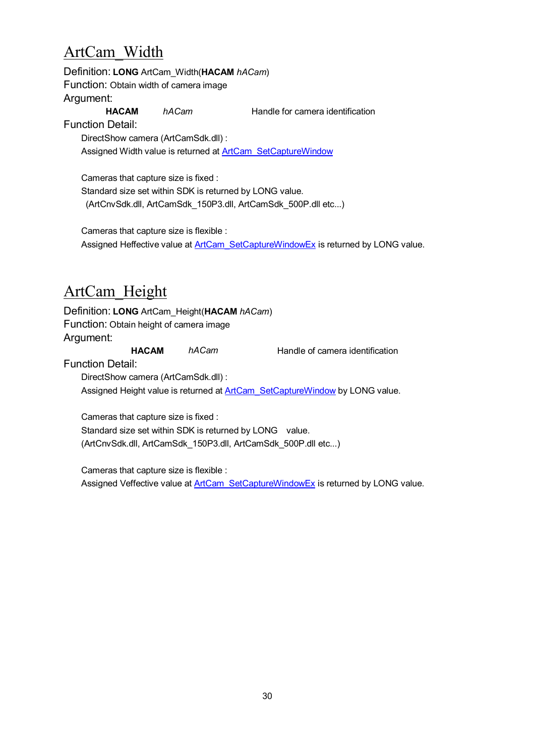# ArtCam_Width

Definition: **LONG** ArtCam_Width(**HACAM** *hACam*)
Function: Obtain width of camera image
Argument:

| **HACAM** | *hACam* | Handle for camera identification |
|---|---|---|

Function Detail:

DirectShow camera (ArtCamSdk.dll) :
Assigned Width value is returned at ArtCam_SetCaptureWindow

Cameras that capture size is fixed :
Standard size set within SDK is returned by LONG value.
(ArtCnvSdk.dll, ArtCamSdk_150P3.dll, ArtCamSdk_500P.dll etc...)

Cameras that capture size is flexible :
Assigned Heffective value at ArtCam_SetCaptureWindowEx is returned by LONG value.

# ArtCam_Height

Definition: **LONG** ArtCam_Height(**HACAM** *hACam*)
Function: Obtain height of camera image
Argument:

| **HACAM** | *hACam* | Handle of camera identification |
|---|---|---|

Function Detail:

DirectShow camera (ArtCamSdk.dll) :
Assigned Height value is returned at ArtCam_SetCaptureWindow by LONG value.

Cameras that capture size is fixed :
Standard size set within SDK is returned by LONG value.
(ArtCnvSdk.dll, ArtCamSdk_150P3.dll, ArtCamSdk_500P.dll etc...)

Cameras that capture size is flexible :
Assigned Veffective value at ArtCam_SetCaptureWindowEx is returned by LONG value.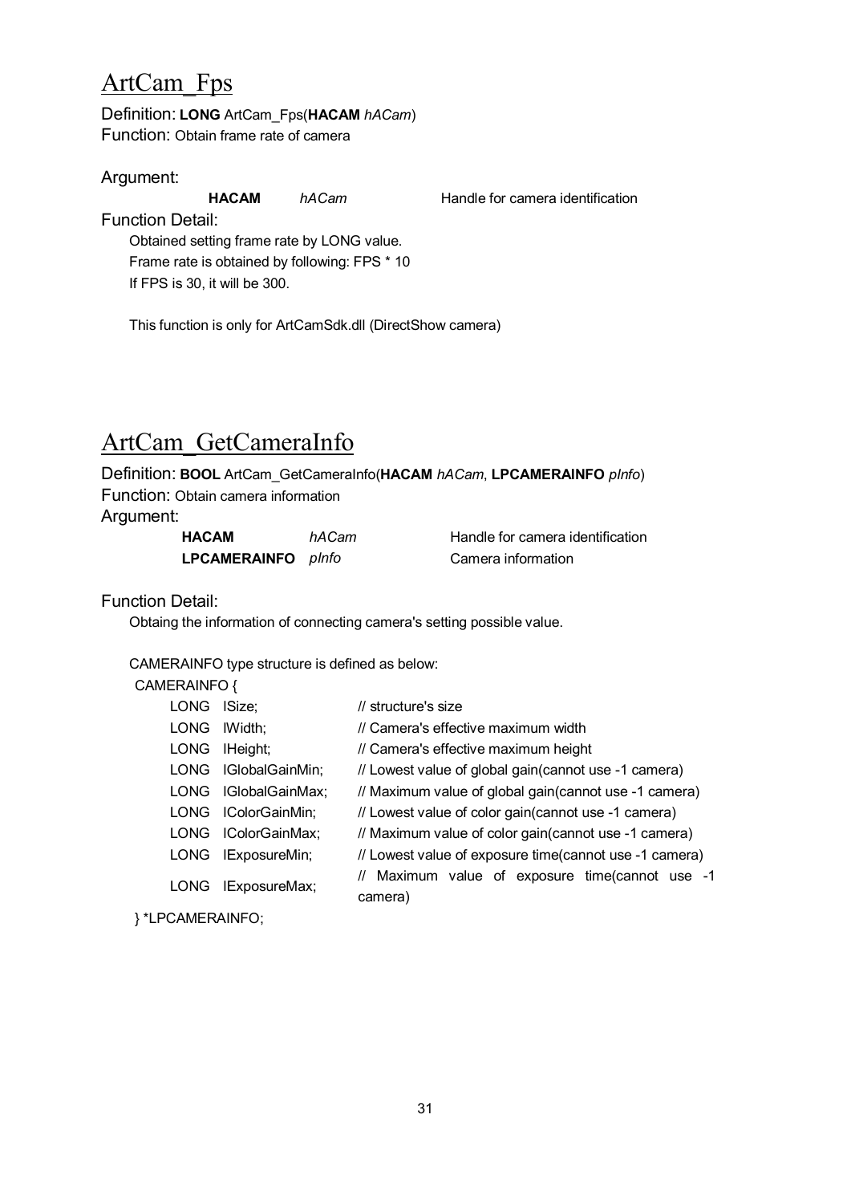# ArtCam_Fps

Definition: **LONG** ArtCam_Fps(**HACAM** *hACam*)
Function: Obtain frame rate of camera

Argument:

| | | |
|---|---|---|
| **HACAM** | *hACam* | Handle for camera identification |

Function Detail:

Obtained setting frame rate by LONG value.
Frame rate is obtained by following: FPS * 10
If FPS is 30, it will be 300.

This function is only for ArtCamSdk.dll (DirectShow camera)

# ArtCam_GetCameraInfo

Definition: **BOOL** ArtCam_GetCameraInfo(**HACAM** *hACam*, **LPCAMERAINFO** *pInfo*)
Function: Obtain camera information
Argument:

| | | |
|---|---|---|
| **HACAM** | *hACam* | Handle for camera identification |
| **LPCAMERAINFO** | *pInfo* | Camera information |

Function Detail:

Obtaing the information of connecting camera's setting possible value.

CAMERAINFO type structure is defined as below:

```
CAMERAINFO {
    LONG  lSize;            // structure's size
    LONG  lWidth;           // Camera's effective maximum width
    LONG  lHeight;          // Camera's effective maximum height
    LONG  lGlobalGainMin;   // Lowest value of global gain(cannot use -1 camera)
    LONG  lGlobalGainMax;   // Maximum value of global gain(cannot use -1 camera)
    LONG  lColorGainMin;    // Lowest value of color gain(cannot use -1 camera)
    LONG  lColorGainMax;    // Maximum value of color gain(cannot use -1 camera)
    LONG  lExposureMin;     // Lowest value of exposure time(cannot use -1 camera)
    LONG  lExposureMax;     // Maximum value of exposure time(cannot use -1 camera)
} *LPCAMERAINFO;
```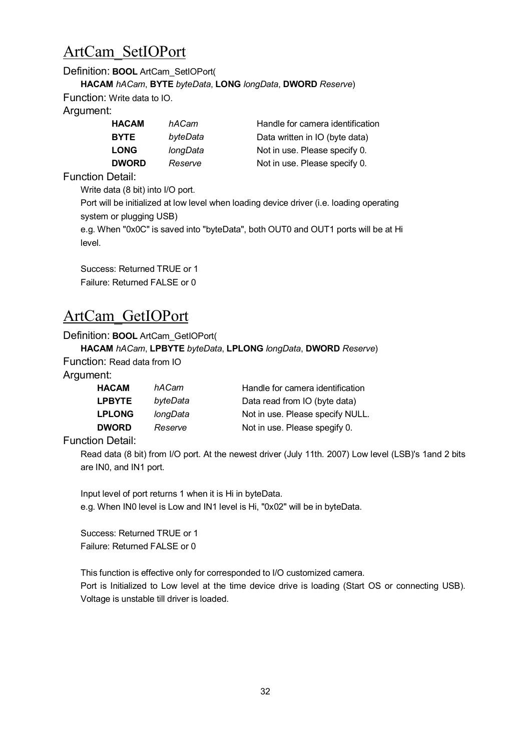# ArtCam_SetIOPort

Definition: **BOOL** ArtCam_SetIOPort(

**HACAM** *hACam*, **BYTE** *byteData*, **LONG** *longData*, **DWORD** *Reserve*)

Function: Write data to IO.

Argument:

| | | |
|---|---|---|
| **HACAM** | *hACam* | Handle for camera identification |
| **BYTE** | *byteData* | Data written in IO (byte data) |
| **LONG** | *longData* | Not in use. Please specify 0. |
| **DWORD** | *Reserve* | Not in use. Please specify 0. |

Function Detail:

Write data (8 bit) into I/O port.

Port will be initialized at low level when loading device driver (i.e. loading operating system or plugging USB)

e.g. When "0x0C" is saved into "byteData", both OUT0 and OUT1 ports will be at Hi level.

Success: Returned TRUE or 1

Failure: Returned FALSE or 0

# ArtCam_GetIOPort

Definition: **BOOL** ArtCam_GetIOPort(

**HACAM** *hACam*, **LPBYTE** *byteData*, **LPLONG** *longData*, **DWORD** *Reserve*)

Function: Read data from IO

Argument:

| | | |
|---|---|---|
| **HACAM** | *hACam* | Handle for camera identification |
| **LPBYTE** | *byteData* | Data read from IO (byte data) |
| **LPLONG** | *longData* | Not in use. Please specify NULL. |
| **DWORD** | *Reserve* | Not in use. Please spegify 0. |

Function Detail:

Read data (8 bit) from I/O port. At the newest driver (July 11th. 2007) Low level (LSB)'s 1and 2 bits are IN0, and IN1 port.

Input level of port returns 1 when it is Hi in byteData.

e.g. When IN0 level is Low and IN1 level is Hi, "0x02" will be in byteData.

Success: Returned TRUE or 1

Failure: Returned FALSE or 0

This function is effective only for corresponded to I/O customized camera.

Port is Initialized to Low level at the time device drive is loading (Start OS or connecting USB). Voltage is unstable till driver is loaded.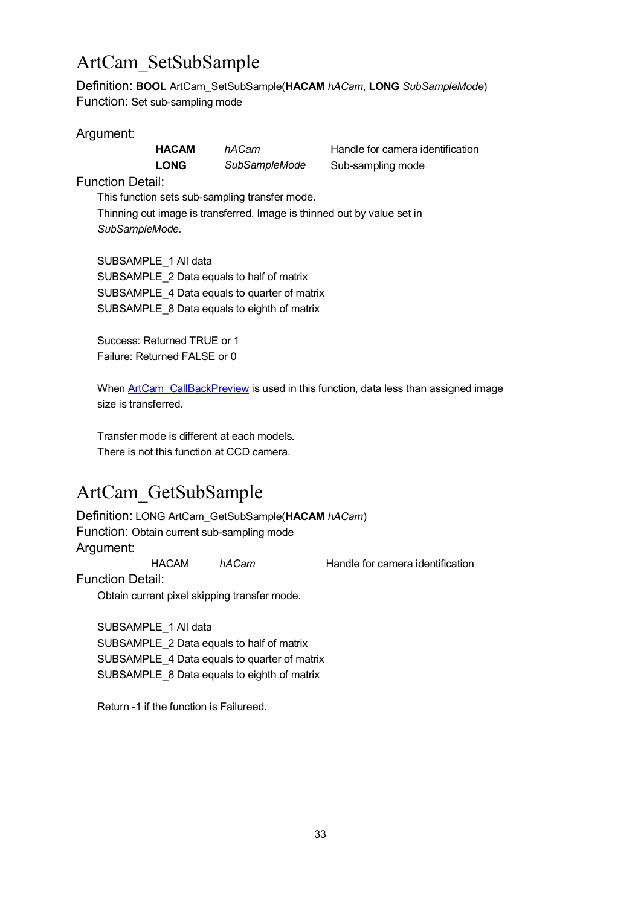# ArtCam_SetSubSample

Definition: **BOOL** ArtCam_SetSubSample(**HACAM** *hACam*, **LONG** *SubSampleMode*)

Function: Set sub-sampling mode

Argument:

| | | |
|---|---|---|
| **HACAM** | *hACam* | Handle for camera identification |
| **LONG** | *SubSampleMode* | Sub-sampling mode |

Function Detail:

This function sets sub-sampling transfer mode.

Thinning out image is transferred. Image is thinned out by value set in *SubSampleMode.*

SUBSAMPLE_1 All data
SUBSAMPLE_2 Data equals to half of matrix
SUBSAMPLE_4 Data equals to quarter of matrix
SUBSAMPLE_8 Data equals to eighth of matrix

Success: Returned TRUE or 1
Failure: Returned FALSE or 0

When ArtCam_CallBackPreview is used in this function, data less than assigned image size is transferred.

Transfer mode is different at each models.
There is not this function at CCD camera.

# ArtCam_GetSubSample

Definition: LONG ArtCam_GetSubSample(**HACAM** *hACam*)

Function: Obtain current sub-sampling mode

Argument:

| | | |
|---|---|---|
| HACAM | *hACam* | Handle for camera identification |

Function Detail:

Obtain current pixel skipping transfer mode.

SUBSAMPLE_1 All data
SUBSAMPLE_2 Data equals to half of matrix
SUBSAMPLE_4 Data equals to quarter of matrix
SUBSAMPLE_8 Data equals to eighth of matrix

Return -1 if the function is Failureed.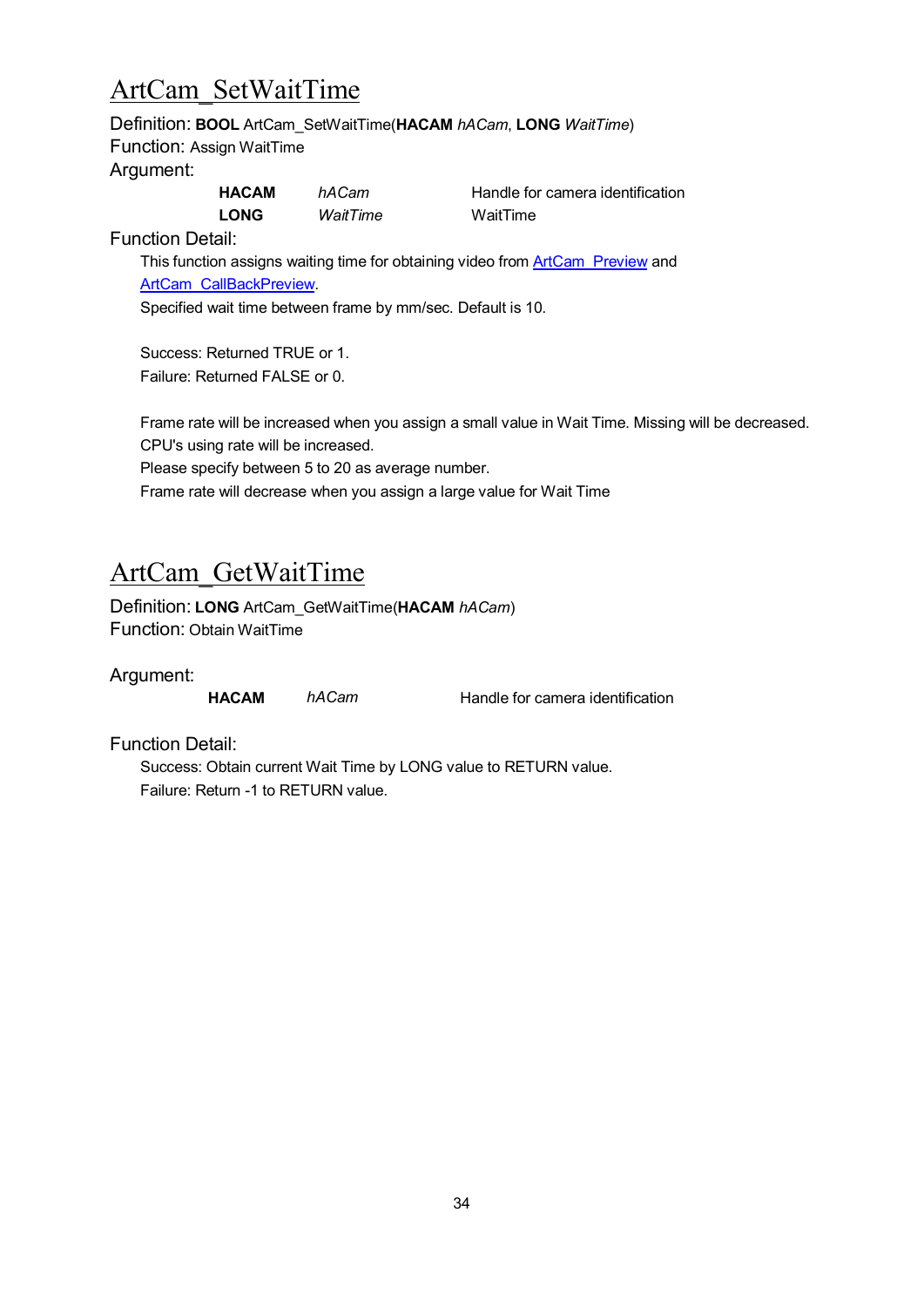# ArtCam_SetWaitTime

Definition: **BOOL** ArtCam_SetWaitTime(**HACAM** *hACam*, **LONG** *WaitTime*)
Function: Assign WaitTime
Argument:

| | | |
|---|---|---|
| **HACAM** | *hACam* | Handle for camera identification |
| **LONG** | *WaitTime* | WaitTime |

Function Detail:

This function assigns waiting time for obtaining video from ArtCam_Preview and ArtCam_CallBackPreview.
Specified wait time between frame by mm/sec. Default is 10.

Success: Returned TRUE or 1.
Failure: Returned FALSE or 0.

Frame rate will be increased when you assign a small value in Wait Time. Missing will be decreased.
CPU's using rate will be increased.
Please specify between 5 to 20 as average number.
Frame rate will decrease when you assign a large value for Wait Time

# ArtCam_GetWaitTime

Definition: **LONG** ArtCam_GetWaitTime(**HACAM** *hACam*)
Function: Obtain WaitTime

Argument:

| | | |
|---|---|---|
| **HACAM** | *hACam* | Handle for camera identification |

Function Detail:

Success: Obtain current Wait Time by LONG value to RETURN value.
Failure: Return -1 to RETURN value.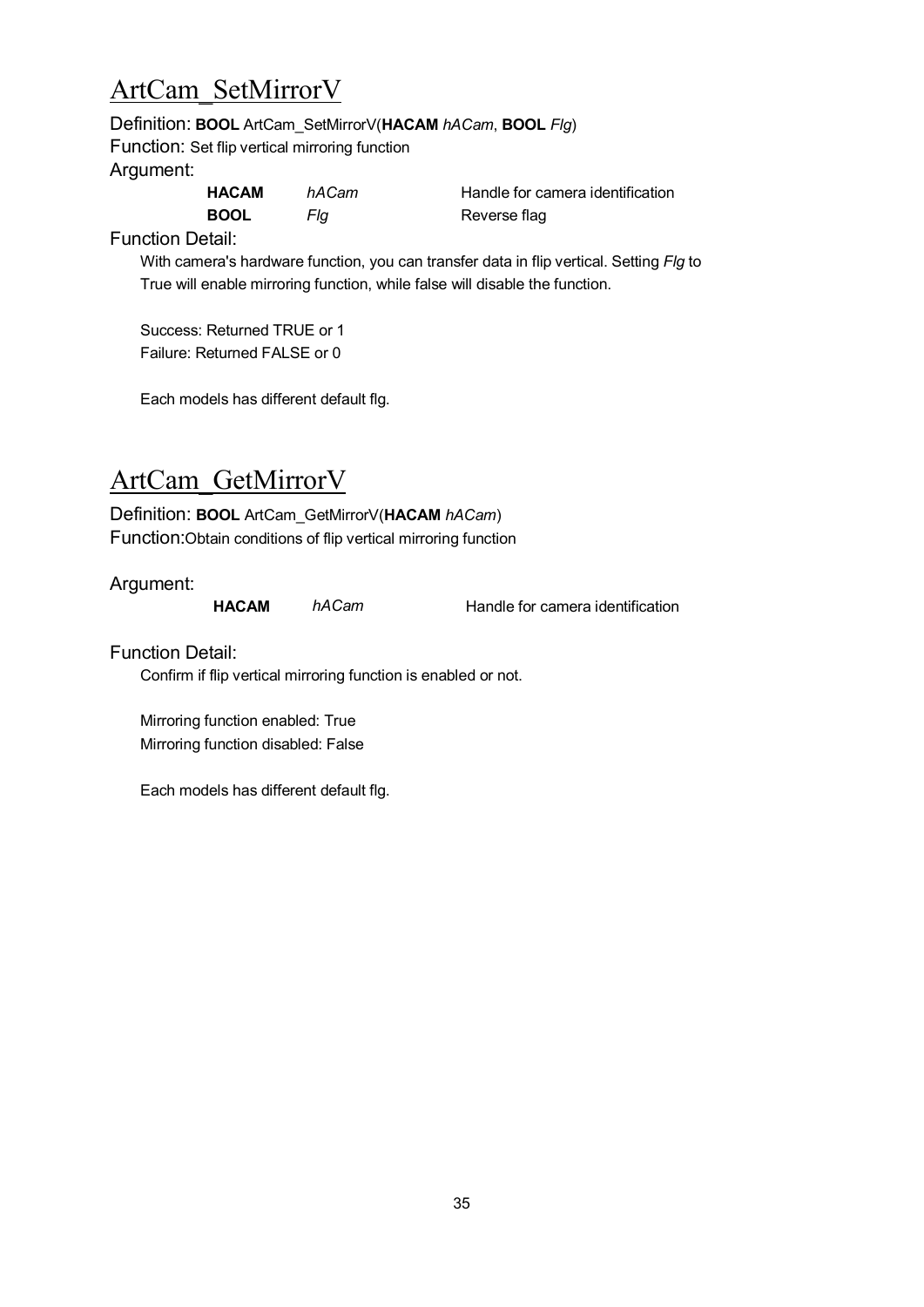## ArtCam_SetMirrorV

Definition: **BOOL** ArtCam_SetMirrorV(**HACAM** *hACam*, **BOOL** *Flg*)

Function: Set flip vertical mirroring function

Argument:

| | | |
|---|---|---|
| **HACAM** | *hACam* | Handle for camera identification |
| **BOOL** | *Flg* | Reverse flag |

Function Detail:

With camera's hardware function, you can transfer data in flip vertical. Setting *Flg* to True will enable mirroring function, while false will disable the function.

Success: Returned TRUE or 1
Failure: Returned FALSE or 0

Each models has different default flg.

## ArtCam_GetMirrorV

Definition: **BOOL** ArtCam_GetMirrorV(**HACAM** *hACam*)

Function:Obtain conditions of flip vertical mirroring function

Argument:

| | | |
|---|---|---|
| **HACAM** | *hACam* | Handle for camera identification |

Function Detail:

Confirm if flip vertical mirroring function is enabled or not.

Mirroring function enabled: True
Mirroring function disabled: False

Each models has different default flg.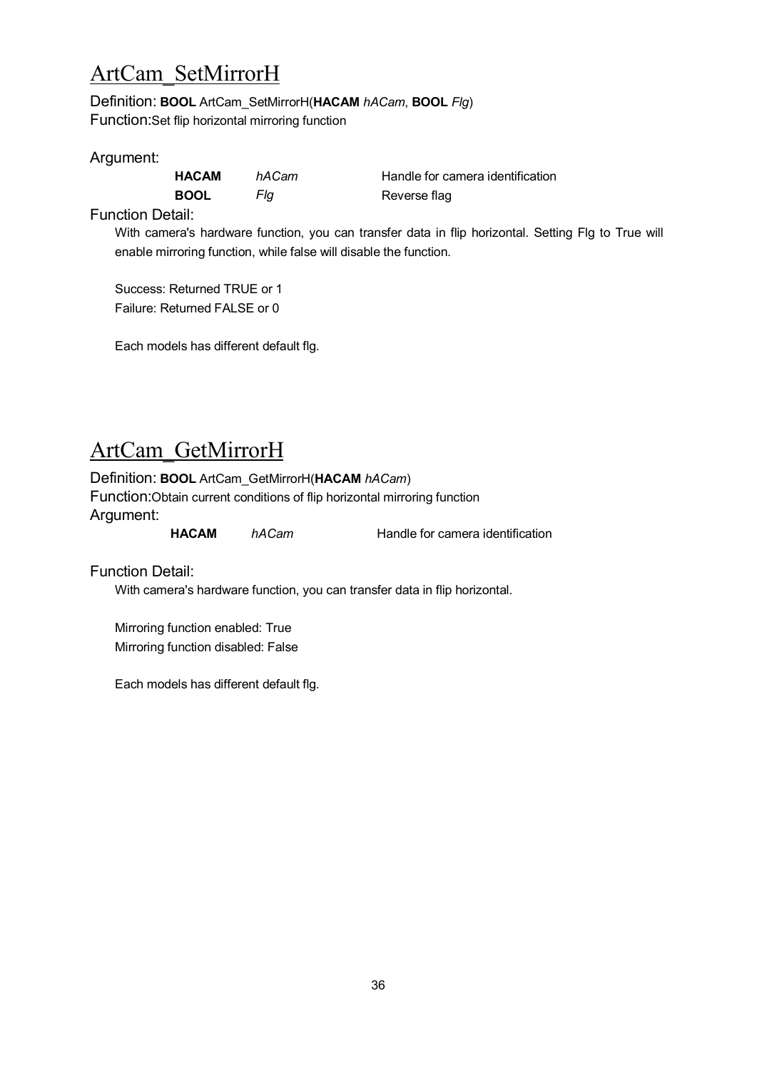# ArtCam_SetMirrorH

Definition: **BOOL** ArtCam_SetMirrorH(**HACAM** *hACam*, **BOOL** *Flg*)
Function:Set flip horizontal mirroring function

Argument:

| | | |
|---|---|---|
| **HACAM** | *hACam* | Handle for camera identification |
| **BOOL** | *Flg* | Reverse flag |

Function Detail:

With camera's hardware function, you can transfer data in flip horizontal. Setting Flg to True will enable mirroring function, while false will disable the function.

Success: Returned TRUE or 1
Failure: Returned FALSE or 0

Each models has different default flg.

# ArtCam_GetMirrorH

Definition: **BOOL** ArtCam_GetMirrorH(**HACAM** *hACam*)
Function:Obtain current conditions of flip horizontal mirroring function
Argument:

| | | |
|---|---|---|
| **HACAM** | *hACam* | Handle for camera identification |

Function Detail:

With camera's hardware function, you can transfer data in flip horizontal.

Mirroring function enabled: True
Mirroring function disabled: False

Each models has different default flg.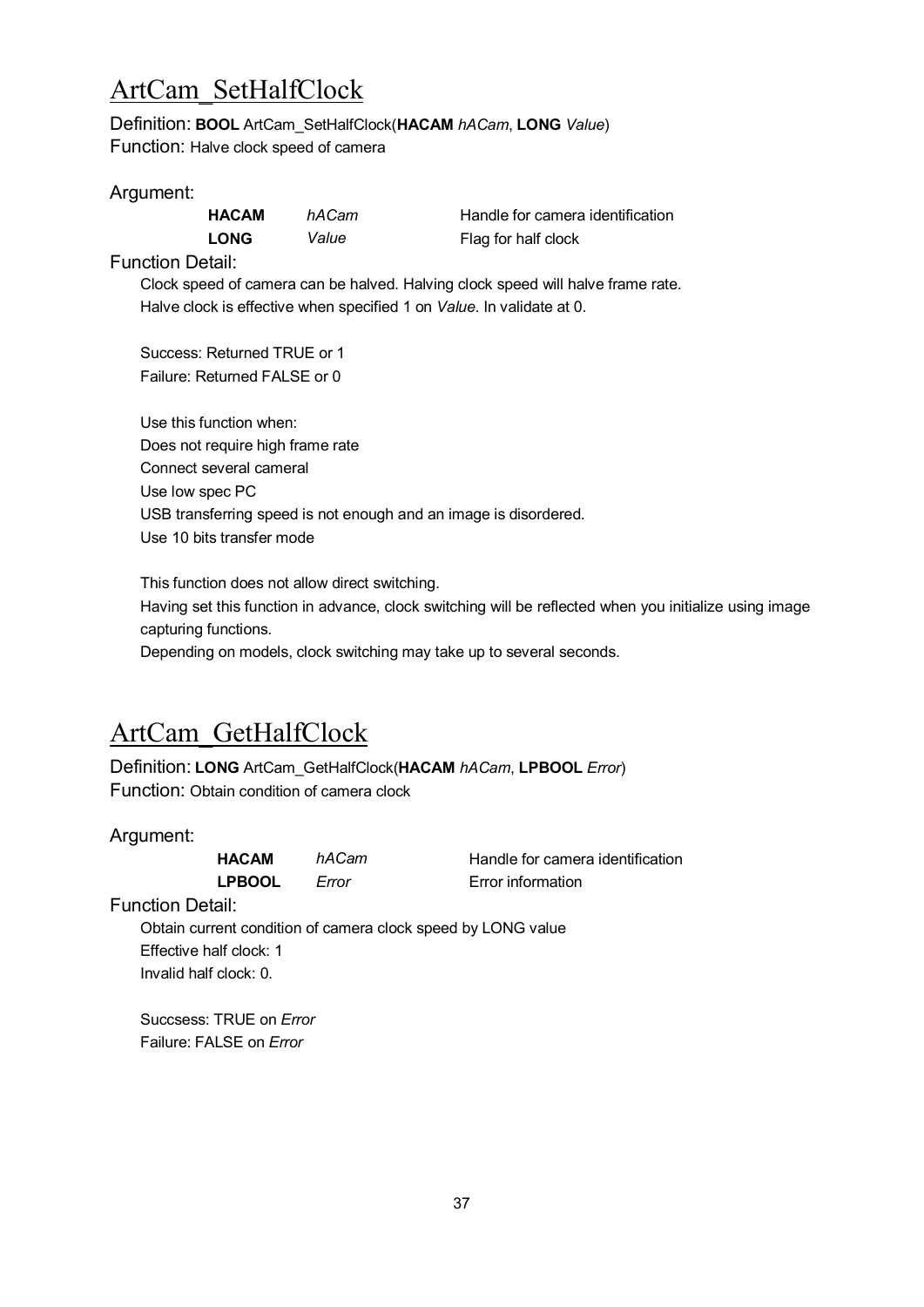# ArtCam_SetHalfClock

Definition: **BOOL** ArtCam_SetHalfClock(**HACAM** *hACam*, **LONG** *Value*)
Function: Halve clock speed of camera

Argument:

| | | |
|---|---|---|
| **HACAM** | *hACam* | Handle for camera identification |
| **LONG** | *Value* | Flag for half clock |

Function Detail:

Clock speed of camera can be halved. Halving clock speed will halve frame rate.
Halve clock is effective when specified 1 on *Value*. In validate at 0.

Success: Returned TRUE or 1
Failure: Returned FALSE or 0

Use this function when:
Does not require high frame rate
Connect several cameral
Use low spec PC
USB transferring speed is not enough and an image is disordered.
Use 10 bits transfer mode

This function does not allow direct switching.
Having set this function in advance, clock switching will be reflected when you initialize using image capturing functions.
Depending on models, clock switching may take up to several seconds.

# ArtCam_GetHalfClock

Definition: **LONG** ArtCam_GetHalfClock(**HACAM** *hACam*, **LPBOOL** *Error*)
Function: Obtain condition of camera clock

Argument:

| | | |
|---|---|---|
| **HACAM** | *hACam* | Handle for camera identification |
| **LPBOOL** | *Error* | Error information |

Function Detail:

Obtain current condition of camera clock speed by LONG value
Effective half clock: 1
Invalid half clock: 0.

Succsess: TRUE on *Error*
Failure: FALSE on *Error*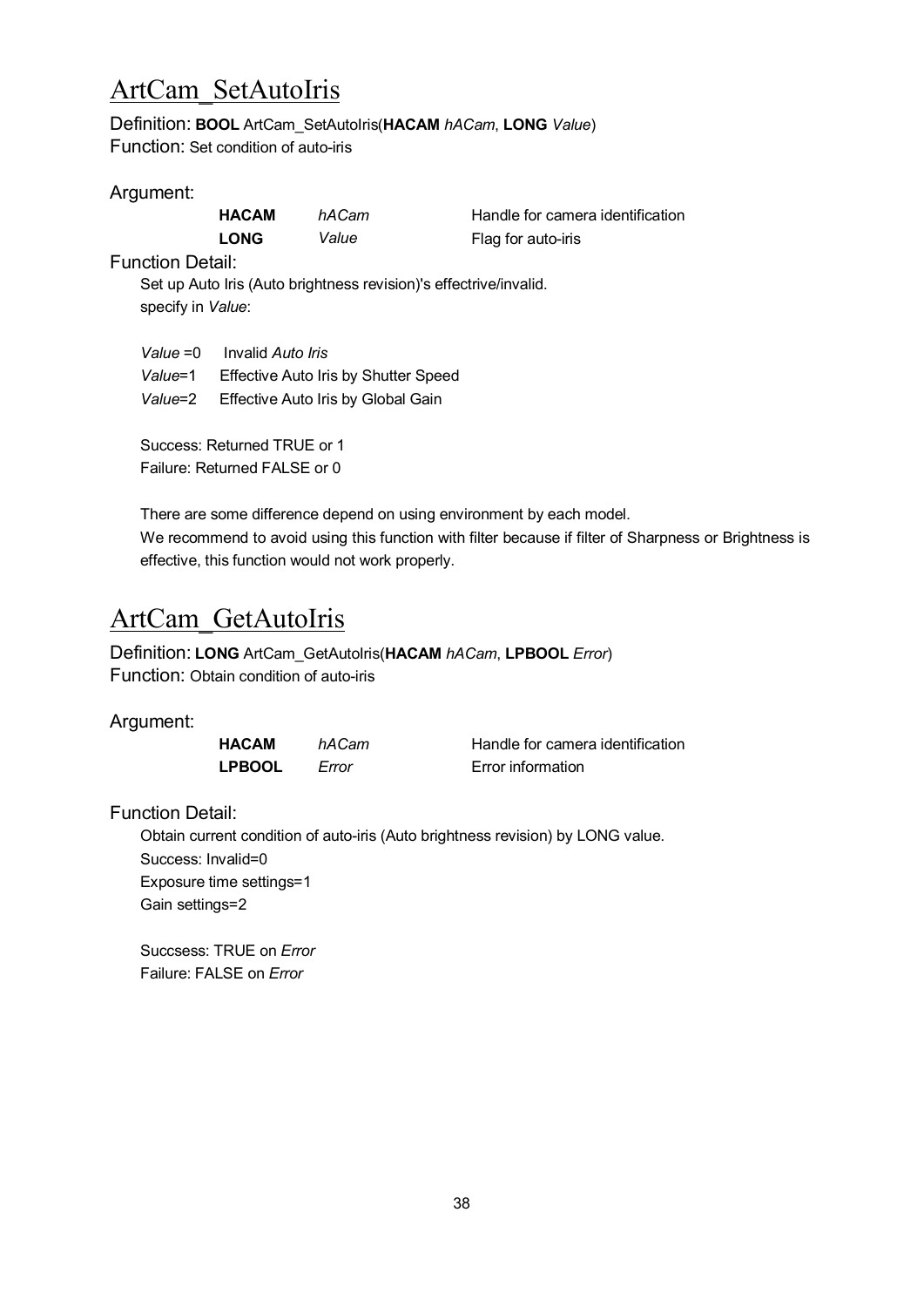## ArtCam_SetAutoIris

Definition: **BOOL** ArtCam_SetAutoIris(**HACAM** *hACam*, **LONG** *Value*)
Function: Set condition of auto-iris

Argument:

| | | |
|---|---|---|
| **HACAM** | *hACam* | Handle for camera identification |
| **LONG** | *Value* | Flag for auto-iris |

Function Detail:

Set up Auto Iris (Auto brightness revision)'s effectrive/invalid.
specify in *Value*:

*Value* =0 Invalid *Auto Iris*
*Value*=1 Effective Auto Iris by Shutter Speed
*Value*=2 Effective Auto Iris by Global Gain

Success: Returned TRUE or 1
Failure: Returned FALSE or 0

There are some difference depend on using environment by each model.
We recommend to avoid using this function with filter because if filter of Sharpness or Brightness is effective, this function would not work properly.

## ArtCam_GetAutoIris

Definition: **LONG** ArtCam_GetAutoIris(**HACAM** *hACam*, **LPBOOL** *Error*)
Function: Obtain condition of auto-iris

Argument:

| | | |
|---|---|---|
| **HACAM** | *hACam* | Handle for camera identification |
| **LPBOOL** | *Error* | Error information |

Function Detail:

Obtain current condition of auto-iris (Auto brightness revision) by LONG value.
Success: Invalid=0
Exposure time settings=1
Gain settings=2

Succsess: TRUE on *Error*
Failure: FALSE on *Error*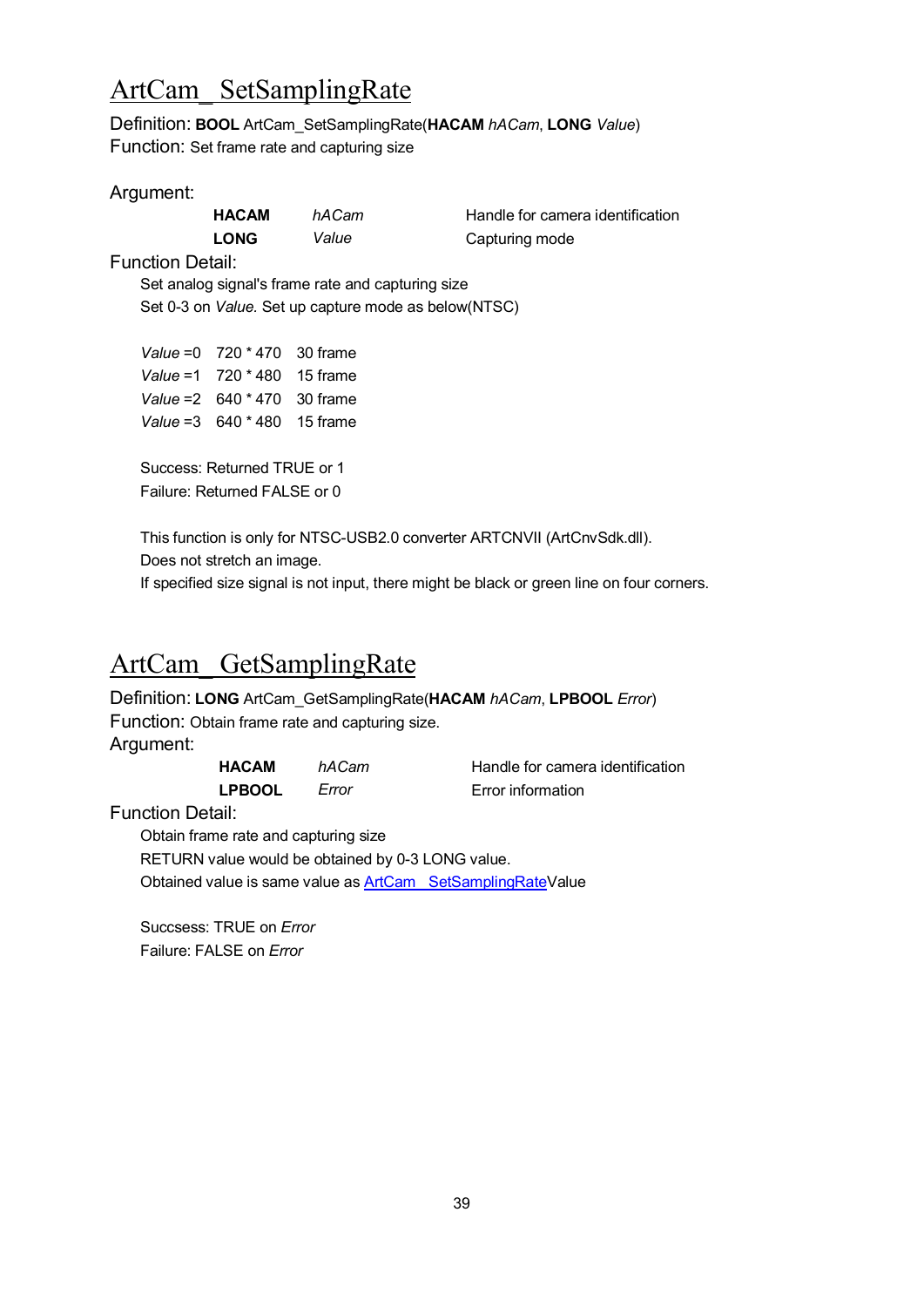## ArtCam_ SetSamplingRate

Definition: **BOOL** ArtCam_SetSamplingRate(**HACAM** *hACam*, **LONG** *Value*)
Function: Set frame rate and capturing size

Argument:

| | | |
|---|---|---|
| **HACAM** | *hACam* | Handle for camera identification |
| **LONG** | *Value* | Capturing mode |

Function Detail:

Set analog signal's frame rate and capturing size
Set 0-3 on *Value.* Set up capture mode as below(NTSC)

| | | |
|---|---|---|
| *Value* =0 | 720 * 470 | 30 frame |
| *Value* =1 | 720 * 480 | 15 frame |
| *Value* =2 | 640 * 470 | 30 frame |
| *Value* =3 | 640 * 480 | 15 frame |

Success: Returned TRUE or 1
Failure: Returned FALSE or 0

This function is only for NTSC-USB2.0 converter ARTCNVII (ArtCnvSdk.dll).
Does not stretch an image.
If specified size signal is not input, there might be black or green line on four corners.

## ArtCam_ GetSamplingRate

Definition: **LONG** ArtCam_GetSamplingRate(**HACAM** *hACam*, **LPBOOL** *Error*)
Function: Obtain frame rate and capturing size.
Argument:

| | | |
|---|---|---|
| **HACAM** | *hACam* | Handle for camera identification |
| **LPBOOL** | *Error* | Error information |

Function Detail:

Obtain frame rate and capturing size
RETURN value would be obtained by 0-3 LONG value.
Obtained value is same value as ArtCam_ SetSamplingRateValue

Succsess: TRUE on *Error*
Failure: FALSE on *Error*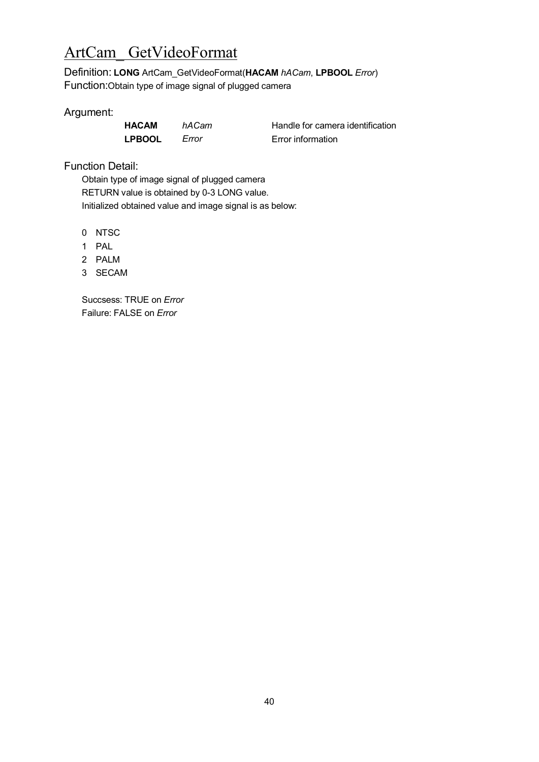# ArtCam_ GetVideoFormat

Definition: **LONG** ArtCam_GetVideoFormat(**HACAM** *hACam*, **LPBOOL** *Error*)
Function:Obtain type of image signal of plugged camera

Argument:

| | | |
|---|---|---|
| **HACAM** | *hACam* | Handle for camera identification |
| **LPBOOL** | *Error* | Error information |

Function Detail:

Obtain type of image signal of plugged camera
RETURN value is obtained by 0-3 LONG value.
Initialized obtained value and image signal is as below:

0 NTSC
1 PAL
2 PALM
3 SECAM

Succsess: TRUE on *Error*
Failure: FALSE on *Error*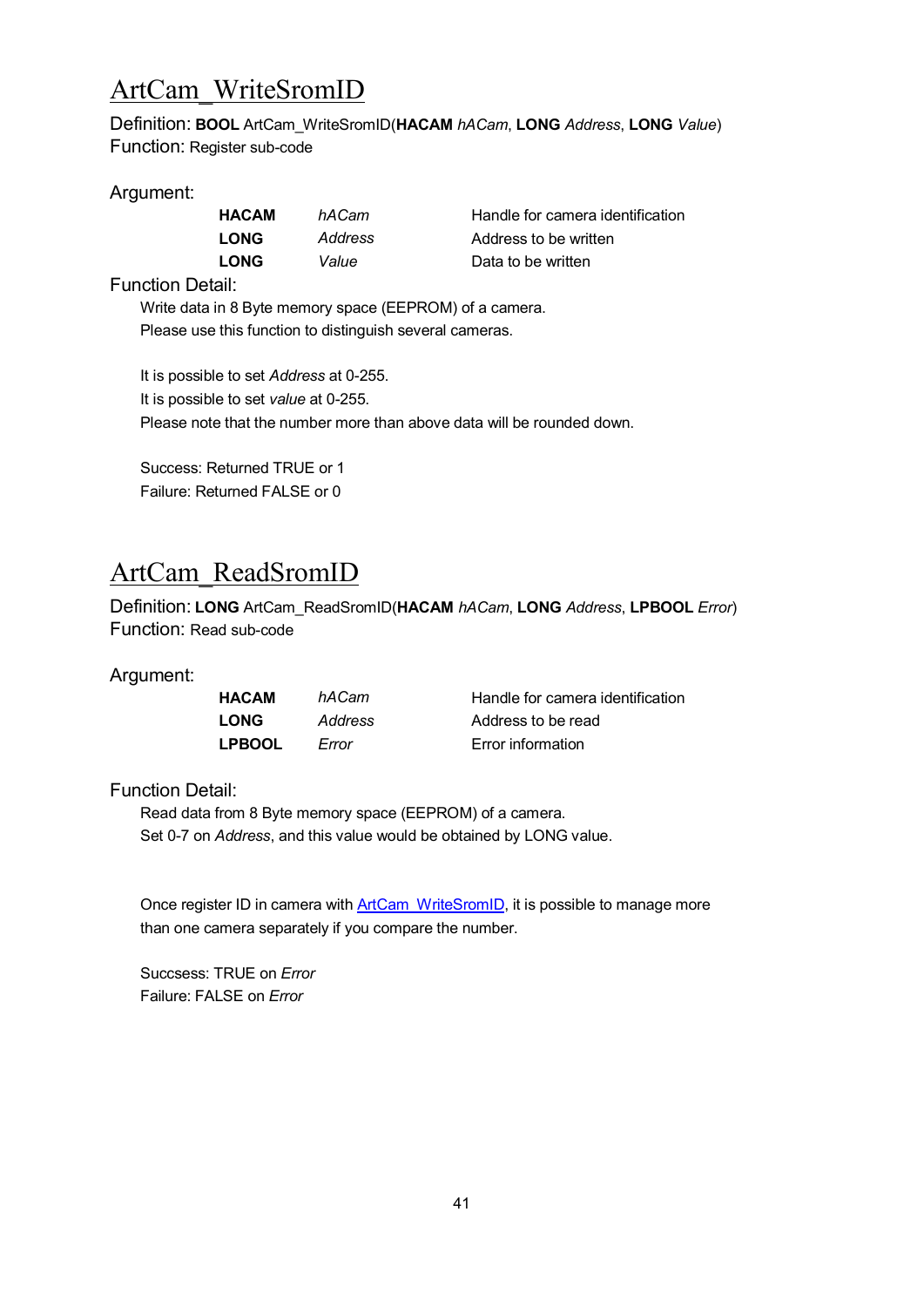# ArtCam_WriteSromID

Definition: **BOOL** ArtCam_WriteSromID(**HACAM** *hACam*, **LONG** *Address*, **LONG** *Value*)
Function: Register sub-code

Argument:

| | | |
|---|---|---|
| **HACAM** | *hACam* | Handle for camera identification |
| **LONG** | *Address* | Address to be written |
| **LONG** | *Value* | Data to be written |

Function Detail:

Write data in 8 Byte memory space (EEPROM) of a camera.
Please use this function to distinguish several cameras.

It is possible to set *Address* at 0-255.
It is possible to set *value* at 0-255.
Please note that the number more than above data will be rounded down.

Success: Returned TRUE or 1
Failure: Returned FALSE or 0

# ArtCam_ReadSromID

Definition: **LONG** ArtCam_ReadSromID(**HACAM** *hACam*, **LONG** *Address*, **LPBOOL** *Error*)
Function: Read sub-code

Argument:

| | | |
|---|---|---|
| **HACAM** | *hACam* | Handle for camera identification |
| **LONG** | *Address* | Address to be read |
| **LPBOOL** | *Error* | Error information |

Function Detail:

Read data from 8 Byte memory space (EEPROM) of a camera.
Set 0-7 on *Address*, and this value would be obtained by LONG value.

Once register ID in camera with ArtCam_WriteSromID, it is possible to manage more than one camera separately if you compare the number.

Succsess: TRUE on *Error*
Failure: FALSE on *Error*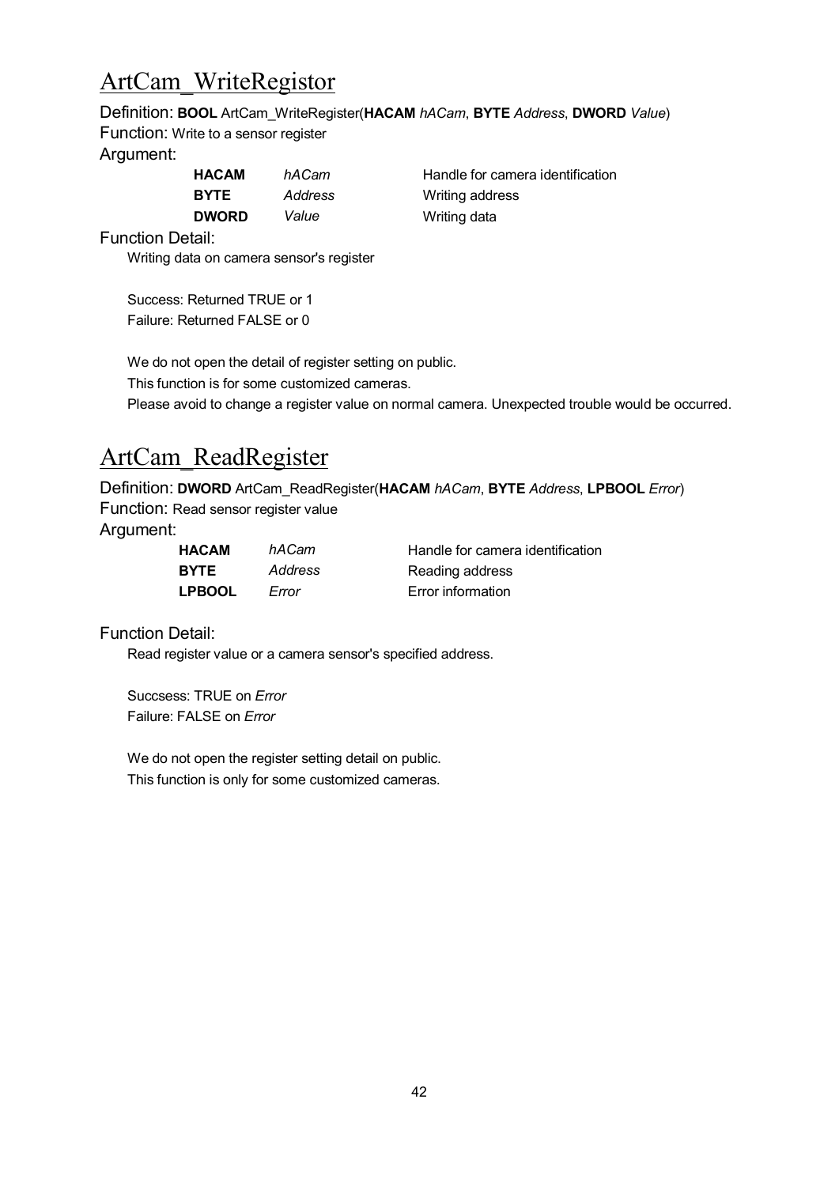# ArtCam_WriteRegistor

Definition: **BOOL** ArtCam_WriteRegister(**HACAM** *hACam*, **BYTE** *Address*, **DWORD** *Value*)

Function: Write to a sensor register

Argument:

| | | |
|---|---|---|
| **HACAM** | *hACam* | Handle for camera identification |
| **BYTE** | *Address* | Writing address |
| **DWORD** | *Value* | Writing data |

Function Detail:

Writing data on camera sensor's register

Success: Returned TRUE or 1
Failure: Returned FALSE or 0

We do not open the detail of register setting on public.
This function is for some customized cameras.
Please avoid to change a register value on normal camera. Unexpected trouble would be occurred.

# ArtCam_ReadRegister

Definition: **DWORD** ArtCam_ReadRegister(**HACAM** *hACam*, **BYTE** *Address*, **LPBOOL** *Error*)

Function: Read sensor register value

Argument:

| | | |
|---|---|---|
| **HACAM** | *hACam* | Handle for camera identification |
| **BYTE** | *Address* | Reading address |
| **LPBOOL** | *Error* | Error information |

Function Detail:

Read register value or a camera sensor's specified address.

Succsess: TRUE on *Error*
Failure: FALSE on *Error*

We do not open the register setting detail on public.
This function is only for some customized cameras.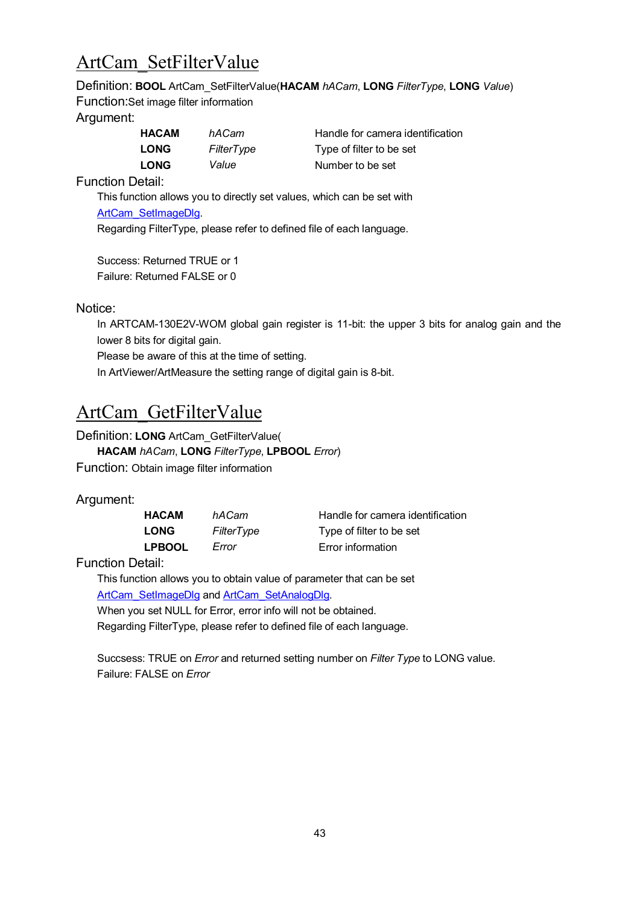# ArtCam_SetFilterValue

Definition: **BOOL** ArtCam_SetFilterValue(**HACAM** *hACam*, **LONG** *FilterType*, **LONG** *Value*)

Function:Set image filter information

Argument:

| | | |
|---|---|---|
| **HACAM** | *hACam* | Handle for camera identification |
| **LONG** | *FilterType* | Type of filter to be set |
| **LONG** | *Value* | Number to be set |

Function Detail:

This function allows you to directly set values, which can be set with ArtCam_SetImageDlg.

Regarding FilterType, please refer to defined file of each language.

Success: Returned TRUE or 1

Failure: Returned FALSE or 0

Notice:

In ARTCAM-130E2V-WOM global gain register is 11-bit: the upper 3 bits for analog gain and the lower 8 bits for digital gain.

Please be aware of this at the time of setting.

In ArtViewer/ArtMeasure the setting range of digital gain is 8-bit.

# ArtCam_GetFilterValue

Definition: **LONG** ArtCam_GetFilterValue(
**HACAM** *hACam*, **LONG** *FilterType*, **LPBOOL** *Error*)

Function: Obtain image filter information

Argument:

| | | |
|---|---|---|
| **HACAM** | *hACam* | Handle for camera identification |
| **LONG** | *FilterType* | Type of filter to be set |
| **LPBOOL** | *Error* | Error information |

Function Detail:

This function allows you to obtain value of parameter that can be set ArtCam_SetImageDlg and ArtCam_SetAnalogDlg.

When you set NULL for Error, error info will not be obtained.

Regarding FilterType, please refer to defined file of each language.

Succsess: TRUE on *Error* and returned setting number on *Filter Type* to LONG value.

Failure: FALSE on *Error*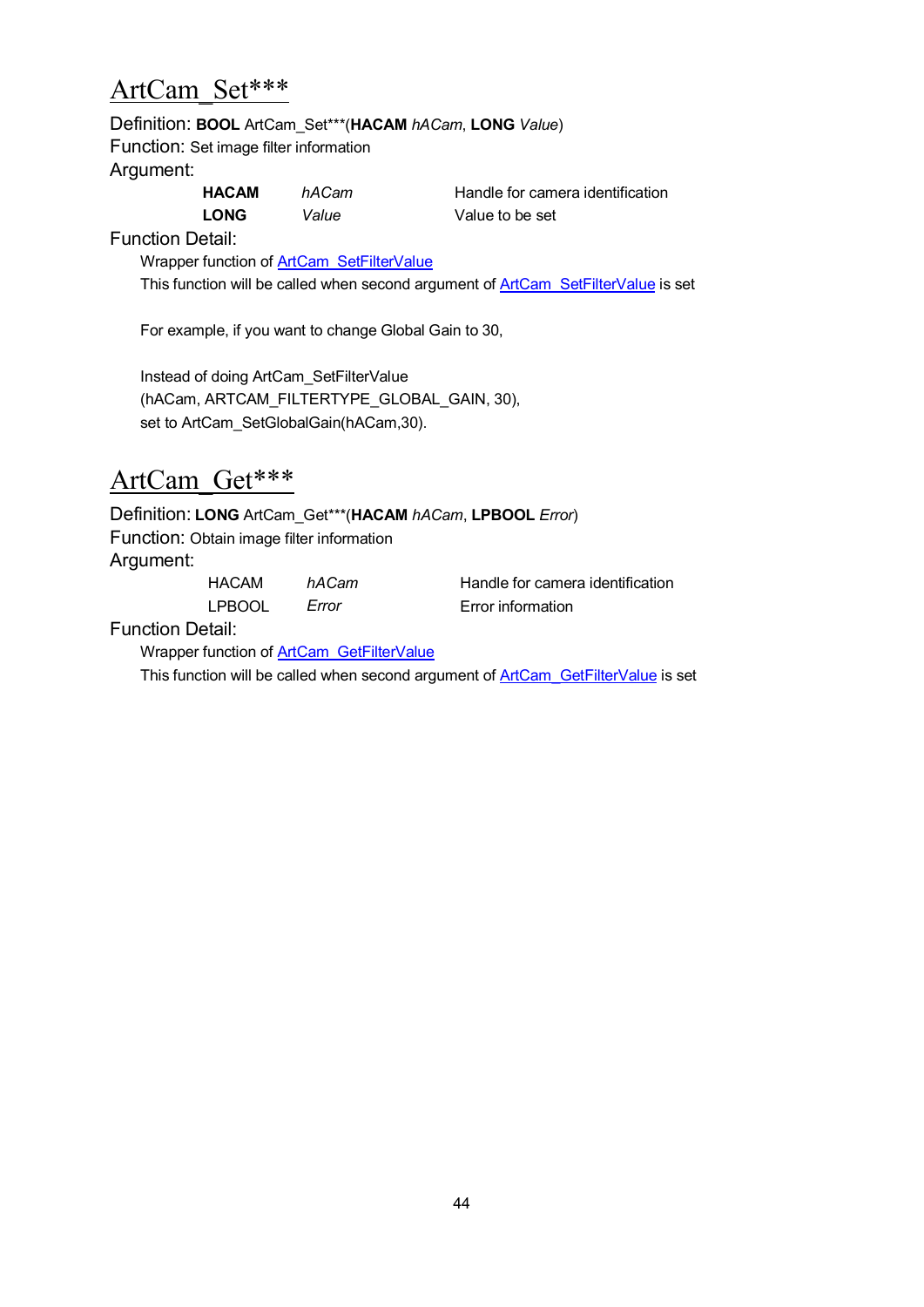## ArtCam_Set***

Definition: **BOOL** ArtCam_Set***(**HACAM** *hACam*, **LONG** *Value*)
Function: Set image filter information
Argument:

| | | |
|---|---|---|
| **HACAM** | *hACam* | Handle for camera identification |
| **LONG** | *Value* | Value to be set |

Function Detail:

Wrapper function of ArtCam_SetFilterValue
This function will be called when second argument of ArtCam_SetFilterValue is set

For example, if you want to change Global Gain to 30,

Instead of doing ArtCam_SetFilterValue
(hACam, ARTCAM_FILTERTYPE_GLOBAL_GAIN, 30),
set to ArtCam_SetGlobalGain(hACam,30).

## ArtCam_Get***

Definition: **LONG** ArtCam_Get***(**HACAM** *hACam*, **LPBOOL** *Error*)
Function: Obtain image filter information
Argument:

| | | |
|---|---|---|
| HACAM | *hACam* | Handle for camera identification |
| LPBOOL | *Error* | Error information |

Function Detail:

Wrapper function of ArtCam_GetFilterValue
This function will be called when second argument of ArtCam_GetFilterValue is set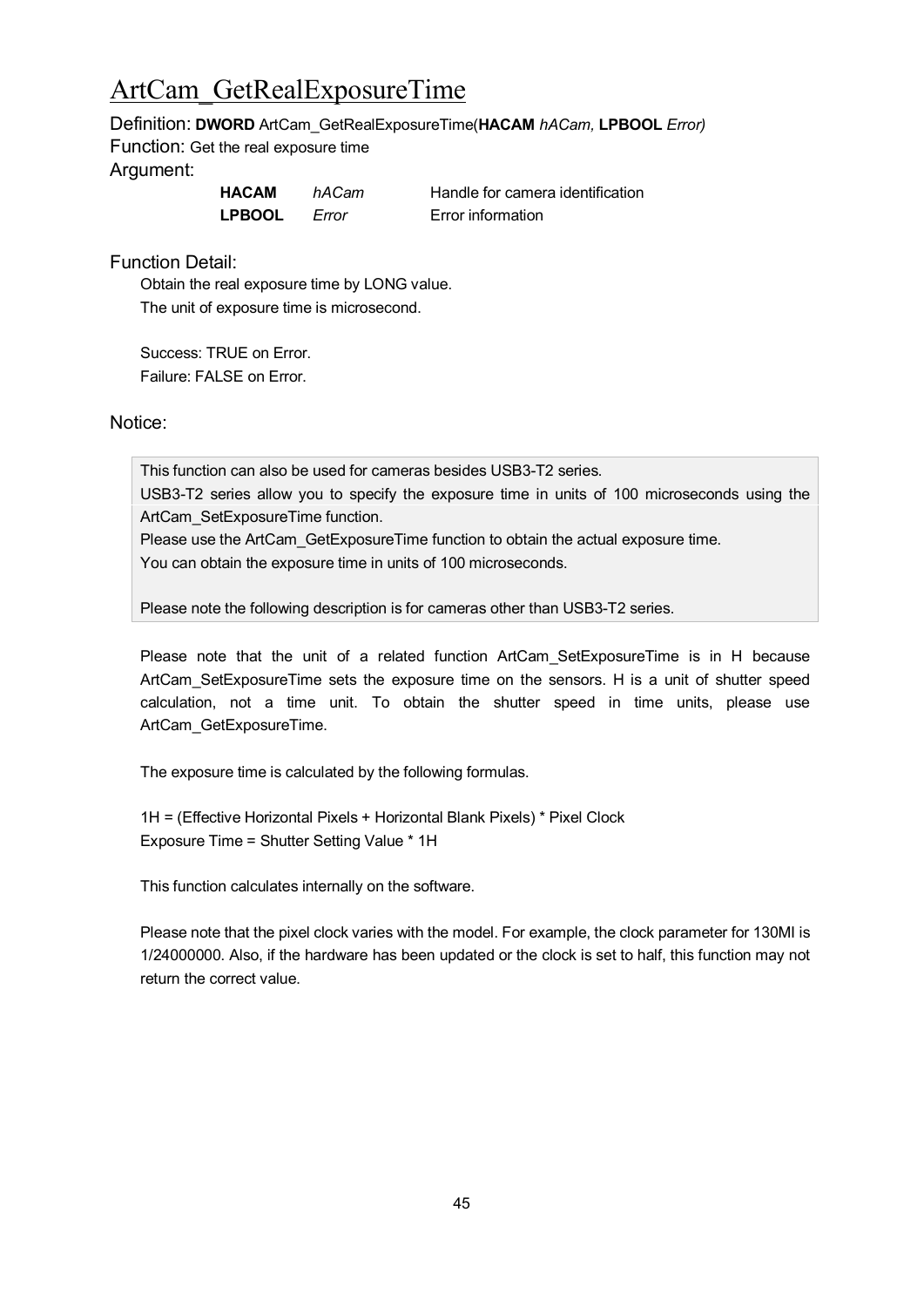# ArtCam_GetRealExposureTime

Definition: **DWORD** ArtCam_GetRealExposureTime(**HACAM** *hACam,* **LPBOOL** *Error)*

Function: Get the real exposure time

Argument:

| | | |
|---|---|---|
| **HACAM** | *hACam* | Handle for camera identification |
| **LPBOOL** | *Error* | Error information |

Function Detail:

Obtain the real exposure time by LONG value.
The unit of exposure time is microsecond.

Success: TRUE on Error.
Failure: FALSE on Error.

Notice:

> This function can also be used for cameras besides USB3-T2 series.
> USB3-T2 series allow you to specify the exposure time in units of 100 microseconds using the ArtCam_SetExposureTime function.
> Please use the ArtCam_GetExposureTime function to obtain the actual exposure time.
> You can obtain the exposure time in units of 100 microseconds.
>
> Please note the following description is for cameras other than USB3-T2 series.

Please note that the unit of a related function ArtCam_SetExposureTime is in H because ArtCam_SetExposureTime sets the exposure time on the sensors. H is a unit of shutter speed calculation, not a time unit. To obtain the shutter speed in time units, please use ArtCam_GetExposureTime.

The exposure time is calculated by the following formulas.

1H = (Effective Horizontal Pixels + Horizontal Blank Pixels) * Pixel Clock
Exposure Time = Shutter Setting Value * 1H

This function calculates internally on the software.

Please note that the pixel clock varies with the model. For example, the clock parameter for 130MI is 1/24000000. Also, if the hardware has been updated or the clock is set to half, this function may not return the correct value.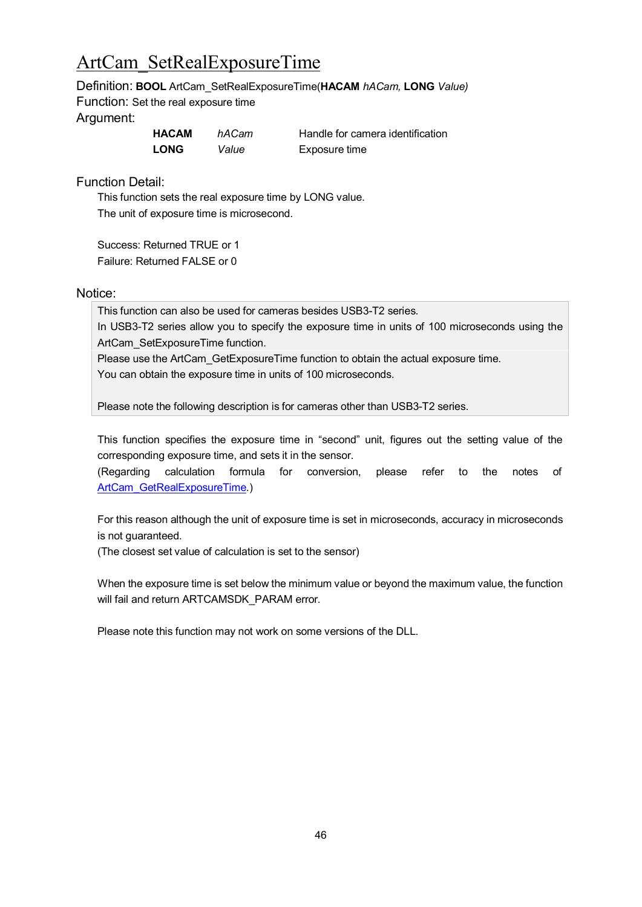# ArtCam_SetRealExposureTime

Definition: **BOOL** ArtCam_SetRealExposureTime(**HACAM** *hACam,* **LONG** *Value)*
Function: Set the real exposure time
Argument:

| | | |
|---|---|---|
| **HACAM** | *hACam* | Handle for camera identification |
| **LONG** | *Value* | Exposure time |

Function Detail:

This function sets the real exposure time by LONG value.
The unit of exposure time is microsecond.

Success: Returned TRUE or 1
Failure: Returned FALSE or 0

Notice:

This function can also be used for cameras besides USB3-T2 series.
In USB3-T2 series allow you to specify the exposure time in units of 100 microseconds using the ArtCam_SetExposureTime function.
Please use the ArtCam_GetExposureTime function to obtain the actual exposure time.
You can obtain the exposure time in units of 100 microseconds.

Please note the following description is for cameras other than USB3-T2 series.

This function specifies the exposure time in "second" unit, figures out the setting value of the corresponding exposure time, and sets it in the sensor.
(Regarding calculation formula for conversion, please refer to the notes of ArtCam_GetRealExposureTime.)

For this reason although the unit of exposure time is set in microseconds, accuracy in microseconds is not guaranteed.
(The closest set value of calculation is set to the sensor)

When the exposure time is set below the minimum value or beyond the maximum value, the function will fail and return ARTCAMSDK_PARAM error.

Please note this function may not work on some versions of the DLL.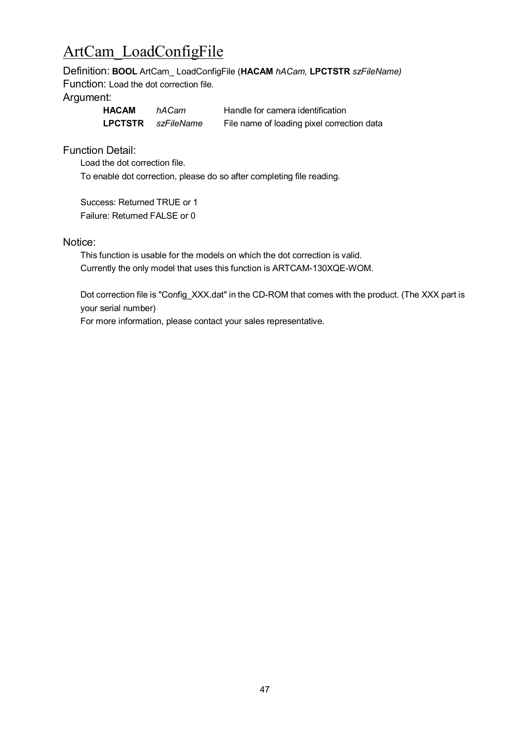# ArtCam_LoadConfigFile

Definition: **BOOL** ArtCam_ LoadConfigFile (**HACAM** *hACam,* **LPCTSTR** *szFileName)*

Function: Load the dot correction file.

Argument:

| | | |
|---|---|---|
| **HACAM** | *hACam* | Handle for camera identification |
| **LPCTSTR** | *szFileName* | File name of loading pixel correction data |

Function Detail:

Load the dot correction file.

To enable dot correction, please do so after completing file reading.

Success: Returned TRUE or 1

Failure: Returned FALSE or 0

Notice:

This function is usable for the models on which the dot correction is valid.

Currently the only model that uses this function is ARTCAM-130XQE-WOM.

Dot correction file is "Config_XXX.dat" in the CD-ROM that comes with the product. (The XXX part is your serial number)

For more information, please contact your sales representative.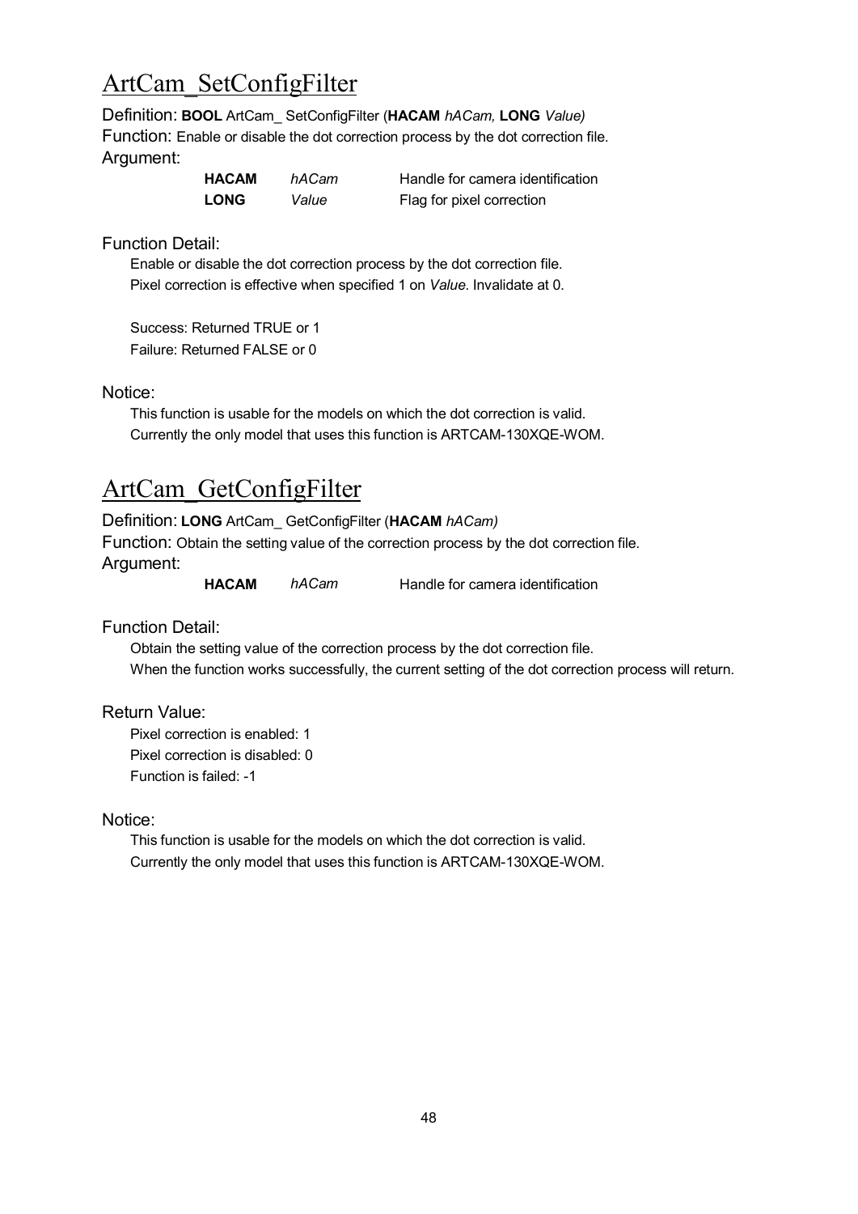## ArtCam_SetConfigFilter

Definition: **BOOL** ArtCam_ SetConfigFilter (**HACAM** *hACam,* **LONG** *Value)*

Function: Enable or disable the dot correction process by the dot correction file.

Argument:

| | | |
|---|---|---|
| **HACAM** | *hACam* | Handle for camera identification |
| **LONG** | *Value* | Flag for pixel correction |

Function Detail:

Enable or disable the dot correction process by the dot correction file.
Pixel correction is effective when specified 1 on *Value*. Invalidate at 0.

Success: Returned TRUE or 1
Failure: Returned FALSE or 0

Notice:

This function is usable for the models on which the dot correction is valid.
Currently the only model that uses this function is ARTCAM-130XQE-WOM.

## ArtCam_GetConfigFilter

Definition: **LONG** ArtCam_ GetConfigFilter (**HACAM** *hACam)*

Function: Obtain the setting value of the correction process by the dot correction file.

Argument:

| | | |
|---|---|---|
| **HACAM** | *hACam* | Handle for camera identification |

Function Detail:

Obtain the setting value of the correction process by the dot correction file.
When the function works successfully, the current setting of the dot correction process will return.

Return Value:

Pixel correction is enabled: 1
Pixel correction is disabled: 0
Function is failed: -1

Notice:

This function is usable for the models on which the dot correction is valid.
Currently the only model that uses this function is ARTCAM-130XQE-WOM.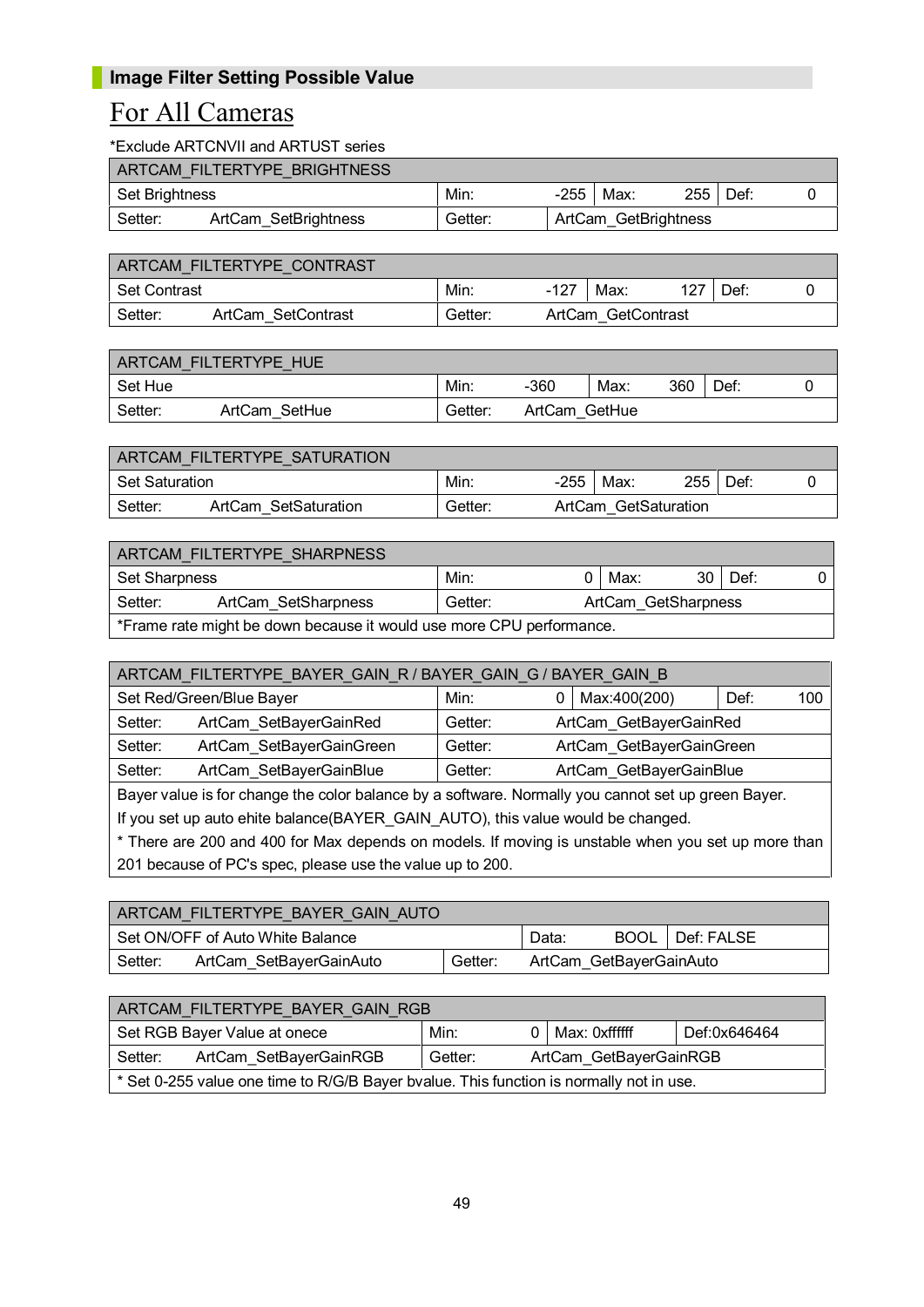## Image Filter Setting Possible Value

# For All Cameras

*Exclude ARTCNVII and ARTUST series

| ARTCAM_FILTERTYPE_BRIGHTNESS | | | | | |
|---|---|---|---|---|---|
| Set Brightness | Min: | -255 | Max: 255 | Def: | 0 |
| Setter: ArtCam_SetBrightness | Getter: | ArtCam_GetBrightness | | | |

| ARTCAM_FILTERTYPE_CONTRAST | | | | | |
|---|---|---|---|---|---|
| Set Contrast | Min: | -127 | Max: 127 | Def: | 0 |
| Setter: ArtCam_SetContrast | Getter: | ArtCam_GetContrast | | | |

| ARTCAM_FILTERTYPE_HUE | | | | | |
|---|---|---|---|---|---|
| Set Hue | Min: | -360 | Max: 360 | Def: | 0 |
| Setter: ArtCam_SetHue | Getter: | ArtCam_GetHue | | | |

| ARTCAM_FILTERTYPE_SATURATION | | | | | |
|---|---|---|---|---|---|
| Set Saturation | Min: | -255 | Max: 255 | Def: | 0 |
| Setter: ArtCam_SetSaturation | Getter: | ArtCam_GetSaturation | | | |

| ARTCAM_FILTERTYPE_SHARPNESS | | | | | |
|---|---|---|---|---|---|
| Set Sharpness | Min: | 0 | Max: 30 | Def: | 0 |
| Setter: ArtCam_SetSharpness | Getter: | ArtCam_GetSharpness | | | |
| *Frame rate might be down because it would use more CPU performance. | | | | | |

| ARTCAM_FILTERTYPE_BAYER_GAIN_R / BAYER_GAIN_G / BAYER_GAIN_B | | | | | |
|---|---|---|---|---|---|
| Set Red/Green/Blue Bayer | Min: | 0 | Max:400(200) | Def: | 100 |
| Setter: ArtCam_SetBayerGainRed | Getter: | ArtCam_GetBayerGainRed | | | |
| Setter: ArtCam_SetBayerGainGreen | Getter: | ArtCam_GetBayerGainGreen | | | |
| Setter: ArtCam_SetBayerGainBlue | Getter: | ArtCam_GetBayerGainBlue | | | |
| Bayer value is for change the color balance by a software. Normally you cannot set up green Bayer. If you set up auto ehite balance(BAYER_GAIN_AUTO), this value would be changed. * There are 200 and 400 for Max depends on models. If moving is unstable when you set up more than 201 because of PC's spec, please use the value up to 200. | | | | | |

| ARTCAM_FILTERTYPE_BAYER_GAIN_AUTO | | | |
|---|---|---|---|
| Set ON/OFF of Auto White Balance | | Data: BOOL | Def: FALSE |
| Setter: ArtCam_SetBayerGainAuto | Getter: | ArtCam_GetBayerGainAuto | |

| ARTCAM_FILTERTYPE_BAYER_GAIN_RGB | | | | |
|---|---|---|---|---|
| Set RGB Bayer Value at onece | Min: | 0 | Max: 0xffffff | Def:0x646464 |
| Setter: ArtCam_SetBayerGainRGB | Getter: | ArtCam_GetBayerGainRGB | | |
| * Set 0-255 value one time to R/G/B Bayer bvalue. This function is normally not in use. | | | | |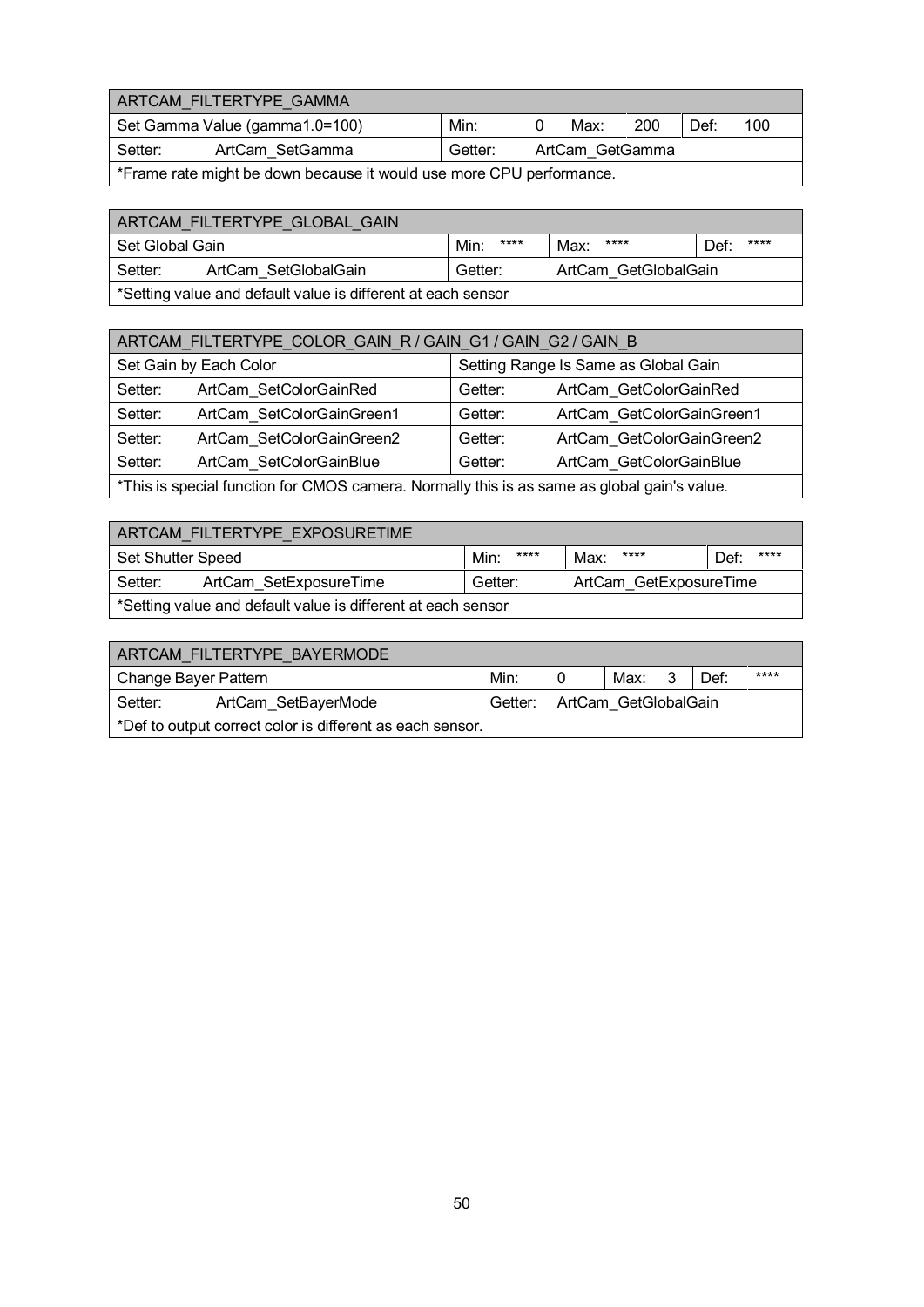| ARTCAM_FILTERTYPE_GAMMA | | | | | | |
|---|---|---|---|---|---|---|
| Set Gamma Value (gamma1.0=100) | Min: | 0 | Max: | 200 | Def: | 100 |
| Setter: ArtCam_SetGamma | Getter: ArtCam_GetGamma | | | | | |
| *Frame rate might be down because it would use more CPU performance. | | | | | | |

| ARTCAM_FILTERTYPE_GLOBAL_GAIN | | | |
|---|---|---|---|
| Set Global Gain | Min: **** | Max: **** | Def: **** |
| Setter: ArtCam_SetGlobalGain | Getter: ArtCam_GetGlobalGain | | |
| *Setting value and default value is different at each sensor | | | |

| ARTCAM_FILTERTYPE_COLOR_GAIN_R / GAIN_G1 / GAIN_G2 / GAIN_B | |
|---|---|
| Set Gain by Each Color | Setting Range Is Same as Global Gain |
| Setter: ArtCam_SetColorGainRed | Getter: ArtCam_GetColorGainRed |
| Setter: ArtCam_SetColorGainGreen1 | Getter: ArtCam_GetColorGainGreen1 |
| Setter: ArtCam_SetColorGainGreen2 | Getter: ArtCam_GetColorGainGreen2 |
| Setter: ArtCam_SetColorGainBlue | Getter: ArtCam_GetColorGainBlue |
| *This is special function for CMOS camera. Normally this is as same as global gain's value. | |

| ARTCAM_FILTERTYPE_EXPOSURETIME | | | |
|---|---|---|---|
| Set Shutter Speed | Min: **** | Max: **** | Def: **** |
| Setter: ArtCam_SetExposureTime | Getter: ArtCam_GetExposureTime | | |
| *Setting value and default value is different at each sensor | | | |

| ARTCAM_FILTERTYPE_BAYERMODE | | | | | | |
|---|---|---|---|---|---|---|
| Change Bayer Pattern | Min: | 0 | Max: | 3 | Def: | **** |
| Setter: ArtCam_SetBayerMode | Getter: ArtCam_GetGlobalGain | | | | | |
| *Def to output correct color is different as each sensor. | | | | | | |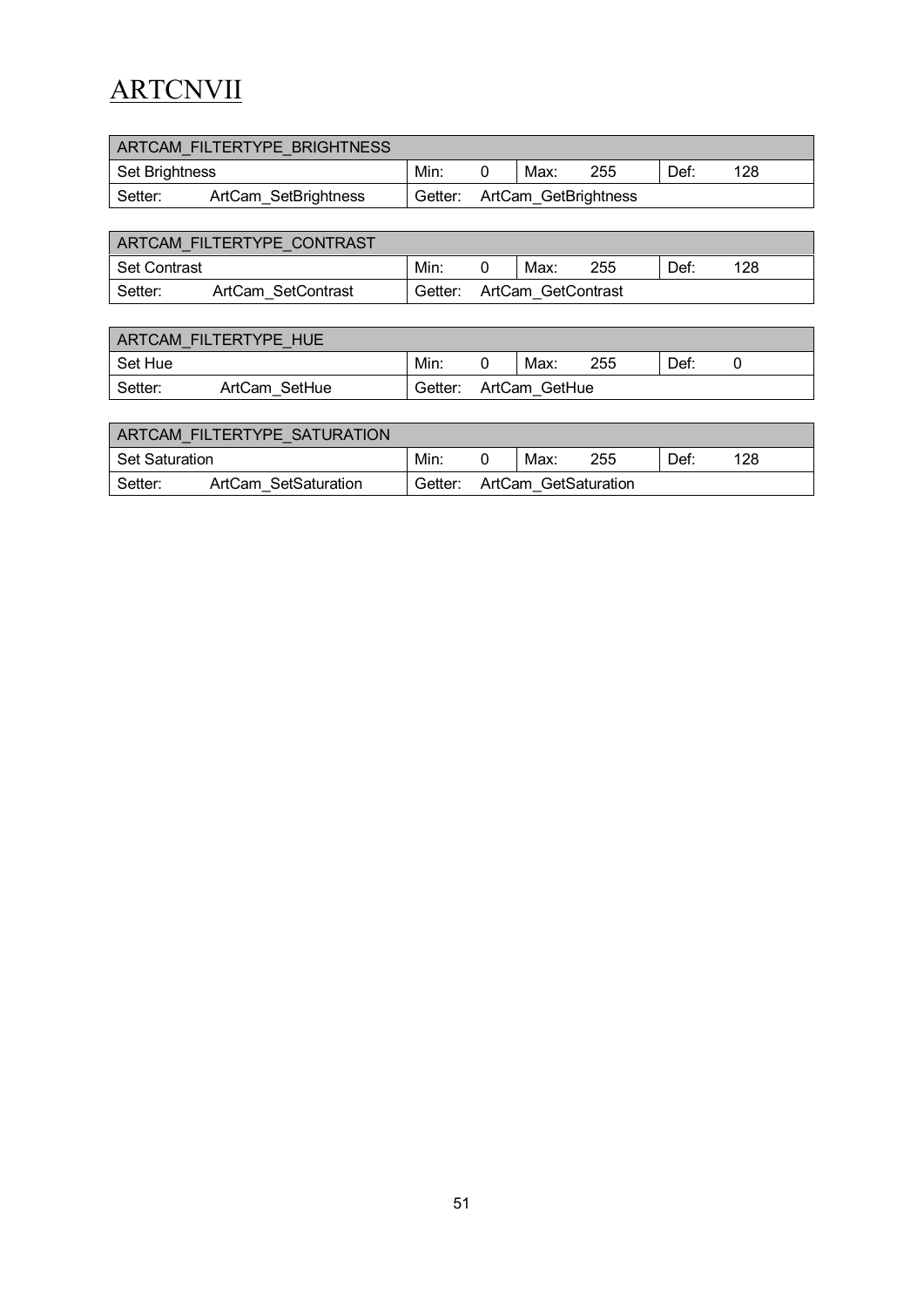# ARTCNVII

| ARTCAM_FILTERTYPE_BRIGHTNESS | | | | | | | |
|---|---|---|---|---|---|---|---|
| Set Brightness | | Min: | 0 | Max: | 255 | Def: | 128 |
| Setter: | ArtCam_SetBrightness | Getter: | ArtCam_GetBrightness | | | | |

| ARTCAM_FILTERTYPE_CONTRAST | | | | | | | |
|---|---|---|---|---|---|---|---|
| Set Contrast | | Min: | 0 | Max: | 255 | Def: | 128 |
| Setter: | ArtCam_SetContrast | Getter: | ArtCam_GetContrast | | | | |

| ARTCAM_FILTERTYPE_HUE | | | | | | | |
|---|---|---|---|---|---|---|---|
| Set Hue | | Min: | 0 | Max: | 255 | Def: | 0 |
| Setter: | ArtCam_SetHue | Getter: | ArtCam_GetHue | | | | |

| ARTCAM_FILTERTYPE_SATURATION | | | | | | | |
|---|---|---|---|---|---|---|---|
| Set Saturation | | Min: | 0 | Max: | 255 | Def: | 128 |
| Setter: | ArtCam_SetSaturation | Getter: | ArtCam_GetSaturation | | | | |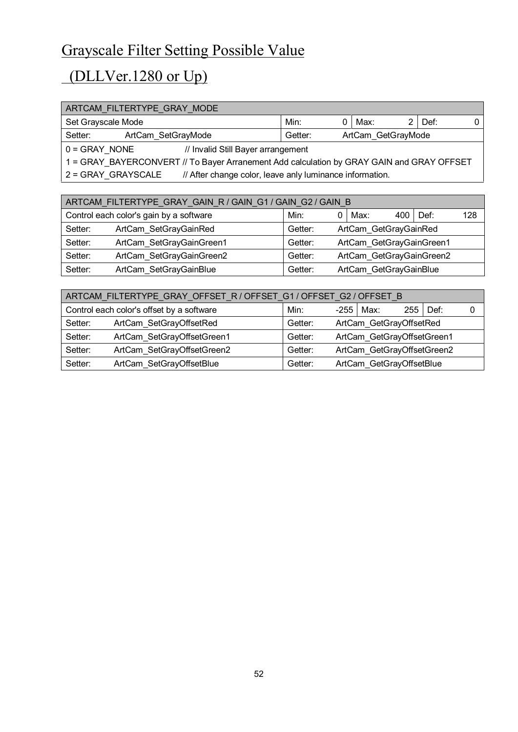# Grayscale Filter Setting Possible Value

# (DLLVer.1280 or Up)

| ARTCAM_FILTERTYPE_GRAY_MODE | | | | | | |
|---|---|---|---|---|---|---|
| Set Grayscale Mode | Min: | 0 | Max: | 2 | Def: | 0 |
| Setter: ArtCam_SetGrayMode | Getter: | ArtCam_GetGrayMode | | | | |
| 0 = GRAY_NONE // Invalid Still Bayer arrangement | | | | | | |
| 1 = GRAY_BAYERCONVERT // To Bayer Arranement Add calculation by GRAY GAIN and GRAY OFFSET | | | | | | |
| 2 = GRAY_GRAYSCALE // After change color, leave anly luminance information. | | | | | | |

| ARTCAM_FILTERTYPE_GRAY_GAIN_R / GAIN_G1 / GAIN_G2 / GAIN_B | | | | | | |
|---|---|---|---|---|---|---|
| Control each color's gain by a software | Min: | 0 | Max: | 400 | Def: | 128 |
| Setter: ArtCam_SetGrayGainRed | Getter: | ArtCam_GetGrayGainRed | | | | |
| Setter: ArtCam_SetGrayGainGreen1 | Getter: | ArtCam_GetGrayGainGreen1 | | | | |
| Setter: ArtCam_SetGrayGainGreen2 | Getter: | ArtCam_GetGrayGainGreen2 | | | | |
| Setter: ArtCam_SetGrayGainBlue | Getter: | ArtCam_GetGrayGainBlue | | | | |

| ARTCAM_FILTERTYPE_GRAY_OFFSET_R / OFFSET_G1 / OFFSET_G2 / OFFSET_B | | | | | | |
|---|---|---|---|---|---|---|
| Control each color's offset by a software | Min: | -255 | Max: | 255 | Def: | 0 |
| Setter: ArtCam_SetGrayOffsetRed | Getter: | ArtCam_GetGrayOffsetRed | | | | |
| Setter: ArtCam_SetGrayOffsetGreen1 | Getter: | ArtCam_GetGrayOffsetGreen1 | | | | |
| Setter: ArtCam_SetGrayOffsetGreen2 | Getter: | ArtCam_GetGrayOffsetGreen2 | | | | |
| Setter: ArtCam_SetGrayOffsetBlue | Getter: | ArtCam_GetGrayOffsetBlue | | | | |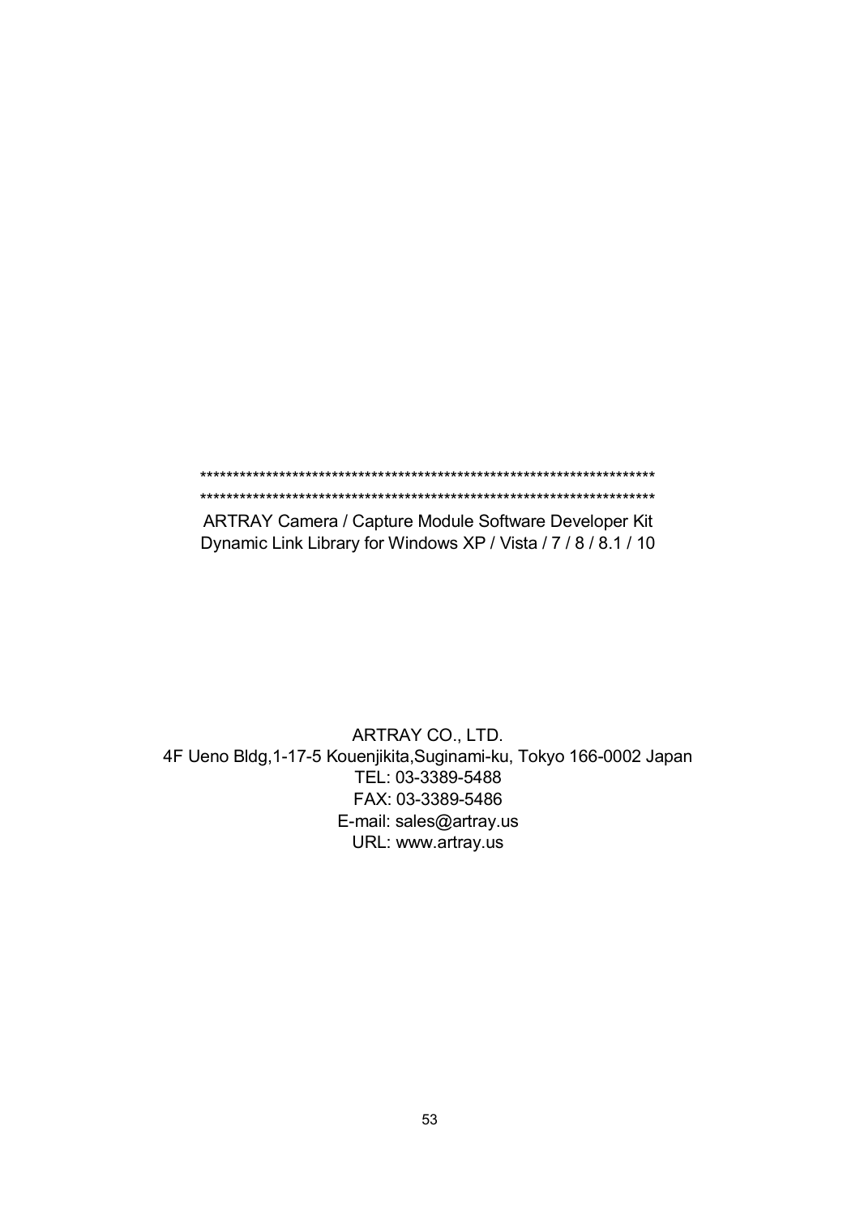**********************************************************************
**********************************************************************

ARTRAY Camera / Capture Module Software Developer Kit
Dynamic Link Library for Windows XP / Vista / 7 / 8 / 8.1 / 10

ARTRAY CO., LTD.
4F Ueno Bldg,1-17-5 Kouenjikita,Suginami-ku, Tokyo 166-0002 Japan
TEL: 03-3389-5488
FAX: 03-3389-5486
E-mail: sales@artray.us
URL: www.artray.us